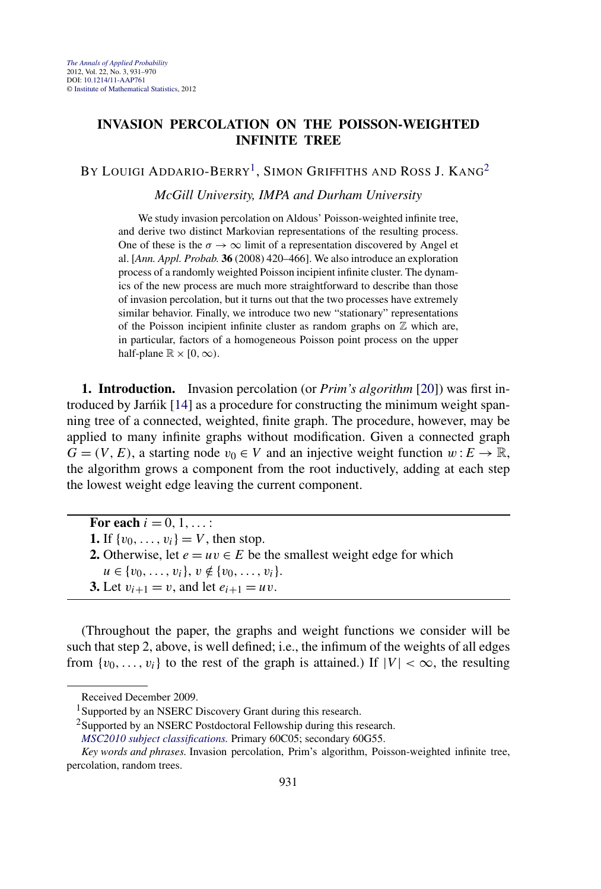# INVASION PERCOLATION ON THE POISSON-WEIGHTED INFINITE TREE

BY LOUIGI ADDARIO-BERRY[1], SIMON GRIFFITHS AND ROSS J. KANG[2]

*McGill University, IMPA and Durham University*

We study invasion percolation on Aldous' Poisson-weighted infinite tree, and derive two distinct Markovian representations of the resulting process. One of these is the $\sigma \to \infty$ limit of a representation discovered by Angel et al. [*Ann. Appl. Probab.* **36** (2008) 420–466]. We also introduce an exploration process of a randomly weighted Poisson incipient infinite cluster. The dynamics of the new process are much more straightforward to describe than those of invasion percolation, but it turns out that the two processes have extremely similar behavior. Finally, we introduce two new "stationary" representations of the Poisson incipient infinite cluster as random graphs on $\mathbb{Z}$ which are, in particular, factors of a homogeneous Poisson point process on the upper half-plane $\mathbb{R} \times [0, \infty)$.

**1. Introduction.** Invasion percolation (or *Prim's algorithm* [20]) was first introduced by Jarník [14] as a procedure for constructing the minimum weight spanning tree of a connected, weighted, finite graph. The procedure, however, may be applied to many infinite graphs without modification. Given a connected graph $G = (V, E)$, a starting node $v_0 \in V$ and an injective weight function $w : E \to \mathbb{R}$, the algorithm grows a component from the root inductively, adding at each step the lowest weight edge leaving the current component.

---

**For each** $i = 0, 1, \dots$:

**1.** If $\{v_0, \dots, v_i\} = V$, then stop.

**2.** Otherwise, let $e = uv \in E$ be the smallest weight edge for which $u \in \{v_0, \dots, v_i\}$, $v \notin \{v_0, \dots, v_i\}$.

**3.** Let $v_{i+1} = v$, and let $e_{i+1} = uv$.

---

(Throughout the paper, the graphs and weight functions we consider will be such that step 2, above, is well defined; i.e., the infimum of the weights of all edges from $\{v_0, \dots, v_i\}$ to the rest of the graph is attained.) If $|V| < \infty$, the resulting

Received December 2009.

[1] Supported by an NSERC Discovery Grant during this research.

[2] Supported by an NSERC Postdoctoral Fellowship during this research.

*MSC2010 subject classifications.* Primary 60C05; secondary 60G55.

*Key words and phrases.* Invasion percolation, Prim's algorithm, Poisson-weighted infinite tree, percolation, random trees.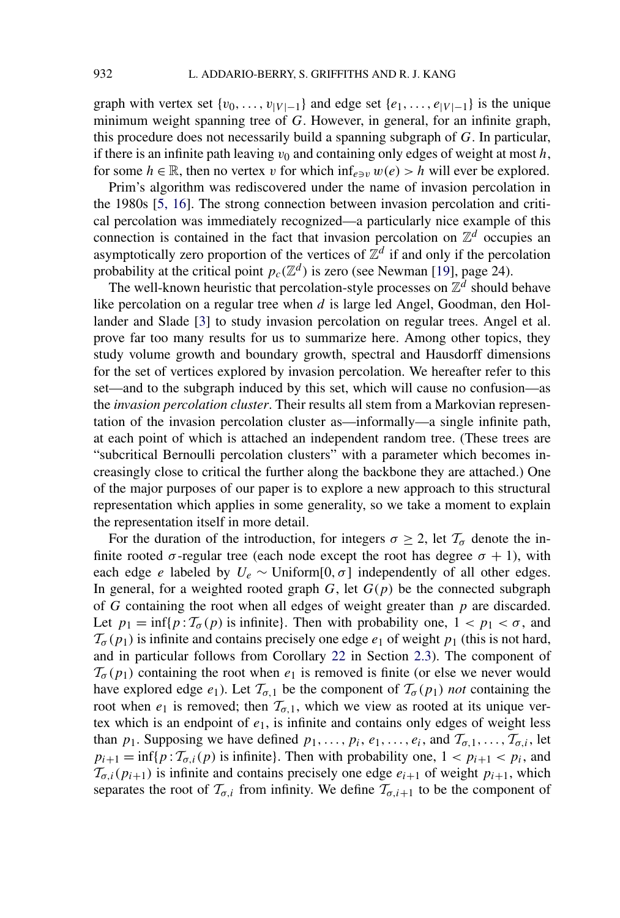graph with vertex set $\{v_0, \ldots, v_{|V|-1}\}$ and edge set $\{e_1, \ldots, e_{|V|-1}\}$ is the unique minimum weight spanning tree of $G$. However, in general, for an infinite graph, this procedure does not necessarily build a spanning subgraph of $G$. In particular, if there is an infinite path leaving $v_0$ and containing only edges of weight at most $h$, for some $h \in \mathbb{R}$, then no vertex $v$ for which $\inf_{e \ni v} w(e) > h$ will ever be explored.

Prim's algorithm was rediscovered under the name of invasion percolation in the 1980s [5, 16]. The strong connection between invasion percolation and critical percolation was immediately recognized—a particularly nice example of this connection is contained in the fact that invasion percolation on $\mathbb{Z}^d$ occupies an asymptotically zero proportion of the vertices of $\mathbb{Z}^d$ if and only if the percolation probability at the critical point $p_c(\mathbb{Z}^d)$ is zero (see Newman [19], page 24).

The well-known heuristic that percolation-style processes on $\mathbb{Z}^d$ should behave like percolation on a regular tree when $d$ is large led Angel, Goodman, den Hollander and Slade [3] to study invasion percolation on regular trees. Angel et al. prove far too many results for us to summarize here. Among other topics, they study volume growth and boundary growth, spectral and Hausdorff dimensions for the set of vertices explored by invasion percolation. We hereafter refer to this set—and to the subgraph induced by this set, which will cause no confusion—as the *invasion percolation cluster*. Their results all stem from a Markovian representation of the invasion percolation cluster as—informally—a single infinite path, at each point of which is attached an independent random tree. (These trees are "subcritical Bernoulli percolation clusters" with a parameter which becomes increasingly close to critical the further along the backbone they are attached.) One of the major purposes of our paper is to explore a new approach to this structural representation which applies in some generality, so we take a moment to explain the representation itself in more detail.

For the duration of the introduction, for integers $\sigma \geq 2$, let $\mathcal{T}_\sigma$ denote the infinite rooted $\sigma$-regular tree (each node except the root has degree $\sigma + 1$), with each edge $e$ labeled by $U_e \sim \text{Uniform}[0, \sigma]$ independently of all other edges. In general, for a weighted rooted graph $G$, let $G(p)$ be the connected subgraph of $G$ containing the root when all edges of weight greater than $p$ are discarded. Let $p_1 = \inf\{p : \mathcal{T}_\sigma(p) \text{ is infinite}\}$. Then with probability one, $1 < p_1 < \sigma$, and $\mathcal{T}_\sigma(p_1)$ is infinite and contains precisely one edge $e_1$ of weight $p_1$ (this is not hard, and in particular follows from Corollary 22 in Section 2.3). The component of $\mathcal{T}_\sigma(p_1)$ containing the root when $e_1$ is removed is finite (or else we never would have explored edge $e_1$). Let $\mathcal{T}_{\sigma,1}$ be the component of $\mathcal{T}_\sigma(p_1)$ *not* containing the root when $e_1$ is removed; then $\mathcal{T}_{\sigma,1}$, which we view as rooted at its unique vertex which is an endpoint of $e_1$, is infinite and contains only edges of weight less than $p_1$. Supposing we have defined $p_1, \ldots, p_i$, $e_1, \ldots, e_i$, and $\mathcal{T}_{\sigma,1}, \ldots, \mathcal{T}_{\sigma,i}$, let $p_{i+1} = \inf\{p : \mathcal{T}_{\sigma,i}(p) \text{ is infinite}\}$. Then with probability one, $1 < p_{i+1} < p_i$, and $\mathcal{T}_{\sigma,i}(p_{i+1})$ is infinite and contains precisely one edge $e_{i+1}$ of weight $p_{i+1}$, which separates the root of $\mathcal{T}_{\sigma,i}$ from infinity. We define $\mathcal{T}_{\sigma,i+1}$ to be the component of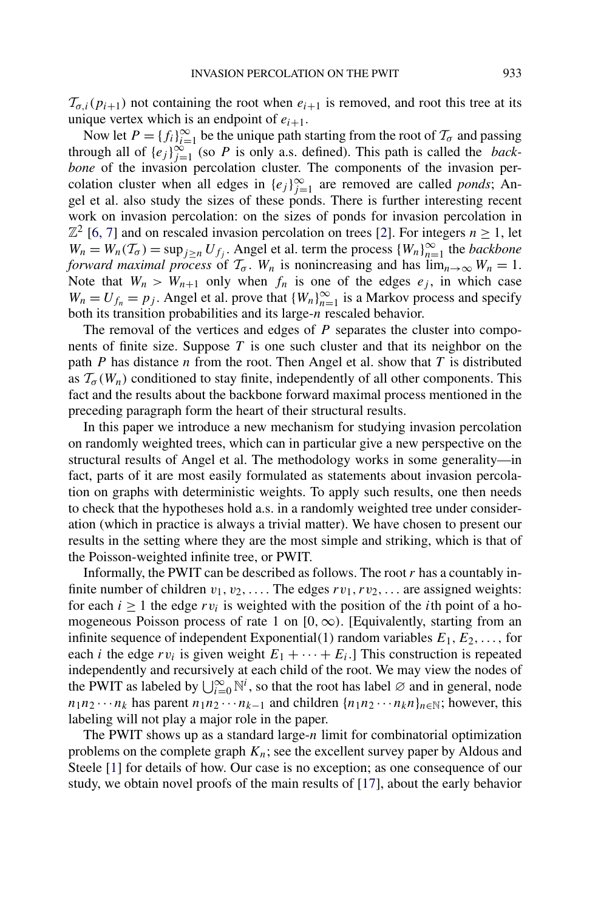$\mathcal{T}_{\sigma,i}(p_{i+1})$ not containing the root when $e_{i+1}$ is removed, and root this tree at its unique vertex which is an endpoint of $e_{i+1}$.

Now let $P = \{f_i\}_{i=1}^{\infty}$ be the unique path starting from the root of $\mathcal{T}_\sigma$ and passing through all of $\{e_j\}_{j=1}^{\infty}$ (so $P$ is only a.s. defined). This path is called the *backbone* of the invasion percolation cluster. The components of the invasion percolation cluster when all edges in $\{e_j\}_{j=1}^{\infty}$ are removed are called *ponds*; Angel et al. also study the sizes of these ponds. There is further interesting recent work on invasion percolation: on the sizes of ponds for invasion percolation in $\mathbb{Z}^2$ [6, 7] and on rescaled invasion percolation on trees [2]. For integers $n \geq 1$, let $W_n = W_n(\mathcal{T}_\sigma) = \sup_{j \geq n} U_{f_j}$. Angel et al. term the process $\{W_n\}_{n=1}^{\infty}$ the *backbone forward maximal process* of $\mathcal{T}_\sigma$. $W_n$ is nonincreasing and has $\lim_{n\to\infty} W_n = 1$. Note that $W_n > W_{n+1}$ only when $f_n$ is one of the edges $e_j$, in which case $W_n = U_{f_n} = p_j$. Angel et al. prove that $\{W_n\}_{n=1}^{\infty}$ is a Markov process and specify both its transition probabilities and its large-$n$ rescaled behavior.

The removal of the vertices and edges of $P$ separates the cluster into components of finite size. Suppose $T$ is one such cluster and that its neighbor on the path $P$ has distance $n$ from the root. Then Angel et al. show that $T$ is distributed as $\mathcal{T}_\sigma(W_n)$ conditioned to stay finite, independently of all other components. This fact and the results about the backbone forward maximal process mentioned in the preceding paragraph form the heart of their structural results.

In this paper we introduce a new mechanism for studying invasion percolation on randomly weighted trees, which can in particular give a new perspective on the structural results of Angel et al. The methodology works in some generality—in fact, parts of it are most easily formulated as statements about invasion percolation on graphs with deterministic weights. To apply such results, one then needs to check that the hypotheses hold a.s. in a randomly weighted tree under consideration (which in practice is always a trivial matter). We have chosen to present our results in the setting where they are the most simple and striking, which is that of the Poisson-weighted infinite tree, or PWIT.

Informally, the PWIT can be described as follows. The root $r$ has a countably infinite number of children $v_1, v_2, \ldots$. The edges $rv_1, rv_2, \ldots$ are assigned weights: for each $i \geq 1$ the edge $rv_i$ is weighted with the position of the $i$th point of a homogeneous Poisson process of rate 1 on $[0, \infty)$. [Equivalently, starting from an infinite sequence of independent Exponential(1) random variables $E_1, E_2, \ldots$, for each $i$ the edge $rv_i$ is given weight $E_1 + \cdots + E_i$.] This construction is repeated independently and recursively at each child of the root. We may view the nodes of the PWIT as labeled by $\bigcup_{i=0}^{\infty} \mathbb{N}^i$, so that the root has label $\varnothing$ and in general, node $n_1 n_2 \cdots n_k$ has parent $n_1 n_2 \cdots n_{k-1}$ and children $\{n_1 n_2 \cdots n_k n\}_{n \in \mathbb{N}}$; however, this labeling will not play a major role in the paper.

The PWIT shows up as a standard large-$n$ limit for combinatorial optimization problems on the complete graph $K_n$; see the excellent survey paper by Aldous and Steele [1] for details of how. Our case is no exception; as one consequence of our study, we obtain novel proofs of the main results of [17], about the early behavior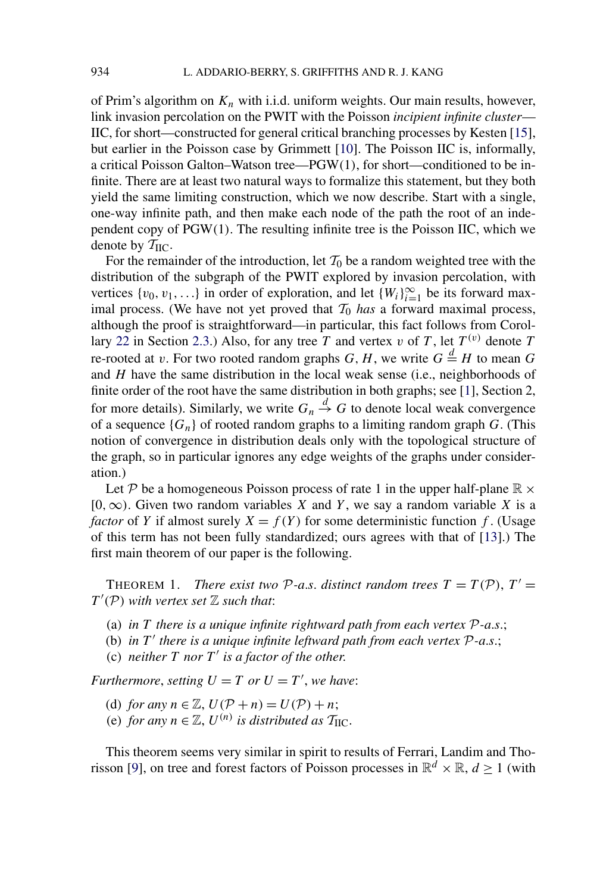of Prim's algorithm on $K_n$ with i.i.d. uniform weights. Our main results, however, link invasion percolation on the PWIT with the Poisson *incipient infinite cluster*—IIC, for short—constructed for general critical branching processes by Kesten [15], but earlier in the Poisson case by Grimmett [10]. The Poisson IIC is, informally, a critical Poisson Galton–Watson tree—PGW(1), for short—conditioned to be infinite. There are at least two natural ways to formalize this statement, but they both yield the same limiting construction, which we now describe. Start with a single, one-way infinite path, and then make each node of the path the root of an independent copy of PGW(1). The resulting infinite tree is the Poisson IIC, which we denote by $\mathcal{T}_{\text{IIC}}$.

For the remainder of the introduction, let $\mathcal{T}_0$ be a random weighted tree with the distribution of the subgraph of the PWIT explored by invasion percolation, with vertices $\{v_0, v_1, \ldots\}$ in order of exploration, and let $\{W_i\}_{i=1}^{\infty}$ be its forward maximal process. (We have not yet proved that $\mathcal{T}_0$ *has* a forward maximal process, although the proof is straightforward—in particular, this fact follows from Corollary 22 in Section 2.3.) Also, for any tree $T$ and vertex $v$ of $T$, let $T^{(v)}$ denote $T$ re-rooted at $v$. For two rooted random graphs $G, H$, we write $G \stackrel{d}{=} H$ to mean $G$ and $H$ have the same distribution in the local weak sense (i.e., neighborhoods of finite order of the root have the same distribution in both graphs; see [1], Section 2, for more details). Similarly, we write $G_n \stackrel{d}{\to} G$ to denote local weak convergence of a sequence $\{G_n\}$ of rooted random graphs to a limiting random graph $G$. (This notion of convergence in distribution deals only with the topological structure of the graph, so in particular ignores any edge weights of the graphs under consideration.)

Let $\mathcal{P}$ be a homogeneous Poisson process of rate 1 in the upper half-plane $\mathbb{R} \times [0, \infty)$. Given two random variables $X$ and $Y$, we say a random variable $X$ is a *factor* of $Y$ if almost surely $X = f(Y)$ for some deterministic function $f$. (Usage of this term has not been fully standardized; ours agrees with that of [13].) The first main theorem of our paper is the following.

THEOREM 1. *There exist two $\mathcal{P}$-a.s. distinct random trees $T = T(\mathcal{P})$, $T' = T'(\mathcal{P})$ with vertex set $\mathbb{Z}$ such that*:

(a) *in $T$ there is a unique infinite rightward path from each vertex $\mathcal{P}$-a.s.*;
(b) *in $T'$ there is a unique infinite leftward path from each vertex $\mathcal{P}$-a.s.*;
(c) *neither $T$ nor $T'$ is a factor of the other.*

*Furthermore, setting $U = T$ or $U = T'$, we have*:

(d) *for any $n \in \mathbb{Z}$, $U(\mathcal{P} + n) = U(\mathcal{P}) + n$*;
(e) *for any $n \in \mathbb{Z}$, $U^{(n)}$ is distributed as $\mathcal{T}_{\text{IIC}}$.*

This theorem seems very similar in spirit to results of Ferrari, Landim and Thorisson [9], on tree and forest factors of Poisson processes in $\mathbb{R}^d \times \mathbb{R}$, $d \geq 1$ (with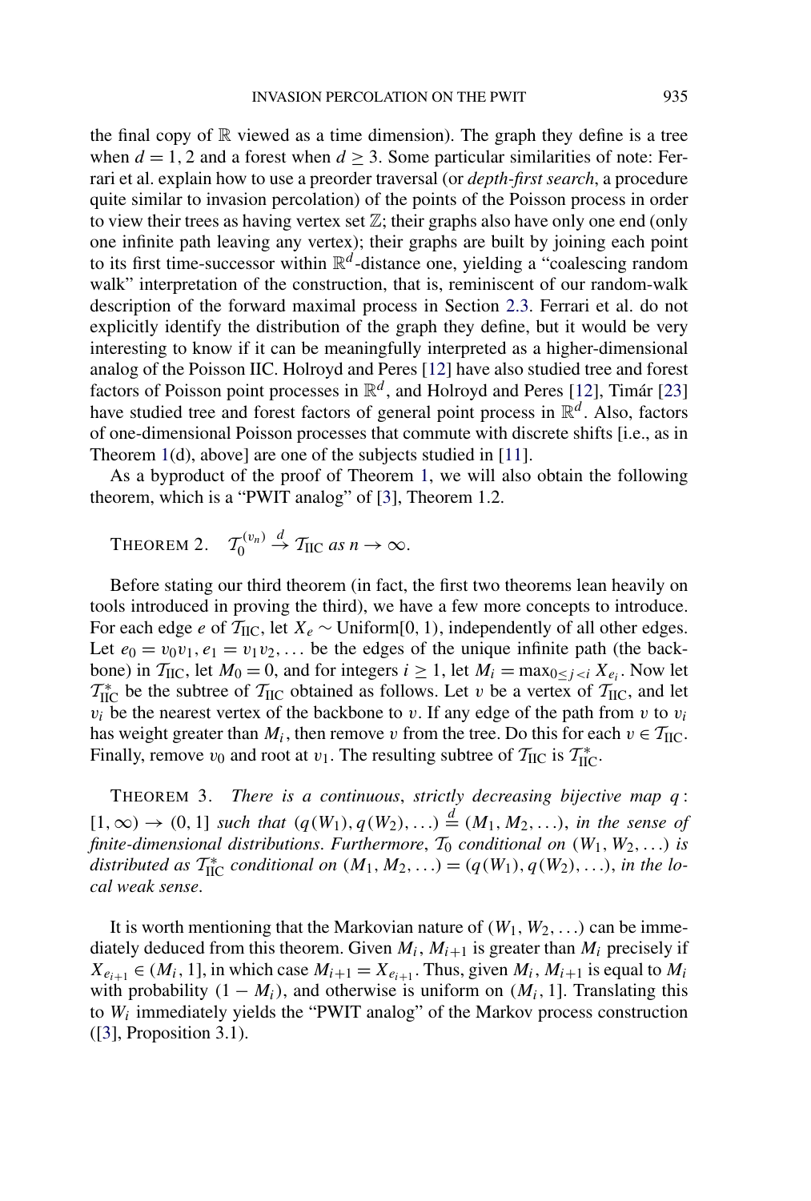the final copy of $\mathbb{R}$ viewed as a time dimension). The graph they define is a tree when $d = 1, 2$ and a forest when $d \geq 3$. Some particular similarities of note: Ferrari et al. explain how to use a preorder traversal (or *depth-first search*, a procedure quite similar to invasion percolation) of the points of the Poisson process in order to view their trees as having vertex set $\mathbb{Z}$; their graphs also have only one end (only one infinite path leaving any vertex); their graphs are built by joining each point to its first time-successor within $\mathbb{R}^d$-distance one, yielding a "coalescing random walk" interpretation of the construction, that is, reminiscent of our random-walk description of the forward maximal process in Section 2.3. Ferrari et al. do not explicitly identify the distribution of the graph they define, but it would be very interesting to know if it can be meaningfully interpreted as a higher-dimensional analog of the Poisson IIC. Holroyd and Peres [12] have also studied tree and forest factors of Poisson point processes in $\mathbb{R}^d$, and Holroyd and Peres [12], Timár [23] have studied tree and forest factors of general point process in $\mathbb{R}^d$. Also, factors of one-dimensional Poisson processes that commute with discrete shifts [i.e., as in Theorem 1(d), above] are one of the subjects studied in [11].

As a byproduct of the proof of Theorem 1, we will also obtain the following theorem, which is a "PWIT analog" of [3], Theorem 1.2.

THEOREM 2. $\mathcal{T}_0^{(v_n)} \xrightarrow{d} \mathcal{T}_{\text{IIC}}$ *as* $n \to \infty$.

Before stating our third theorem (in fact, the first two theorems lean heavily on tools introduced in proving the third), we have a few more concepts to introduce. For each edge $e$ of $\mathcal{T}_{\text{IIC}}$, let $X_e \sim \text{Uniform}[0, 1)$, independently of all other edges. Let $e_0 = v_0 v_1, e_1 = v_1 v_2, \ldots$ be the edges of the unique infinite path (the backbone) in $\mathcal{T}_{\text{IIC}}$, let $M_0 = 0$, and for integers $i \geq 1$, let $M_i = \max_{0 \leq j < i} X_{e_i}$. Now let $\mathcal{T}_{\text{IIC}}^*$ be the subtree of $\mathcal{T}_{\text{IIC}}$ obtained as follows. Let $v$ be a vertex of $\mathcal{T}_{\text{IIC}}$, and let $v_i$ be the nearest vertex of the backbone to $v$. If any edge of the path from $v$ to $v_i$ has weight greater than $M_i$, then remove $v$ from the tree. Do this for each $v \in \mathcal{T}_{\text{IIC}}$. Finally, remove $v_0$ and root at $v_1$. The resulting subtree of $\mathcal{T}_{\text{IIC}}$ is $\mathcal{T}_{\text{IIC}}^*$.

THEOREM 3. *There is a continuous, strictly decreasing bijective map* $q : [1, \infty) \to (0, 1]$ *such that* $(q(W_1), q(W_2), \ldots) \stackrel{d}{=} (M_1, M_2, \ldots)$, *in the sense of finite-dimensional distributions. Furthermore,* $\mathcal{T}_0$ *conditional on* $(W_1, W_2, \ldots)$ *is distributed as* $\mathcal{T}_{\text{IIC}}^*$ *conditional on* $(M_1, M_2, \ldots) = (q(W_1), q(W_2), \ldots)$, *in the local weak sense.*

It is worth mentioning that the Markovian nature of $(W_1, W_2, \ldots)$ can be immediately deduced from this theorem. Given $M_i$, $M_{i+1}$ is greater than $M_i$ precisely if $X_{e_{i+1}} \in (M_i, 1]$, in which case $M_{i+1} = X_{e_{i+1}}$. Thus, given $M_i$, $M_{i+1}$ is equal to $M_i$ with probability $(1 - M_i)$, and otherwise is uniform on $(M_i, 1]$. Translating this to $W_i$ immediately yields the "PWIT analog" of the Markov process construction ([3], Proposition 3.1).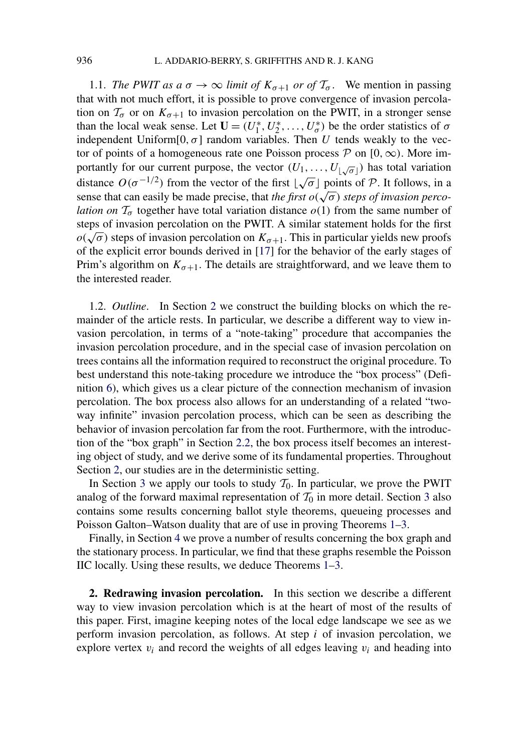1.1. *The PWIT as a $\sigma \to \infty$ limit of $K_{\sigma+1}$ or of $\mathcal{T}_\sigma$.* We mention in passing that with not much effort, it is possible to prove convergence of invasion percolation on $\mathcal{T}_\sigma$ or on $K_{\sigma+1}$ to invasion percolation on the PWIT, in a stronger sense than the local weak sense. Let $\mathbf{U} = (U_1^*, U_2^*, \dots, U_\sigma^*)$ be the order statistics of $\sigma$ independent Uniform$[0, \sigma]$ random variables. Then $U$ tends weakly to the vector of points of a homogeneous rate one Poisson process $\mathcal{P}$ on $[0, \infty)$. More importantly for our current purpose, the vector $(U_1, \dots, U_{\lfloor\sqrt{\sigma}\rfloor})$ has total variation distance $O(\sigma^{-1/2})$ from the vector of the first $\lfloor\sqrt{\sigma}\rfloor$ points of $\mathcal{P}$. It follows, in a sense that can easily be made precise, that *the first $o(\sqrt{\sigma})$ steps of invasion percolation on $\mathcal{T}_\sigma$* together have total variation distance $o(1)$ from the same number of steps of invasion percolation on the PWIT. A similar statement holds for the first $o(\sqrt{\sigma})$ steps of invasion percolation on $K_{\sigma+1}$. This in particular yields new proofs of the explicit error bounds derived in [17] for the behavior of the early stages of Prim's algorithm on $K_{\sigma+1}$. The details are straightforward, and we leave them to the interested reader.

1.2. *Outline*. In Section 2 we construct the building blocks on which the remainder of the article rests. In particular, we describe a different way to view invasion percolation, in terms of a "note-taking" procedure that accompanies the invasion percolation procedure, and in the special case of invasion percolation on trees contains all the information required to reconstruct the original procedure. To best understand this note-taking procedure we introduce the "box process" (Definition 6), which gives us a clear picture of the connection mechanism of invasion percolation. The box process also allows for an understanding of a related "two-way infinite" invasion percolation process, which can be seen as describing the behavior of invasion percolation far from the root. Furthermore, with the introduction of the "box graph" in Section 2.2, the box process itself becomes an interesting object of study, and we derive some of its fundamental properties. Throughout Section 2, our studies are in the deterministic setting.

In Section 3 we apply our tools to study $\mathcal{T}_0$. In particular, we prove the PWIT analog of the forward maximal representation of $\mathcal{T}_0$ in more detail. Section 3 also contains some results concerning ballot style theorems, queueing processes and Poisson Galton–Watson duality that are of use in proving Theorems 1–3.

Finally, in Section 4 we prove a number of results concerning the box graph and the stationary process. In particular, we find that these graphs resemble the Poisson IIC locally. Using these results, we deduce Theorems 1–3.

## 2. Redrawing invasion percolation.

In this section we describe a different way to view invasion percolation which is at the heart of most of the results of this paper. First, imagine keeping notes of the local edge landscape we see as we perform invasion percolation, as follows. At step $i$ of invasion percolation, we explore vertex $v_i$ and record the weights of all edges leaving $v_i$ and heading into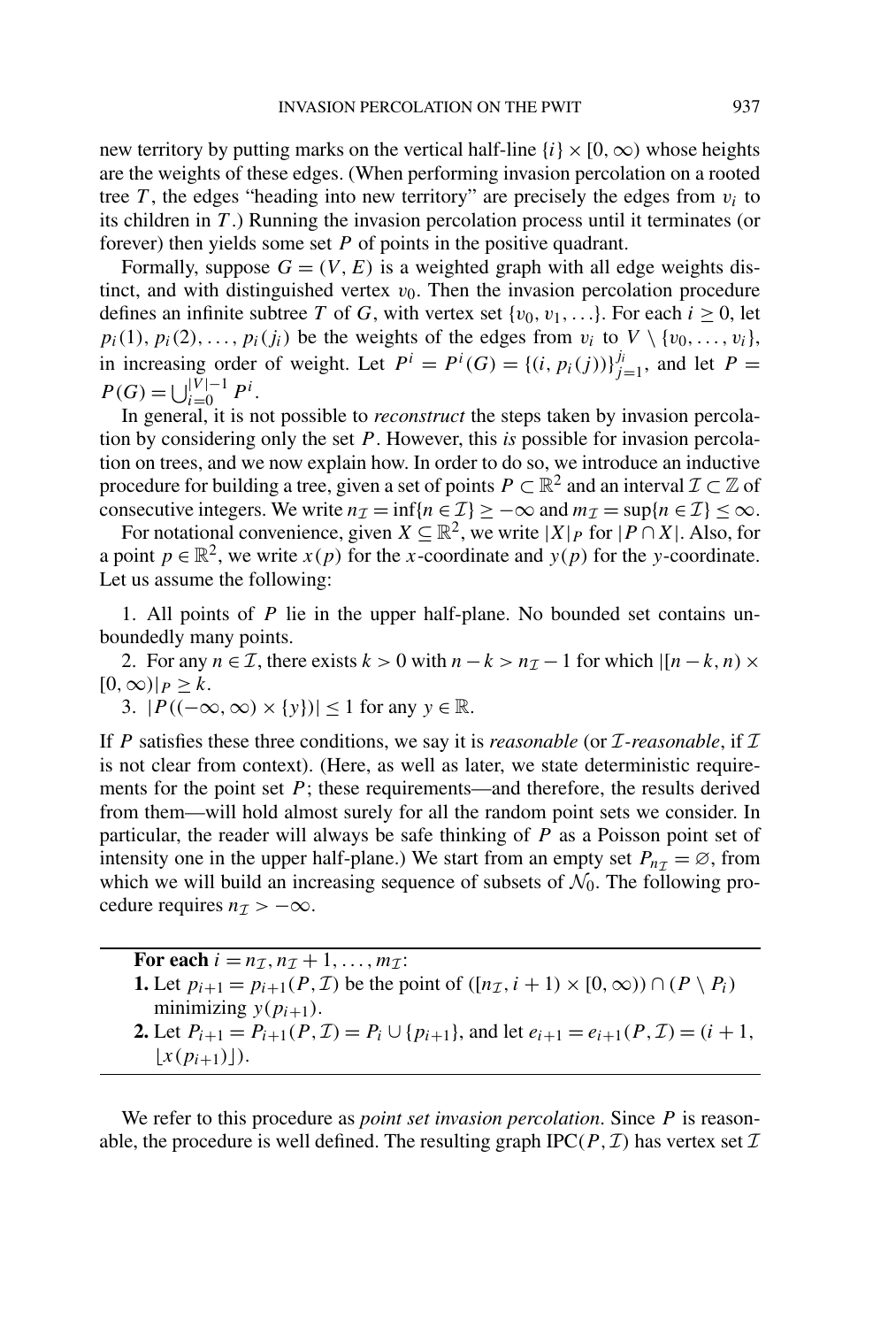new territory by putting marks on the vertical half-line $\{i\} \times [0, \infty)$ whose heights are the weights of these edges. (When performing invasion percolation on a rooted tree $T$, the edges "heading into new territory" are precisely the edges from $v_i$ to its children in $T$.) Running the invasion percolation process until it terminates (or forever) then yields some set $P$ of points in the positive quadrant.

Formally, suppose $G = (V, E)$ is a weighted graph with all edge weights distinct, and with distinguished vertex $v_0$. Then the invasion percolation procedure defines an infinite subtree $T$ of $G$, with vertex set $\{v_0, v_1, \ldots\}$. For each $i \geq 0$, let $p_i(1), p_i(2), \ldots, p_i(j_i)$ be the weights of the edges from $v_i$ to $V \setminus \{v_0, \ldots, v_i\}$, in increasing order of weight. Let $P^i = P^i(G) = \{(i, p_i(j))\}_{j=1}^{j_i}$, and let $P = P(G) = \bigcup_{i=0}^{|V|-1} P^i$.

In general, it is not possible to *reconstruct* the steps taken by invasion percolation by considering only the set $P$. However, this *is* possible for invasion percolation on trees, and we now explain how. In order to do so, we introduce an inductive procedure for building a tree, given a set of points $P \subset \mathbb{R}^2$ and an interval $\mathcal{I} \subset \mathbb{Z}$ of consecutive integers. We write $n_{\mathcal{I}} = \inf\{n \in \mathcal{I}\} \geq -\infty$ and $m_{\mathcal{I}} = \sup\{n \in \mathcal{I}\} \leq \infty$.

For notational convenience, given $X \subseteq \mathbb{R}^2$, we write $|X|_P$ for $|P \cap X|$. Also, for a point $p \in \mathbb{R}^2$, we write $x(p)$ for the $x$-coordinate and $y(p)$ for the $y$-coordinate. Let us assume the following:

1. All points of $P$ lie in the upper half-plane. No bounded set contains unboundedly many points.
2. For any $n \in \mathcal{I}$, there exists $k > 0$ with $n - k > n_{\mathcal{I}} - 1$ for which $|[n-k, n) \times [0, \infty)|_P \geq k$.
3. $|P((-\infty, \infty) \times \{y\})| \leq 1$ for any $y \in \mathbb{R}$.

If $P$ satisfies these three conditions, we say it is *reasonable* (or $\mathcal{I}$*-reasonable*, if $\mathcal{I}$ is not clear from context). (Here, as well as later, we state deterministic requirements for the point set $P$; these requirements—and therefore, the results derived from them—will hold almost surely for all the random point sets we consider. In particular, the reader will always be safe thinking of $P$ as a Poisson point set of intensity one in the upper half-plane.) We start from an empty set $P_{n_{\mathcal{I}}} = \varnothing$, from which we will build an increasing sequence of subsets of $\mathcal{N}_0$. The following procedure requires $n_{\mathcal{I}} > -\infty$.

---

**For each** $i = n_{\mathcal{I}}, n_{\mathcal{I}} + 1, \ldots, m_{\mathcal{I}}$:

**1.** Let $p_{i+1} = p_{i+1}(P, \mathcal{I})$ be the point of $([n_{\mathcal{I}}, i+1) \times [0, \infty)) \cap (P \setminus P_i)$ minimizing $y(p_{i+1})$.

**2.** Let $P_{i+1} = P_{i+1}(P, \mathcal{I}) = P_i \cup \{p_{i+1}\}$, and let $e_{i+1} = e_{i+1}(P, \mathcal{I}) = (i+1, \lfloor x(p_{i+1}) \rfloor)$.

---

We refer to this procedure as *point set invasion percolation*. Since $P$ is reasonable, the procedure is well defined. The resulting graph $\mathrm{IPC}(P, \mathcal{I})$ has vertex set $\mathcal{I}$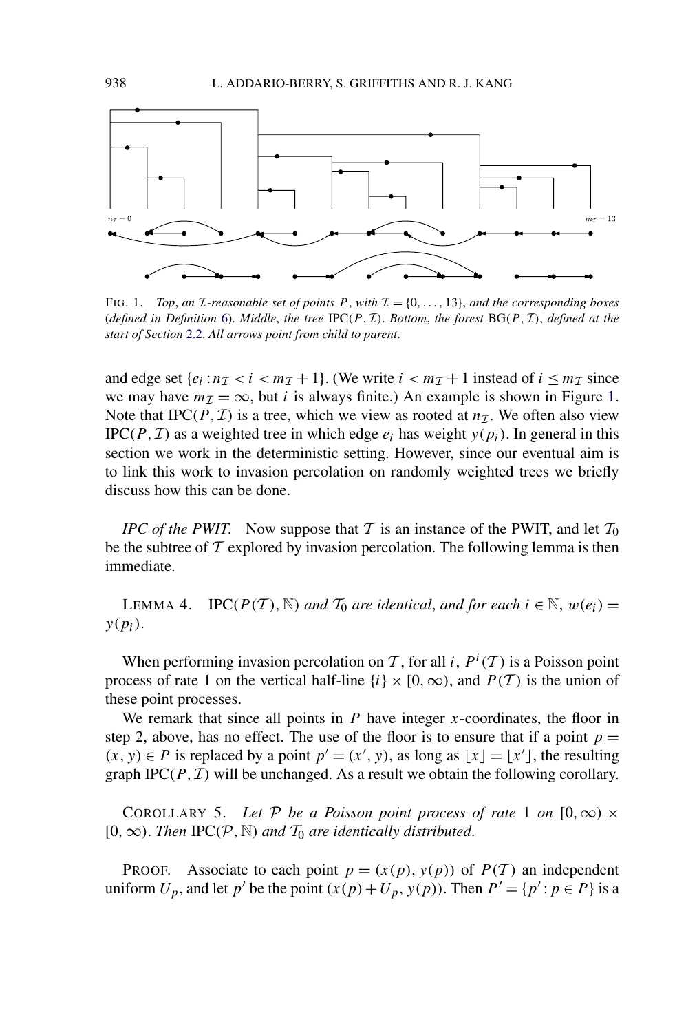FIG. 1. *Top, an $\mathcal{I}$-reasonable set of points $P$, with $\mathcal{I} = \{0, \ldots, 13\}$, and the corresponding boxes (defined in Definition 6). Middle, the tree $\mathrm{IPC}(P, \mathcal{I})$. Bottom, the forest $\mathrm{BG}(P, \mathcal{I})$, defined at the start of Section 2.2. All arrows point from child to parent.*

and edge set $\{e_i : n_{\mathcal{I}} < i < m_{\mathcal{I}} + 1\}$. (We write $i < m_{\mathcal{I}} + 1$ instead of $i \le m_{\mathcal{I}}$ since we may have $m_{\mathcal{I}} = \infty$, but $i$ is always finite.) An example is shown in Figure 1. Note that $\mathrm{IPC}(P, \mathcal{I})$ is a tree, which we view as rooted at $n_{\mathcal{I}}$. We often also view $\mathrm{IPC}(P, \mathcal{I})$ as a weighted tree in which edge $e_i$ has weight $y(p_i)$. In general in this section we work in the deterministic setting. However, since our eventual aim is to link this work to invasion percolation on randomly weighted trees we briefly discuss how this can be done.

*IPC of the PWIT.* Now suppose that $\mathcal{T}$ is an instance of the PWIT, and let $\mathcal{T}_0$ be the subtree of $\mathcal{T}$ explored by invasion percolation. The following lemma is then immediate.

LEMMA 4. *$\mathrm{IPC}(P(\mathcal{T}), \mathbb{N})$ and $\mathcal{T}_0$ are identical, and for each $i \in \mathbb{N}$, $w(e_i) = y(p_i)$.*

When performing invasion percolation on $\mathcal{T}$, for all $i$, $P^i(\mathcal{T})$ is a Poisson point process of rate 1 on the vertical half-line $\{i\} \times [0, \infty)$, and $P(\mathcal{T})$ is the union of these point processes.

We remark that since all points in $P$ have integer $x$-coordinates, the floor in step 2, above, has no effect. The use of the floor is to ensure that if a point $p = (x, y) \in P$ is replaced by a point $p' = (x', y)$, as long as $\lfloor x \rfloor = \lfloor x' \rfloor$, the resulting graph $\mathrm{IPC}(P, \mathcal{I})$ will be unchanged. As a result we obtain the following corollary.

COROLLARY 5. *Let $\mathcal{P}$ be a Poisson point process of rate 1 on $[0, \infty) \times [0, \infty)$. Then $\mathrm{IPC}(\mathcal{P}, \mathbb{N})$ and $\mathcal{T}_0$ are identically distributed.*

PROOF. Associate to each point $p = (x(p), y(p))$ of $P(\mathcal{T})$ an independent uniform $U_p$, and let $p'$ be the point $(x(p) + U_p, y(p))$. Then $P' = \{p' : p \in P\}$ is a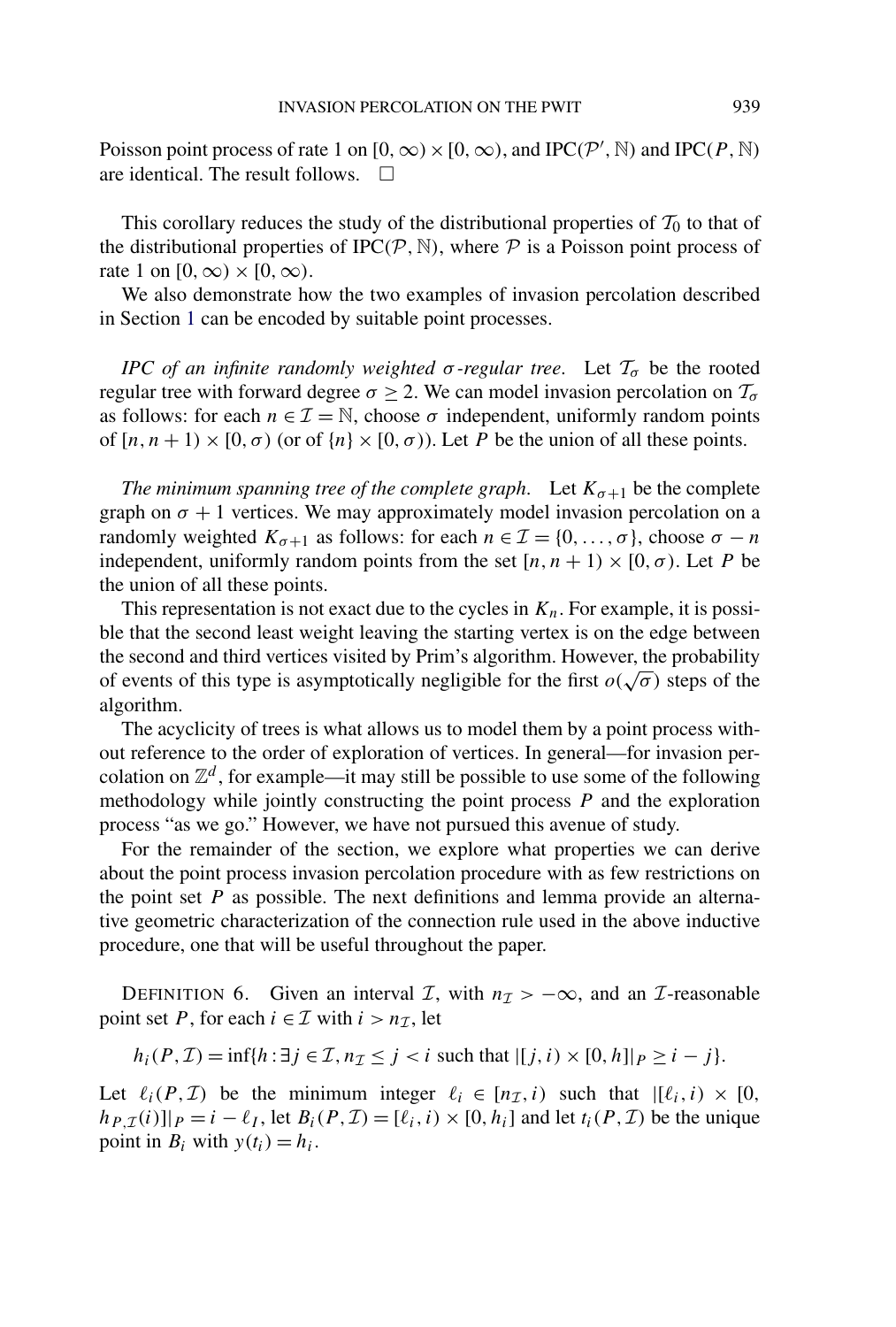Poisson point process of rate 1 on $[0, \infty) \times [0, \infty)$, and IPC($\mathcal{P}'$, $\mathbb{N}$) and IPC($P$, $\mathbb{N}$) are identical. The result follows. $\square$

This corollary reduces the study of the distributional properties of $\mathcal{T}_0$ to that of the distributional properties of IPC($\mathcal{P}$, $\mathbb{N}$), where $\mathcal{P}$ is a Poisson point process of rate 1 on $[0, \infty) \times [0, \infty)$.

We also demonstrate how the two examples of invasion percolation described in Section 1 can be encoded by suitable point processes.

*IPC of an infinite randomly weighted $\sigma$-regular tree.* Let $\mathcal{T}_\sigma$ be the rooted regular tree with forward degree $\sigma \geq 2$. We can model invasion percolation on $\mathcal{T}_\sigma$ as follows: for each $n \in \mathcal{I} = \mathbb{N}$, choose $\sigma$ independent, uniformly random points of $[n, n+1) \times [0, \sigma)$ (or of $\{n\} \times [0, \sigma)$). Let $P$ be the union of all these points.

*The minimum spanning tree of the complete graph.* Let $K_{\sigma+1}$ be the complete graph on $\sigma + 1$ vertices. We may approximately model invasion percolation on a randomly weighted $K_{\sigma+1}$ as follows: for each $n \in \mathcal{I} = \{0, \dots, \sigma\}$, choose $\sigma - n$ independent, uniformly random points from the set $[n, n+1) \times [0, \sigma)$. Let $P$ be the union of all these points.

This representation is not exact due to the cycles in $K_n$. For example, it is possible that the second least weight leaving the starting vertex is on the edge between the second and third vertices visited by Prim's algorithm. However, the probability of events of this type is asymptotically negligible for the first $o(\sqrt{\sigma})$ steps of the algorithm.

The acyclicity of trees is what allows us to model them by a point process without reference to the order of exploration of vertices. In general—for invasion percolation on $\mathbb{Z}^d$, for example—it may still be possible to use some of the following methodology while jointly constructing the point process $P$ and the exploration process "as we go." However, we have not pursued this avenue of study.

For the remainder of the section, we explore what properties we can derive about the point process invasion percolation procedure with as few restrictions on the point set $P$ as possible. The next definitions and lemma provide an alternative geometric characterization of the connection rule used in the above inductive procedure, one that will be useful throughout the paper.

DEFINITION 6. Given an interval $\mathcal{I}$, with $n_\mathcal{I} > -\infty$, and an $\mathcal{I}$-reasonable point set $P$, for each $i \in \mathcal{I}$ with $i > n_\mathcal{I}$, let

$$h_i(P, \mathcal{I}) = \inf\{h : \exists j \in \mathcal{I}, n_\mathcal{I} \leq j < i \text{ such that } |[j, i) \times [0, h]|_P \geq i - j\}.$$

Let $\ell_i(P, \mathcal{I})$ be the minimum integer $\ell_i \in [n_\mathcal{I}, i)$ such that $|[\ell_i, i) \times [0, h_{P,\mathcal{I}}(i)]|_P = i - \ell_I$, let $B_i(P, \mathcal{I}) = [\ell_i, i) \times [0, h_i]$ and let $t_i(P, \mathcal{I})$ be the unique point in $B_i$ with $y(t_i) = h_i$.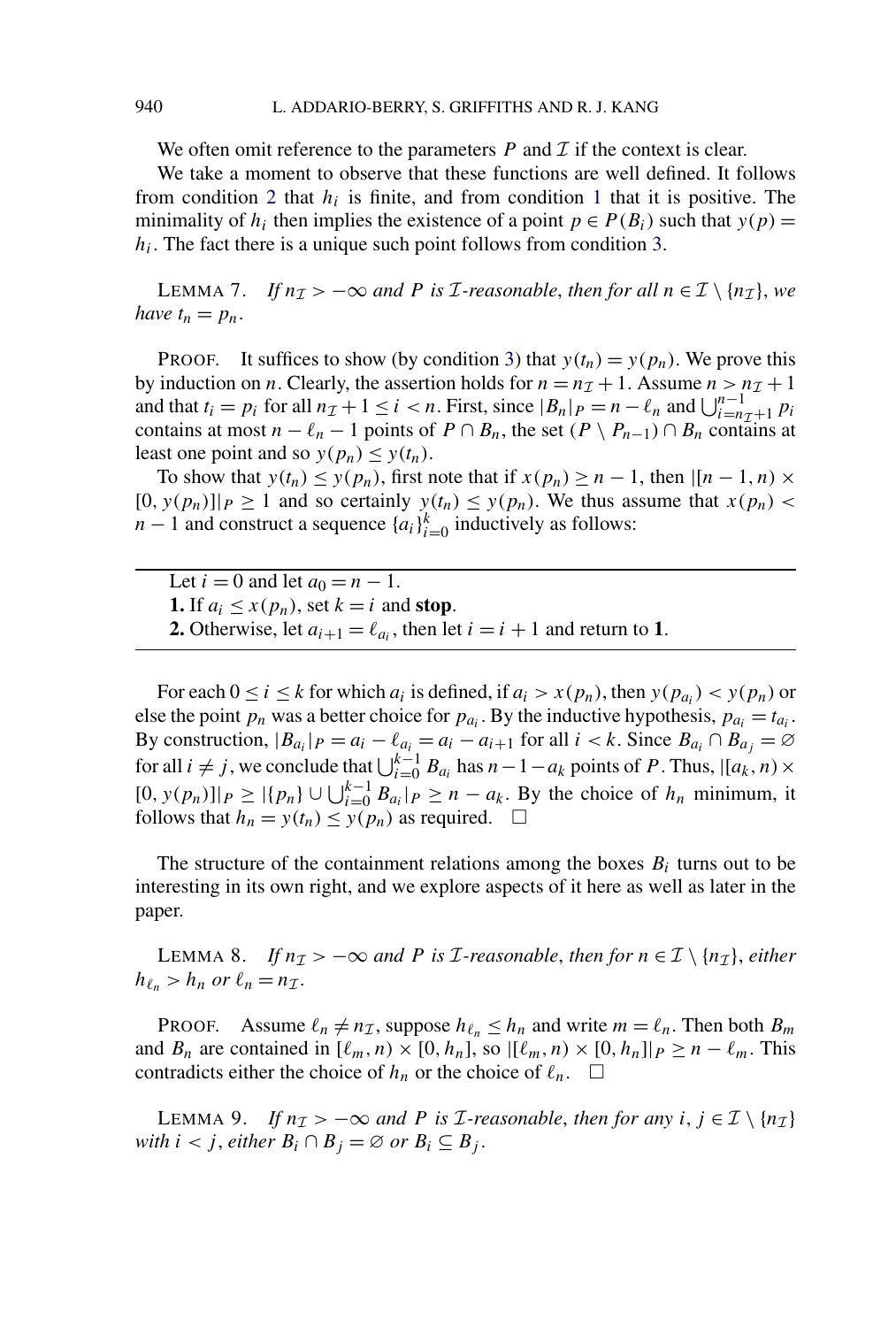We often omit reference to the parameters $P$ and $\mathcal{I}$ if the context is clear.

We take a moment to observe that these functions are well defined. It follows from condition 2 that $h_i$ is finite, and from condition 1 that it is positive. The minimality of $h_i$ then implies the existence of a point $p \in P(B_i)$ such that $y(p) = h_i$. The fact there is a unique such point follows from condition 3.

LEMMA 7. *If $n_{\mathcal{I}} > -\infty$ and $P$ is $\mathcal{I}$-reasonable, then for all $n \in \mathcal{I} \setminus \{n_{\mathcal{I}}\}$, we have $t_n = p_n$.*

PROOF. It suffices to show (by condition 3) that $y(t_n) = y(p_n)$. We prove this by induction on $n$. Clearly, the assertion holds for $n = n_{\mathcal{I}} + 1$. Assume $n > n_{\mathcal{I}} + 1$ and that $t_i = p_i$ for all $n_{\mathcal{I}} + 1 \leq i < n$. First, since $|B_n|_P = n - \ell_n$ and $\bigcup_{i=n_{\mathcal{I}}+1}^{n-1} p_i$ contains at most $n - \ell_n - 1$ points of $P \cap B_n$, the set $(P \setminus P_{n-1}) \cap B_n$ contains at least one point and so $y(p_n) \leq y(t_n)$.

To show that $y(t_n) \leq y(p_n)$, first note that if $x(p_n) \geq n-1$, then $|[n-1, n) \times [0, y(p_n)]|_P \geq 1$ and so certainly $y(t_n) \leq y(p_n)$. We thus assume that $x(p_n) < n-1$ and construct a sequence $\{a_i\}_{i=0}^k$ inductively as follows:

---

Let $i = 0$ and let $a_0 = n - 1$.
**1.** If $a_i \leq x(p_n)$, set $k = i$ and **stop**.
**2.** Otherwise, let $a_{i+1} = \ell_{a_i}$, then let $i = i + 1$ and return to **1**.

---

For each $0 \leq i \leq k$ for which $a_i$ is defined, if $a_i > x(p_n)$, then $y(p_{a_i}) < y(p_n)$ or else the point $p_n$ was a better choice for $p_{a_i}$. By the inductive hypothesis, $p_{a_i} = t_{a_i}$. By construction, $|B_{a_i}|_P = a_i - \ell_{a_i} = a_i - a_{i+1}$ for all $i < k$. Since $B_{a_i} \cap B_{a_j} = \varnothing$ for all $i \neq j$, we conclude that $\bigcup_{i=0}^{k-1} B_{a_i}$ has $n - 1 - a_k$ points of $P$. Thus, $|[a_k, n) \times [0, y(p_n)]|_P \geq |\{p_n\} \cup \bigcup_{i=0}^{k-1} B_{a_i}|_P \geq n - a_k$. By the choice of $h_n$ minimum, it follows that $h_n = y(t_n) \leq y(p_n)$ as required. $\square$

The structure of the containment relations among the boxes $B_i$ turns out to be interesting in its own right, and we explore aspects of it here as well as later in the paper.

LEMMA 8. *If $n_{\mathcal{I}} > -\infty$ and $P$ is $\mathcal{I}$-reasonable, then for $n \in \mathcal{I} \setminus \{n_{\mathcal{I}}\}$, either $h_{\ell_n} > h_n$ or $\ell_n = n_{\mathcal{I}}$.*

PROOF. Assume $\ell_n \neq n_{\mathcal{I}}$, suppose $h_{\ell_n} \leq h_n$ and write $m = \ell_n$. Then both $B_m$ and $B_n$ are contained in $[\ell_m, n) \times [0, h_n]$, so $|[\ell_m, n) \times [0, h_n]|_P \geq n - \ell_m$. This contradicts either the choice of $h_n$ or the choice of $\ell_n$. $\square$

LEMMA 9. *If $n_{\mathcal{I}} > -\infty$ and $P$ is $\mathcal{I}$-reasonable, then for any $i, j \in \mathcal{I} \setminus \{n_{\mathcal{I}}\}$ with $i < j$, either $B_i \cap B_j = \varnothing$ or $B_i \subseteq B_j$.*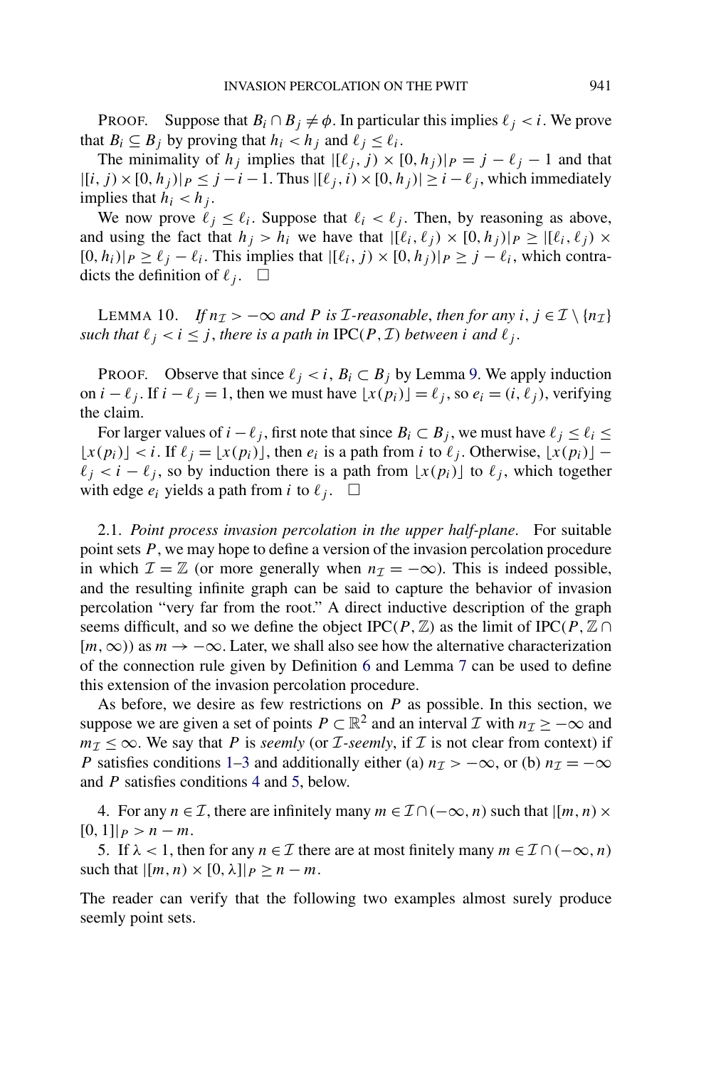PROOF. Suppose that $B_i \cap B_j \neq \phi$. In particular this implies $\ell_j < i$. We prove that $B_i \subseteq B_j$ by proving that $h_i < h_j$ and $\ell_j \leq \ell_i$.

The minimality of $h_j$ implies that $|[\ell_j, j) \times [0, h_j)|_P = j - \ell_j - 1$ and that $|[i, j) \times [0, h_j)|_P \leq j - i - 1$. Thus $|[\ell_j, i) \times [0, h_j)| \geq i - \ell_j$, which immediately implies that $h_i < h_j$.

We now prove $\ell_j \leq \ell_i$. Suppose that $\ell_i < \ell_j$. Then, by reasoning as above, and using the fact that $h_j > h_i$ we have that $|[\ell_i, \ell_j) \times [0, h_j)|_P \geq |[\ell_i, \ell_j) \times [0, h_i)|_P \geq \ell_j - \ell_i$. This implies that $|[\ell_i, j) \times [0, h_j)|_P \geq j - \ell_i$, which contradicts the definition of $\ell_j$. $\square$

LEMMA 10. *If $n_{\mathcal{I}} > -\infty$ and $P$ is $\mathcal{I}$-reasonable, then for any $i, j \in \mathcal{I} \setminus \{n_{\mathcal{I}}\}$ such that $\ell_j < i \leq j$, there is a path in* $\mathrm{IPC}(P, \mathcal{I})$ *between $i$ and $\ell_j$.*

PROOF. Observe that since $\ell_j < i$, $B_i \subset B_j$ by Lemma 9. We apply induction on $i - \ell_j$. If $i - \ell_j = 1$, then we must have $\lfloor x(p_i) \rfloor = \ell_j$, so $e_i = (i, \ell_j)$, verifying the claim.

For larger values of $i - \ell_j$, first note that since $B_i \subset B_j$, we must have $\ell_j \leq \ell_i \leq \lfloor x(p_i) \rfloor < i$. If $\ell_j = \lfloor x(p_i) \rfloor$, then $e_i$ is a path from $i$ to $\ell_j$. Otherwise, $\lfloor x(p_i) \rfloor - \ell_j < i - \ell_j$, so by induction there is a path from $\lfloor x(p_i) \rfloor$ to $\ell_j$, which together with edge $e_i$ yields a path from $i$ to $\ell_j$. $\square$

2.1. *Point process invasion percolation in the upper half-plane*. For suitable point sets $P$, we may hope to define a version of the invasion percolation procedure in which $\mathcal{I} = \mathbb{Z}$ (or more generally when $n_{\mathcal{I}} = -\infty$). This is indeed possible, and the resulting infinite graph can be said to capture the behavior of invasion percolation "very far from the root." A direct inductive description of the graph seems difficult, and so we define the object $\mathrm{IPC}(P, \mathbb{Z})$ as the limit of $\mathrm{IPC}(P, \mathbb{Z} \cap [m, \infty))$ as $m \to -\infty$. Later, we shall also see how the alternative characterization of the connection rule given by Definition 6 and Lemma 7 can be used to define this extension of the invasion percolation procedure.

As before, we desire as few restrictions on $P$ as possible. In this section, we suppose we are given a set of points $P \subset \mathbb{R}^2$ and an interval $\mathcal{I}$ with $n_{\mathcal{I}} \geq -\infty$ and $m_{\mathcal{I}} \leq \infty$. We say that $P$ is *seemly* (or $\mathcal{I}$-*seemly*, if $\mathcal{I}$ is not clear from context) if $P$ satisfies conditions 1–3 and additionally either (a) $n_{\mathcal{I}} > -\infty$, or (b) $n_{\mathcal{I}} = -\infty$ and $P$ satisfies conditions 4 and 5, below.

4. For any $n \in \mathcal{I}$, there are infinitely many $m \in \mathcal{I} \cap (-\infty, n)$ such that $|[m, n) \times [0, 1]|_P > n - m$.
5. If $\lambda < 1$, then for any $n \in \mathcal{I}$ there are at most finitely many $m \in \mathcal{I} \cap (-\infty, n)$ such that $|[m, n) \times [0, \lambda]|_P \geq n - m$.

The reader can verify that the following two examples almost surely produce seemly point sets.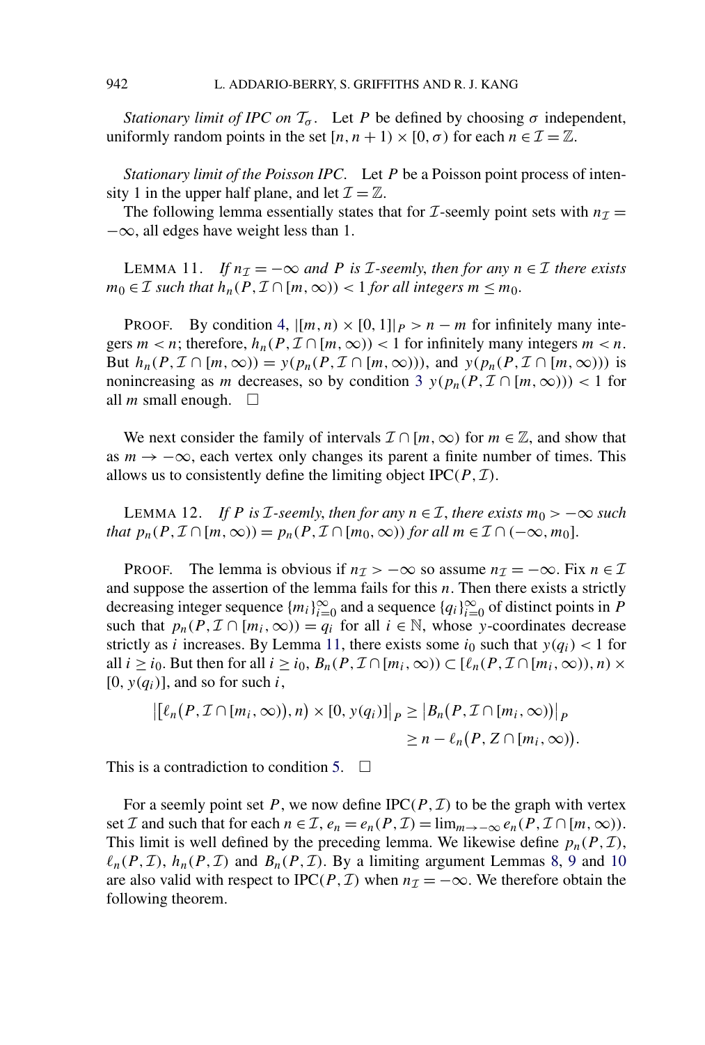*Stationary limit of IPC on $\mathcal{T}_\sigma$.* Let $P$ be defined by choosing $\sigma$ independent, uniformly random points in the set $[n, n+1) \times [0, \sigma)$ for each $n \in \mathcal{I} = \mathbb{Z}$.

*Stationary limit of the Poisson IPC.* Let $P$ be a Poisson point process of intensity 1 in the upper half plane, and let $\mathcal{I} = \mathbb{Z}$.

The following lemma essentially states that for $\mathcal{I}$-seemly point sets with $n_{\mathcal{I}} = -\infty$, all edges have weight less than 1.

LEMMA 11. *If $n_{\mathcal{I}} = -\infty$ and $P$ is $\mathcal{I}$-seemly, then for any $n \in \mathcal{I}$ there exists $m_0 \in \mathcal{I}$ such that $h_n(P, \mathcal{I} \cap [m, \infty)) < 1$ for all integers $m \leq m_0$.*

PROOF. By condition 4, $|[m, n) \times [0, 1]|_P > n - m$ for infinitely many integers $m < n$; therefore, $h_n(P, \mathcal{I} \cap [m, \infty)) < 1$ for infinitely many integers $m < n$. But $h_n(P, \mathcal{I} \cap [m, \infty)) = y(p_n(P, \mathcal{I} \cap [m, \infty)))$, and $y(p_n(P, \mathcal{I} \cap [m, \infty)))$ is nonincreasing as $m$ decreases, so by condition 3 $y(p_n(P, \mathcal{I} \cap [m, \infty))) < 1$ for all $m$ small enough. $\square$

We next consider the family of intervals $\mathcal{I} \cap [m, \infty)$ for $m \in \mathbb{Z}$, and show that as $m \to -\infty$, each vertex only changes its parent a finite number of times. This allows us to consistently define the limiting object $\text{IPC}(P, \mathcal{I})$.

LEMMA 12. *If $P$ is $\mathcal{I}$-seemly, then for any $n \in \mathcal{I}$, there exists $m_0 > -\infty$ such that $p_n(P, \mathcal{I} \cap [m, \infty)) = p_n(P, \mathcal{I} \cap [m_0, \infty))$ for all $m \in \mathcal{I} \cap (-\infty, m_0]$.*

PROOF. The lemma is obvious if $n_{\mathcal{I}} > -\infty$ so assume $n_{\mathcal{I}} = -\infty$. Fix $n \in \mathcal{I}$ and suppose the assertion of the lemma fails for this $n$. Then there exists a strictly decreasing integer sequence $\{m_i\}_{i=0}^{\infty}$ and a sequence $\{q_i\}_{i=0}^{\infty}$ of distinct points in $P$ such that $p_n(P, \mathcal{I} \cap [m_i, \infty)) = q_i$ for all $i \in \mathbb{N}$, whose $y$-coordinates decrease strictly as $i$ increases. By Lemma 11, there exists some $i_0$ such that $y(q_i) < 1$ for all $i \geq i_0$. But then for all $i \geq i_0$, $B_n(P, \mathcal{I} \cap [m_i, \infty)) \subset [\ell_n(P, \mathcal{I} \cap [m_i, \infty)), n) \times [0, y(q_i)]$, and so for such $i$,

$$
\begin{aligned}
\big|[\ell_n(P, \mathcal{I} \cap [m_i, \infty)), n) \times [0, y(q_i)]\big|_P &\geq \big|B_n(P, \mathcal{I} \cap [m_i, \infty))\big|_P \\
&\geq n - \ell_n(P, Z \cap [m_i, \infty)).
\end{aligned}
$$

This is a contradiction to condition 5. $\square$

For a seemly point set $P$, we now define $\text{IPC}(P, \mathcal{I})$ to be the graph with vertex set $\mathcal{I}$ and such that for each $n \in \mathcal{I}$, $e_n = e_n(P, \mathcal{I}) = \lim_{m \to -\infty} e_n(P, \mathcal{I} \cap [m, \infty))$. This limit is well defined by the preceding lemma. We likewise define $p_n(P, \mathcal{I})$, $\ell_n(P, \mathcal{I})$, $h_n(P, \mathcal{I})$ and $B_n(P, \mathcal{I})$. By a limiting argument Lemmas 8, 9 and 10 are also valid with respect to $\text{IPC}(P, \mathcal{I})$ when $n_{\mathcal{I}} = -\infty$. We therefore obtain the following theorem.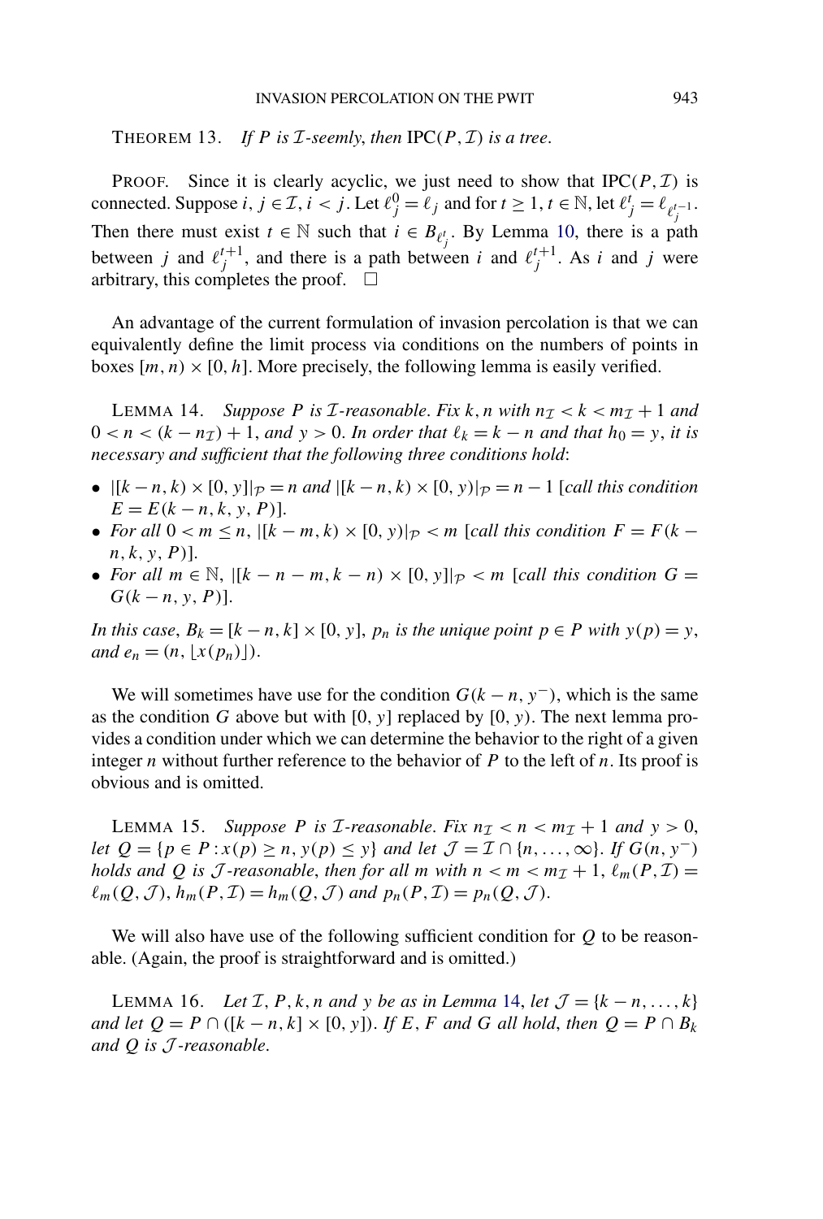THEOREM 13. *If $P$ is $\mathcal{I}$-seemly, then* $\mathrm{IPC}(P,\mathcal{I})$ *is a tree.*

PROOF. Since it is clearly acyclic, we just need to show that $\mathrm{IPC}(P,\mathcal{I})$ is connected. Suppose $i, j \in \mathcal{I}$, $i < j$. Let $\ell_j^0 = \ell_j$ and for $t \geq 1$, $t \in \mathbb{N}$, let $\ell_j^t = \ell_{\ell_j^{t-1}}$. Then there must exist $t \in \mathbb{N}$ such that $i \in B_{\ell_j^t}$. By Lemma 10, there is a path between $j$ and $\ell_j^{t+1}$, and there is a path between $i$ and $\ell_j^{t+1}$. As $i$ and $j$ were arbitrary, this completes the proof. $\square$

An advantage of the current formulation of invasion percolation is that we can equivalently define the limit process via conditions on the numbers of points in boxes $[m,n) \times [0,h]$. More precisely, the following lemma is easily verified.

LEMMA 14. *Suppose $P$ is $\mathcal{I}$-reasonable. Fix $k, n$ with $n_{\mathcal{I}} < k < m_{\mathcal{I}} + 1$ and $0 < n < (k - n_{\mathcal{I}}) + 1$, and $y > 0$. In order that $\ell_k = k - n$ and that $h_0 = y$, it is necessary and sufficient that the following three conditions hold*:

- $|[k-n,k) \times [0,y]|_{\mathcal{P}} = n$ *and* $|[k-n,k) \times [0,y)|_{\mathcal{P}} = n-1$ [*call this condition* $E = E(k-n,k,y,P)$].
- *For all* $0 < m \leq n$, $|[k-m,k) \times [0,y)|_{\mathcal{P}} < m$ [*call this condition* $F = F(k-n,k,y,P)$].
- *For all* $m \in \mathbb{N}$, $|[k-n-m,k-n) \times [0,y]|_{\mathcal{P}} < m$ [*call this condition* $G = G(k-n,y,P)$].

*In this case*, $B_k = [k-n,k] \times [0,y]$, $p_n$ *is the unique point* $p \in P$ *with* $y(p) = y$, *and* $e_n = (n, \lfloor x(p_n) \rfloor)$.

We will sometimes have use for the condition $G(k-n, y^-)$, which is the same as the condition $G$ above but with $[0,y]$ replaced by $[0,y)$. The next lemma provides a condition under which we can determine the behavior to the right of a given integer $n$ without further reference to the behavior of $P$ to the left of $n$. Its proof is obvious and is omitted.

LEMMA 15. *Suppose $P$ is $\mathcal{I}$-reasonable. Fix $n_{\mathcal{I}} < n < m_{\mathcal{I}} + 1$ and $y > 0$, let $Q = \{p \in P : x(p) \geq n, y(p) \leq y\}$ and let $\mathcal{J} = \mathcal{I} \cap \{n, \ldots, \infty\}$. If $G(n, y^-)$ holds and $Q$ is $\mathcal{J}$-reasonable, then for all $m$ with $n < m < m_{\mathcal{I}} + 1$, $\ell_m(P,\mathcal{I}) = \ell_m(Q,\mathcal{J})$, $h_m(P,\mathcal{I}) = h_m(Q,\mathcal{J})$ and $p_n(P,\mathcal{I}) = p_n(Q,\mathcal{J})$.*

We will also have use of the following sufficient condition for $Q$ to be reasonable. (Again, the proof is straightforward and is omitted.)

LEMMA 16. *Let $\mathcal{I}$, $P$, $k$, $n$ and $y$ be as in Lemma 14, let $\mathcal{J} = \{k-n, \ldots, k\}$ and let $Q = P \cap ([k-n,k] \times [0,y])$. If $E$, $F$ and $G$ all hold, then $Q = P \cap B_k$ and $Q$ is $\mathcal{J}$-reasonable.*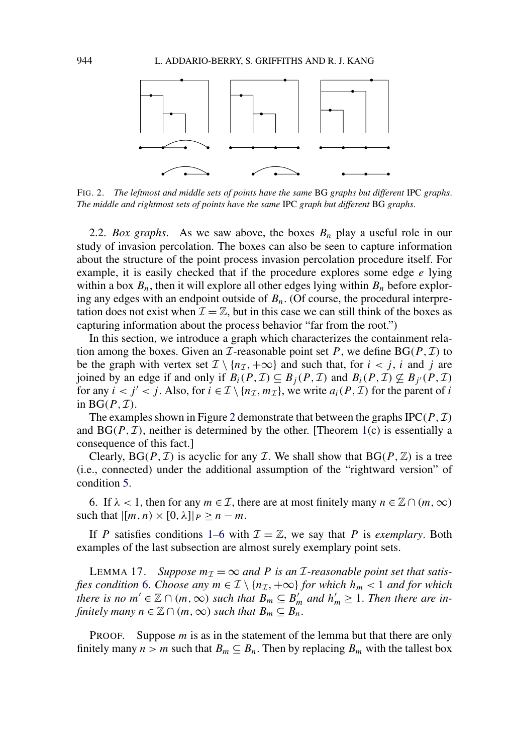FIG. 2. *The leftmost and middle sets of points have the same* BG *graphs but different* IPC *graphs. The middle and rightmost sets of points have the same* IPC *graph but different* BG *graphs.*

2.2. *Box graphs.* As we saw above, the boxes $B_n$ play a useful role in our study of invasion percolation. The boxes can also be seen to capture information about the structure of the point process invasion percolation procedure itself. For example, it is easily checked that if the procedure explores some edge $e$ lying within a box $B_n$, then it will explore all other edges lying within $B_n$ before exploring any edges with an endpoint outside of $B_n$. (Of course, the procedural interpretation does not exist when $\mathcal{I} = \mathbb{Z}$, but in this case we can still think of the boxes as capturing information about the process behavior "far from the root.")

In this section, we introduce a graph which characterizes the containment relation among the boxes. Given an $\mathcal{I}$-reasonable point set $P$, we define $\mathrm{BG}(P, \mathcal{I})$ to be the graph with vertex set $\mathcal{I} \setminus \{n_{\mathcal{I}}, +\infty\}$ and such that, for $i < j$, $i$ and $j$ are joined by an edge if and only if $B_i(P, \mathcal{I}) \subseteq B_j(P, \mathcal{I})$ and $B_i(P, \mathcal{I}) \not\subseteq B_{j'}(P, \mathcal{I})$ for any $i < j' < j$. Also, for $i \in \mathcal{I} \setminus \{n_{\mathcal{I}}, m_{\mathcal{I}}\}$, we write $a_i(P, \mathcal{I})$ for the parent of $i$ in $\mathrm{BG}(P, \mathcal{I})$.

The examples shown in Figure 2 demonstrate that between the graphs $\mathrm{IPC}(P, \mathcal{I})$ and $\mathrm{BG}(P, \mathcal{I})$, neither is determined by the other. [Theorem 1(c) is essentially a consequence of this fact.]

Clearly, $\mathrm{BG}(P, \mathcal{I})$ is acyclic for any $\mathcal{I}$. We shall show that $\mathrm{BG}(P, \mathbb{Z})$ is a tree (i.e., connected) under the additional assumption of the "rightward version" of condition 5.

6. If $\lambda < 1$, then for any $m \in \mathcal{I}$, there are at most finitely many $n \in \mathbb{Z} \cap (m, \infty)$ such that $|[m, n) \times [0, \lambda]|_P \geq n - m$.

If $P$ satisfies conditions 1–6 with $\mathcal{I} = \mathbb{Z}$, we say that $P$ is *exemplary*. Both examples of the last subsection are almost surely exemplary point sets.

LEMMA 17. *Suppose $m_{\mathcal{I}} = \infty$ and $P$ is an $\mathcal{I}$-reasonable point set that satisfies condition 6. Choose any $m \in \mathcal{I} \setminus \{n_{\mathcal{I}}, +\infty\}$ for which $h_m < 1$ and for which there is no $m' \in \mathbb{Z} \cap (m, \infty)$ such that $B_m \subseteq B'_m$ and $h'_m \geq 1$. Then there are infinitely many $n \in \mathbb{Z} \cap (m, \infty)$ such that $B_m \subseteq B_n$.*

PROOF. Suppose $m$ is as in the statement of the lemma but that there are only finitely many $n > m$ such that $B_m \subseteq B_n$. Then by replacing $B_m$ with the tallest box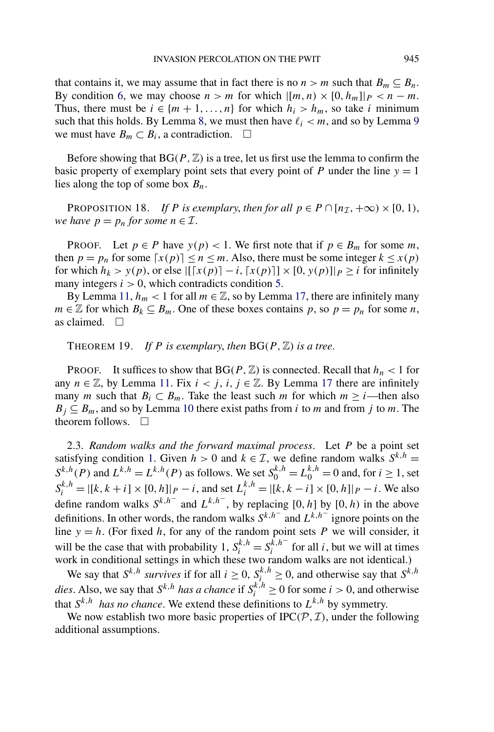that contains it, we may assume that in fact there is no $n > m$ such that $B_m \subseteq B_n$. By condition 6, we may choose $n > m$ for which $|[m, n) \times [0, h_m]|_P < n - m$. Thus, there must be $i \in \{m+1, \dots, n\}$ for which $h_i > h_m$, so take $i$ minimum such that this holds. By Lemma 8, we must then have $\ell_i < m$, and so by Lemma 9 we must have $B_m \subset B_i$, a contradiction. $\square$

Before showing that $\mathrm{BG}(P, \mathbb{Z})$ is a tree, let us first use the lemma to confirm the basic property of exemplary point sets that every point of $P$ under the line $y = 1$ lies along the top of some box $B_n$.

PROPOSITION 18. *If $P$ is exemplary, then for all $p \in P \cap [n_{\mathcal{I}}, +\infty) \times [0, 1)$, we have $p = p_n$ for some $n \in \mathcal{I}$.*

PROOF. Let $p \in P$ have $y(p) < 1$. We first note that if $p \in B_m$ for some $m$, then $p = p_n$ for some $\lceil x(p) \rceil \le n \le m$. Also, there must be some integer $k \le x(p)$ for which $h_k > y(p)$, or else $|[\lceil x(p) \rceil - i, \lceil x(p) \rceil] \times [0, y(p)]|_P \ge i$ for infinitely many integers $i > 0$, which contradicts condition 5.

By Lemma 11, $h_m < 1$ for all $m \in \mathbb{Z}$, so by Lemma 17, there are infinitely many $m \in \mathbb{Z}$ for which $B_k \subseteq B_m$. One of these boxes contains $p$, so $p = p_n$ for some $n$, as claimed. $\square$

THEOREM 19. *If $P$ is exemplary, then $\mathrm{BG}(P, \mathbb{Z})$ is a tree.*

PROOF. It suffices to show that $\mathrm{BG}(P, \mathbb{Z})$ is connected. Recall that $h_n < 1$ for any $n \in \mathbb{Z}$, by Lemma 11. Fix $i < j$, $i, j \in \mathbb{Z}$. By Lemma 17 there are infinitely many $m$ such that $B_i \subset B_m$. Take the least such $m$ for which $m \ge i$—then also $B_j \subseteq B_m$, and so by Lemma 10 there exist paths from $i$ to $m$ and from $j$ to $m$. The theorem follows. $\square$

2.3. *Random walks and the forward maximal process.* Let $P$ be a point set satisfying condition 1. Given $h > 0$ and $k \in \mathcal{I}$, we define random walks $S^{k,h} = S^{k,h}(P)$ and $L^{k,h} = L^{k,h}(P)$ as follows. We set $S_0^{k,h} = L_0^{k,h} = 0$ and, for $i \ge 1$, set $S_i^{k,h} = |[k, k+i] \times [0, h]|_P - i$, and set $L_i^{k,h} = |[k, k-i] \times [0, h]|_P - i$. We also define random walks $S^{k,h^-}$ and $L^{k,h^-}$, by replacing $[0, h]$ by $[0, h)$ in the above definitions. In other words, the random walks $S^{k,h^-}$ and $L^{k,h^-}$ ignore points on the line $y = h$. (For fixed $h$, for any of the random point sets $P$ we will consider, it will be the case that with probability 1, $S_i^{k,h} = S_i^{k,h^-}$ for all $i$, but we will at times work in conditional settings in which these two random walks are not identical.)

We say that $S^{k,h}$ *survives* if for all $i \ge 0$, $S_i^{k,h} \ge 0$, and otherwise say that $S^{k,h}$ *dies*. Also, we say that $S^{k,h}$ *has a chance* if $S_i^{k,h} \ge 0$ for some $i > 0$, and otherwise that $S^{k,h}$ *has no chance*. We extend these definitions to $L^{k,h}$ by symmetry.

We now establish two more basic properties of $\mathrm{IPC}(\mathcal{P}, \mathcal{I})$, under the following additional assumptions.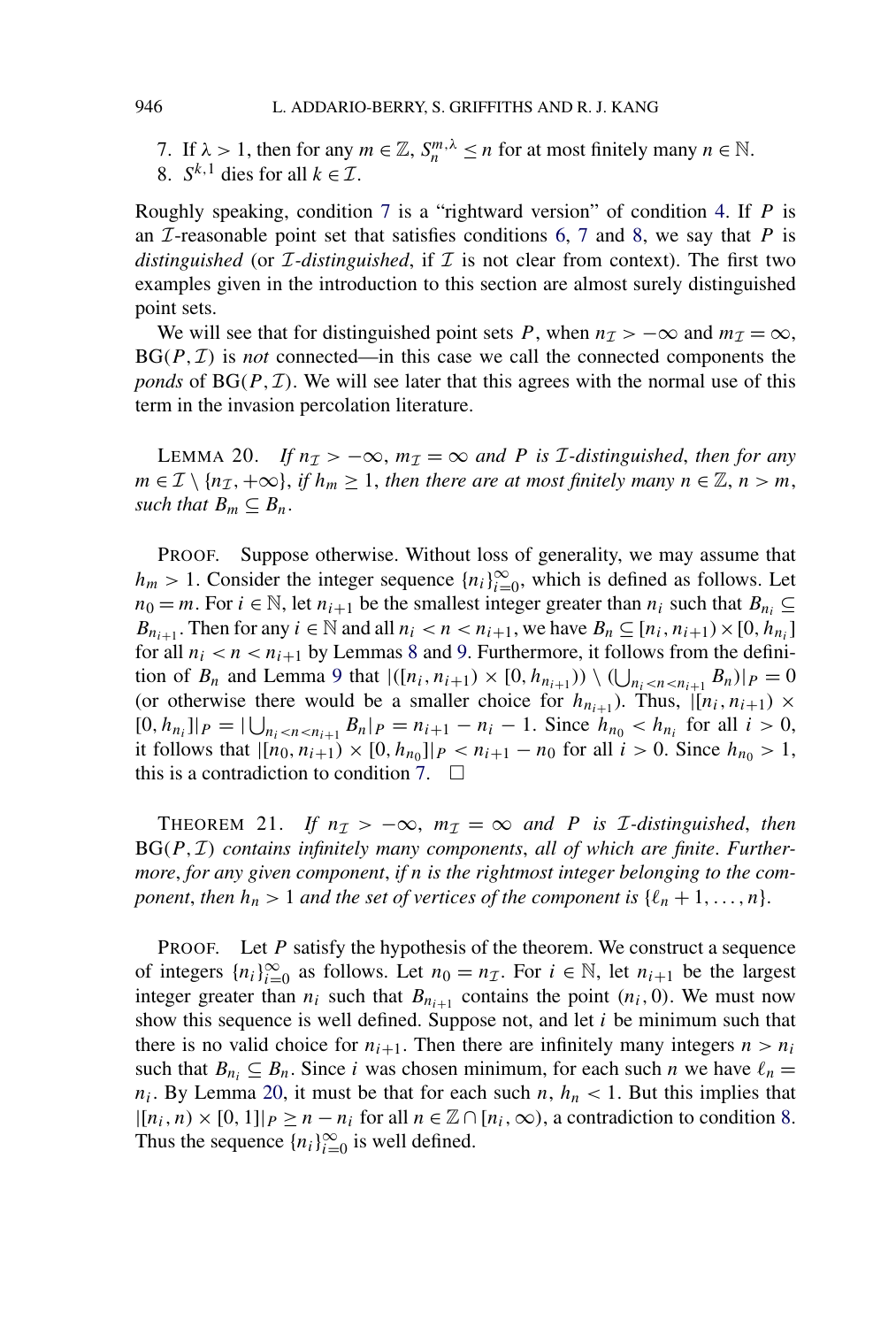7. If $\lambda > 1$, then for any $m \in \mathbb{Z}$, $S_n^{m,\lambda} \le n$ for at most finitely many $n \in \mathbb{N}$.
8. $S^{k,1}$ dies for all $k \in \mathcal{I}$.

Roughly speaking, condition 7 is a "rightward version" of condition 4. If $P$ is an $\mathcal{I}$-reasonable point set that satisfies conditions 6, 7 and 8, we say that $P$ is *distinguished* (or $\mathcal{I}$-*distinguished*, if $\mathcal{I}$ is not clear from context). The first two examples given in the introduction to this section are almost surely distinguished point sets.

We will see that for distinguished point sets $P$, when $n_{\mathcal{I}} > -\infty$ and $m_{\mathcal{I}} = \infty$, $\mathrm{BG}(P, \mathcal{I})$ is *not* connected—in this case we call the connected components the *ponds* of $\mathrm{BG}(P, \mathcal{I})$. We will see later that this agrees with the normal use of this term in the invasion percolation literature.

LEMMA 20. *If $n_{\mathcal{I}} > -\infty$, $m_{\mathcal{I}} = \infty$ and $P$ is $\mathcal{I}$-distinguished, then for any $m \in \mathcal{I} \setminus \{n_{\mathcal{I}}, +\infty\}$, if $h_m \ge 1$, then there are at most finitely many $n \in \mathbb{Z}$, $n > m$, such that $B_m \subseteq B_n$.*

PROOF. Suppose otherwise. Without loss of generality, we may assume that $h_m > 1$. Consider the integer sequence $\{n_i\}_{i=0}^{\infty}$, which is defined as follows. Let $n_0 = m$. For $i \in \mathbb{N}$, let $n_{i+1}$ be the smallest integer greater than $n_i$ such that $B_{n_i} \subseteq B_{n_{i+1}}$. Then for any $i \in \mathbb{N}$ and all $n_i < n < n_{i+1}$, we have $B_n \subseteq [n_i, n_{i+1}) \times [0, h_{n_i}]$ for all $n_i < n < n_{i+1}$ by Lemmas 8 and 9. Furthermore, it follows from the definition of $B_n$ and Lemma 9 that $|([n_i, n_{i+1}) \times [0, h_{n_{i+1}})) \setminus (\bigcup_{n_i < n < n_{i+1}} B_n)|_P = 0$ (or otherwise there would be a smaller choice for $h_{n_{i+1}}$). Thus, $|[n_i, n_{i+1}) \times [0, h_{n_i}]|_P = |\bigcup_{n_i < n < n_{i+1}} B_n|_P = n_{i+1} - n_i - 1$. Since $h_{n_0} < h_{n_i}$ for all $i > 0$, it follows that $|[n_0, n_{i+1}) \times [0, h_{n_0}]|_P < n_{i+1} - n_0$ for all $i > 0$. Since $h_{n_0} > 1$, this is a contradiction to condition 7. $\square$

THEOREM 21. *If $n_{\mathcal{I}} > -\infty$, $m_{\mathcal{I}} = \infty$ and $P$ is $\mathcal{I}$-distinguished, then $\mathrm{BG}(P, \mathcal{I})$ contains infinitely many components, all of which are finite. Furthermore, for any given component, if $n$ is the rightmost integer belonging to the component, then $h_n > 1$ and the set of vertices of the component is $\{\ell_n + 1, \ldots, n\}$.*

PROOF. Let $P$ satisfy the hypothesis of the theorem. We construct a sequence of integers $\{n_i\}_{i=0}^{\infty}$ as follows. Let $n_0 = n_{\mathcal{I}}$. For $i \in \mathbb{N}$, let $n_{i+1}$ be the largest integer greater than $n_i$ such that $B_{n_{i+1}}$ contains the point $(n_i, 0)$. We must now show this sequence is well defined. Suppose not, and let $i$ be minimum such that there is no valid choice for $n_{i+1}$. Then there are infinitely many integers $n > n_i$ such that $B_{n_i} \subseteq B_n$. Since $i$ was chosen minimum, for each such $n$ we have $\ell_n = n_i$. By Lemma 20, it must be that for each such $n$, $h_n < 1$. But this implies that $|[n_i, n) \times [0, 1]|_P \ge n - n_i$ for all $n \in \mathbb{Z} \cap [n_i, \infty)$, a contradiction to condition 8. Thus the sequence $\{n_i\}_{i=0}^{\infty}$ is well defined.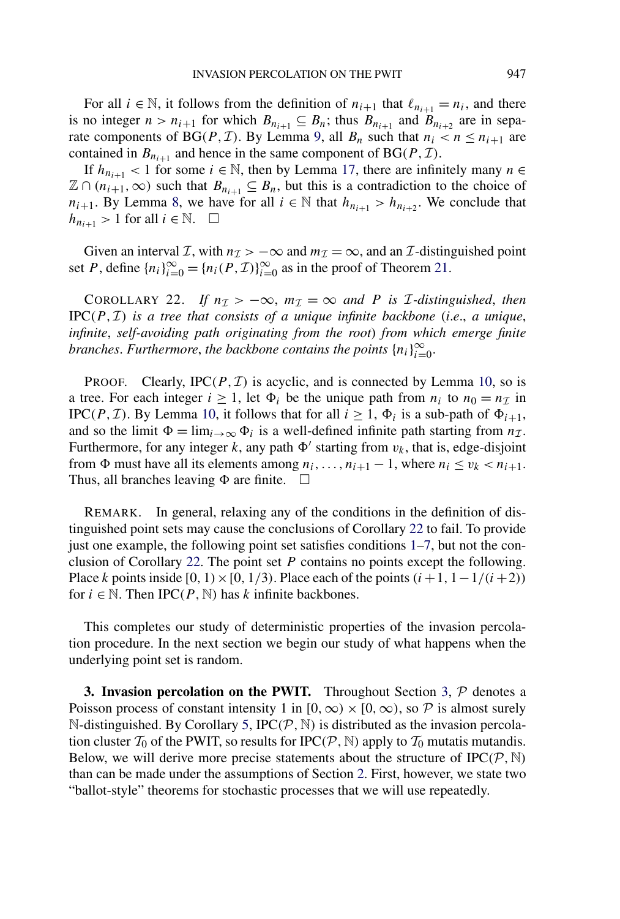For all $i \in \mathbb{N}$, it follows from the definition of $n_{i+1}$ that $\ell_{n_{i+1}} = n_i$, and there is no integer $n > n_{i+1}$ for which $B_{n_{i+1}} \subseteq B_n$; thus $B_{n_{i+1}}$ and $B_{n_{i+2}}$ are in separate components of $\mathrm{BG}(P, \mathcal{I})$. By Lemma 9, all $B_n$ such that $n_i < n \le n_{i+1}$ are contained in $B_{n_{i+1}}$ and hence in the same component of $\mathrm{BG}(P, \mathcal{I})$.

If $h_{n_{i+1}} < 1$ for some $i \in \mathbb{N}$, then by Lemma 17, there are infinitely many $n \in \mathbb{Z} \cap (n_{i+1}, \infty)$ such that $B_{n_{i+1}} \subseteq B_n$, but this is a contradiction to the choice of $n_{i+1}$. By Lemma 8, we have for all $i \in \mathbb{N}$ that $h_{n_{i+1}} > h_{n_{i+2}}$. We conclude that $h_{n_{i+1}} > 1$ for all $i \in \mathbb{N}$. □

Given an interval $\mathcal{I}$, with $n_{\mathcal{I}} > -\infty$ and $m_{\mathcal{I}} = \infty$, and an $\mathcal{I}$-distinguished point set $P$, define $\{n_i\}_{i=0}^{\infty} = \{n_i(P, \mathcal{I})\}_{i=0}^{\infty}$ as in the proof of Theorem 21.

COROLLARY 22. *If $n_{\mathcal{I}} > -\infty$, $m_{\mathcal{I}} = \infty$ and $P$ is $\mathcal{I}$-distinguished, then $\mathrm{IPC}(P, \mathcal{I})$ is a tree that consists of a unique infinite backbone (i.e., a unique, infinite, self-avoiding path originating from the root) from which emerge finite branches. Furthermore, the backbone contains the points $\{n_i\}_{i=0}^{\infty}$.*

PROOF. Clearly, $\mathrm{IPC}(P, \mathcal{I})$ is acyclic, and is connected by Lemma 10, so is a tree. For each integer $i \ge 1$, let $\Phi_i$ be the unique path from $n_i$ to $n_0 = n_{\mathcal{I}}$ in $\mathrm{IPC}(P, \mathcal{I})$. By Lemma 10, it follows that for all $i \ge 1$, $\Phi_i$ is a sub-path of $\Phi_{i+1}$, and so the limit $\Phi = \lim_{i\to\infty} \Phi_i$ is a well-defined infinite path starting from $n_{\mathcal{I}}$. Furthermore, for any integer $k$, any path $\Phi'$ starting from $v_k$, that is, edge-disjoint from $\Phi$ must have all its elements among $n_i, \ldots, n_{i+1} - 1$, where $n_i \le v_k < n_{i+1}$. Thus, all branches leaving $\Phi$ are finite. □

REMARK. In general, relaxing any of the conditions in the definition of distinguished point sets may cause the conclusions of Corollary 22 to fail. To provide just one example, the following point set satisfies conditions 1–7, but not the conclusion of Corollary 22. The point set $P$ contains no points except the following. Place $k$ points inside $[0, 1) \times [0, 1/3)$. Place each of the points $(i + 1, 1 - 1/(i + 2))$ for $i \in \mathbb{N}$. Then $\mathrm{IPC}(P, \mathbb{N})$ has $k$ infinite backbones.

This completes our study of deterministic properties of the invasion percolation procedure. In the next section we begin our study of what happens when the underlying point set is random.

## 3. Invasion percolation on the PWIT.

Throughout Section 3, $\mathcal{P}$ denotes a Poisson process of constant intensity 1 in $[0, \infty) \times [0, \infty)$, so $\mathcal{P}$ is almost surely $\mathbb{N}$-distinguished. By Corollary 5, $\mathrm{IPC}(\mathcal{P}, \mathbb{N})$ is distributed as the invasion percolation cluster $\mathcal{T}_0$ of the PWIT, so results for $\mathrm{IPC}(\mathcal{P}, \mathbb{N})$ apply to $\mathcal{T}_0$ mutatis mutandis. Below, we will derive more precise statements about the structure of $\mathrm{IPC}(\mathcal{P}, \mathbb{N})$ than can be made under the assumptions of Section 2. First, however, we state two "ballot-style" theorems for stochastic processes that we will use repeatedly.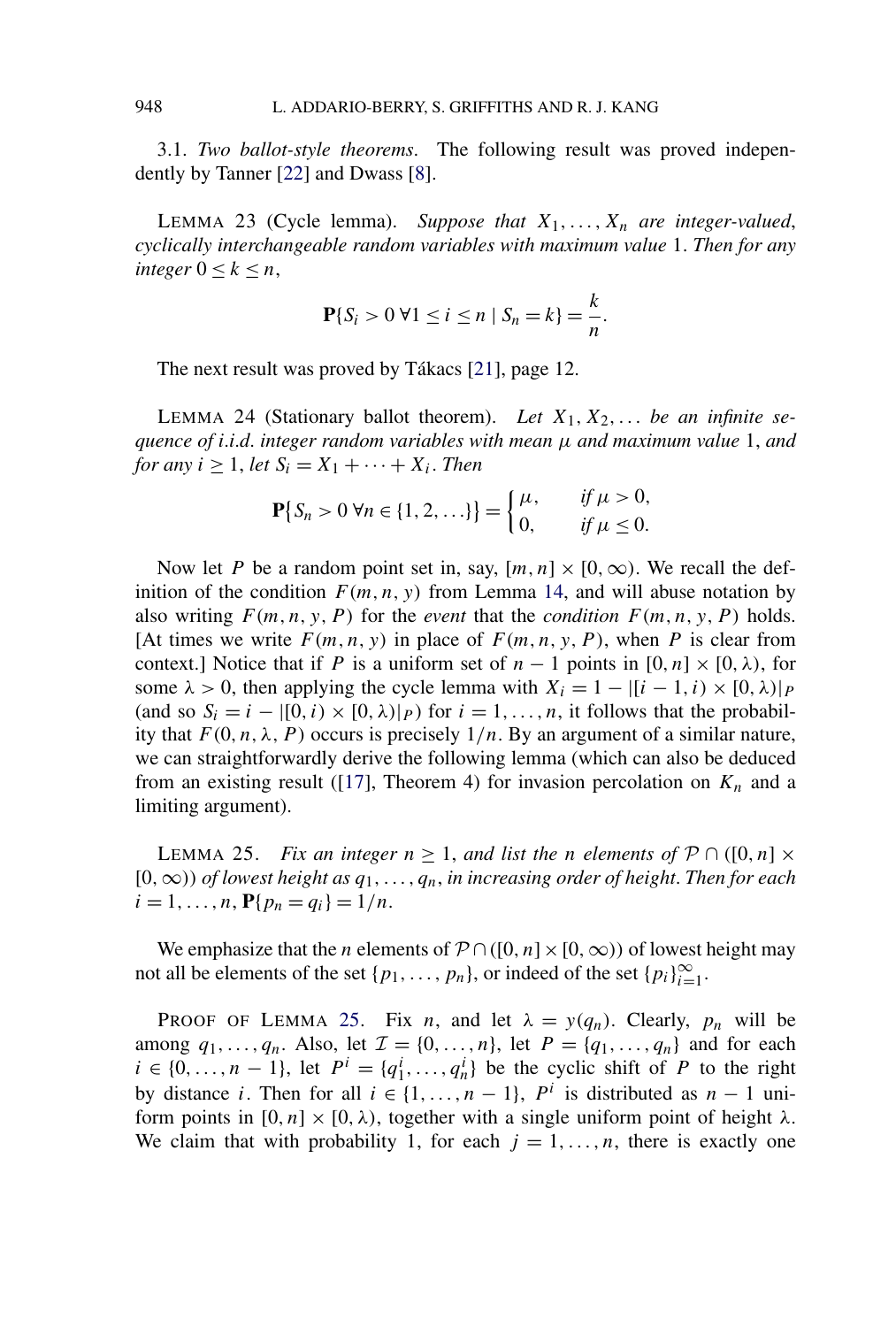3.1. *Two ballot-style theorems*. The following result was proved independently by Tanner [22] and Dwass [8].

LEMMA 23 (Cycle lemma). *Suppose that $X_1, \dots, X_n$ are integer-valued, cyclically interchangeable random variables with maximum value* 1. *Then for any integer $0 \le k \le n$,*

$$\mathbf{P}\{S_i > 0 \ \forall 1 \le i \le n \mid S_n = k\} = \frac{k}{n}.$$

The next result was proved by Tákacs [21], page 12.

LEMMA 24 (Stationary ballot theorem). *Let $X_1, X_2, \dots$ be an infinite sequence of i.i.d. integer random variables with mean $\mu$ and maximum value* 1, *and for any $i \ge 1$, let $S_i = X_1 + \cdots + X_i$. Then*

$$\mathbf{P}\big\{S_n > 0 \ \forall n \in \{1, 2, \dots\}\big\} = \begin{cases} \mu, & \text{if } \mu > 0, \\ 0, & \text{if } \mu \le 0. \end{cases}$$

Now let $P$ be a random point set in, say, $[m, n] \times [0, \infty)$. We recall the definition of the condition $F(m, n, y)$ from Lemma 14, and will abuse notation by also writing $F(m, n, y, P)$ for the *event* that the *condition* $F(m, n, y, P)$ holds. [At times we write $F(m, n, y)$ in place of $F(m, n, y, P)$, when $P$ is clear from context.] Notice that if $P$ is a uniform set of $n - 1$ points in $[0, n] \times [0, \lambda)$, for some $\lambda > 0$, then applying the cycle lemma with $X_i = 1 - |[i - 1, i) \times [0, \lambda)|_P$ (and so $S_i = i - |[0, i) \times [0, \lambda)|_P$) for $i = 1, \dots, n$, it follows that the probability that $F(0, n, \lambda, P)$ occurs is precisely $1/n$. By an argument of a similar nature, we can straightforwardly derive the following lemma (which can also be deduced from an existing result ([17], Theorem 4) for invasion percolation on $K_n$ and a limiting argument).

LEMMA 25. *Fix an integer $n \ge 1$, and list the $n$ elements of $\mathcal{P} \cap ([0, n] \times [0, \infty))$ of lowest height as $q_1, \dots, q_n$, in increasing order of height. Then for each $i = 1, \dots, n$, $\mathbf{P}\{p_n = q_i\} = 1/n$.*

We emphasize that the $n$ elements of $\mathcal{P} \cap ([0, n] \times [0, \infty))$ of lowest height may not all be elements of the set $\{p_1, \dots, p_n\}$, or indeed of the set $\{p_i\}_{i=1}^{\infty}$.

PROOF OF LEMMA 25. Fix $n$, and let $\lambda = y(q_n)$. Clearly, $p_n$ will be among $q_1, \dots, q_n$. Also, let $\mathcal{I} = \{0, \dots, n\}$, let $P = \{q_1, \dots, q_n\}$ and for each $i \in \{0, \dots, n - 1\}$, let $P^i = \{q_1^i, \dots, q_n^i\}$ be the cyclic shift of $P$ to the right by distance $i$. Then for all $i \in \{1, \dots, n - 1\}$, $P^i$ is distributed as $n - 1$ uniform points in $[0, n] \times [0, \lambda)$, together with a single uniform point of height $\lambda$. We claim that with probability 1, for each $j = 1, \dots, n$, there is exactly one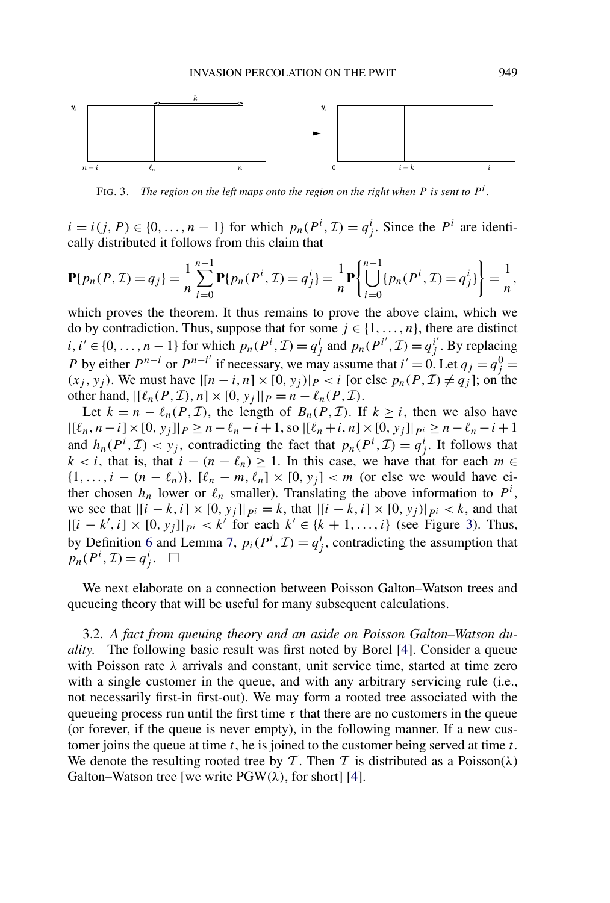FIG. 3. *The region on the left maps onto the region on the right when $P$ is sent to $P^i$.*

$i = i(j, P) \in \{0, \ldots, n-1\}$ for which $p_n(P^i, \mathcal{I}) = q^i_j$. Since the $P^i$ are identically distributed it follows from this claim that

$$\mathbf{P}\{p_n(P, \mathcal{I}) = q_j\} = \frac{1}{n}\sum_{i=0}^{n-1} \mathbf{P}\{p_n(P^i, \mathcal{I}) = q^i_j\} = \frac{1}{n}\mathbf{P}\left\{\bigcup_{i=0}^{n-1}\{p_n(P^i, \mathcal{I}) = q^i_j\}\right\} = \frac{1}{n},$$

which proves the theorem. It thus remains to prove the above claim, which we do by contradiction. Thus, suppose that for some $j \in \{1, \ldots, n\}$, there are distinct $i, i' \in \{0, \ldots, n-1\}$ for which $p_n(P^i, \mathcal{I}) = q^i_j$ and $p_n(P^{i'}, \mathcal{I}) = q^{i'}_j$. By replacing $P$ by either $P^{n-i}$ or $P^{n-i'}$ if necessary, we may assume that $i' = 0$. Let $q_j = q^0_j = (x_j, y_j)$. We must have $|[n-i, n] \times [0, y_j)|_P < i$ [or else $p_n(P, \mathcal{I}) \neq q_j$]; on the other hand, $|[\ell_n(P, \mathcal{I}), n] \times [0, y_j]|_P = n - \ell_n(P, \mathcal{I})$.

Let $k = n - \ell_n(P, \mathcal{I})$, the length of $B_n(P, \mathcal{I})$. If $k \geq i$, then we also have $|[\ell_n, n-i] \times [0, y_j]|_P \geq n - \ell_n - i + 1$, so $|[\ell_n + i, n] \times [0, y_j]|_{P^i} \geq n - \ell_n - i + 1$ and $h_n(P^i, \mathcal{I}) < y_j$, contradicting the fact that $p_n(P^i, \mathcal{I}) = q^i_j$. It follows that $k < i$, that is, that $i - (n - \ell_n) \geq 1$. In this case, we have that for each $m \in \{1, \ldots, i - (n - \ell_n)\}$, $[\ell_n - m, \ell_n] \times [0, y_j] < m$ (or else we would have either chosen $h_n$ lower or $\ell_n$ smaller). Translating the above information to $P^i$, we see that $|[i-k, i] \times [0, y_j]|_{P^i} = k$, that $|[i-k, i] \times [0, y_j)|_{P^i} < k$, and that $|[i-k', i] \times [0, y_j]|_{P^i} < k'$ for each $k' \in \{k+1, \ldots, i\}$ (see Figure 3). Thus, by Definition 6 and Lemma 7, $p_i(P^i, \mathcal{I}) = q^i_j$, contradicting the assumption that $p_n(P^i, \mathcal{I}) = q^i_j$. $\square$

We next elaborate on a connection between Poisson Galton–Watson trees and queueing theory that will be useful for many subsequent calculations.

3.2. *A fact from queuing theory and an aside on Poisson Galton–Watson duality.* The following basic result was first noted by Borel [4]. Consider a queue with Poisson rate $\lambda$ arrivals and constant, unit service time, started at time zero with a single customer in the queue, and with any arbitrary servicing rule (i.e., not necessarily first-in first-out). We may form a rooted tree associated with the queueing process run until the first time $\tau$ that there are no customers in the queue (or forever, if the queue is never empty), in the following manner. If a new customer joins the queue at time $t$, he is joined to the customer being served at time $t$. We denote the resulting rooted tree by $\mathcal{T}$. Then $\mathcal{T}$ is distributed as a Poisson($\lambda$) Galton–Watson tree [we write PGW($\lambda$), for short] [4].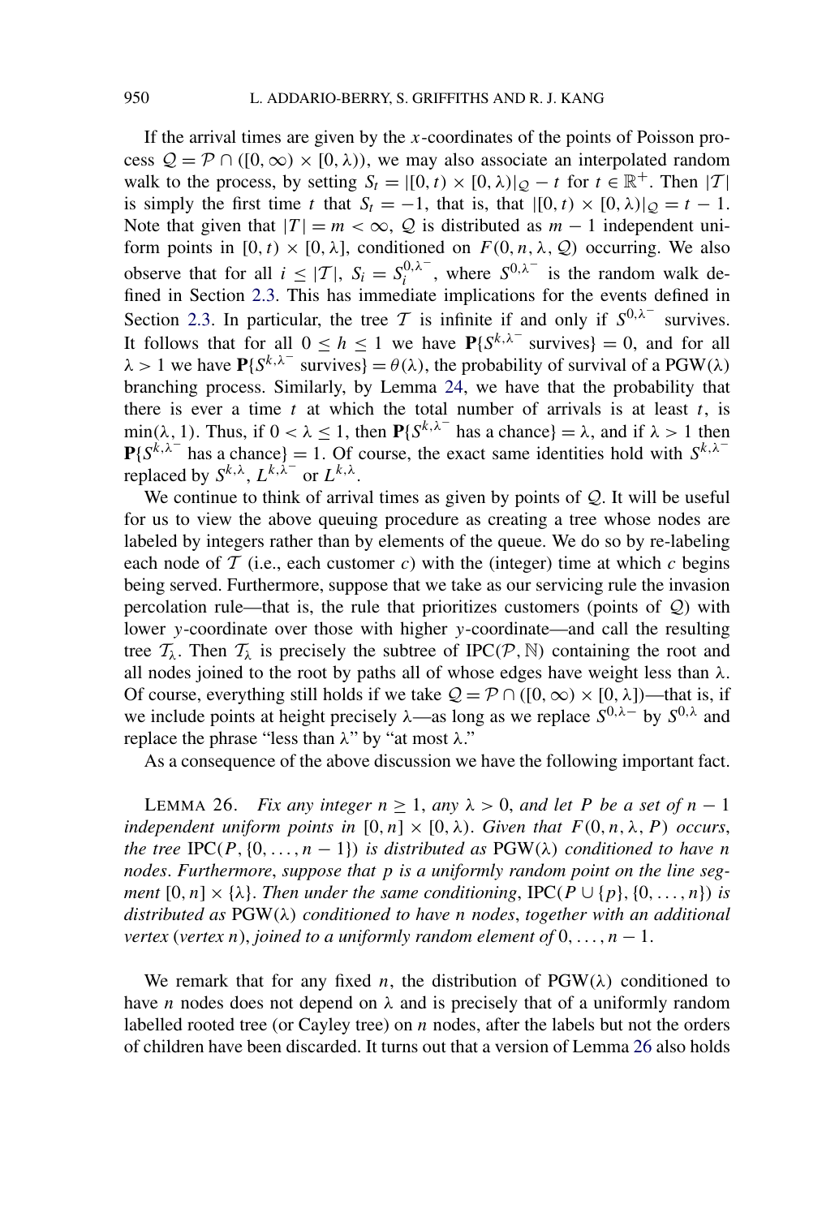If the arrival times are given by the $x$-coordinates of the points of Poisson process $\mathcal{Q} = \mathcal{P} \cap ([0,\infty) \times [0,\lambda))$, we may also associate an interpolated random walk to the process, by setting $S_t = |[0,t) \times [0,\lambda)|_{\mathcal{Q}} - t$ for $t \in \mathbb{R}^+$. Then $|\mathcal{T}|$ is simply the first time $t$ that $S_t = -1$, that is, that $|[0,t) \times [0,\lambda)|_{\mathcal{Q}} = t - 1$. Note that given that $|T| = m < \infty$, $\mathcal{Q}$ is distributed as $m-1$ independent uniform points in $[0,t) \times [0,\lambda]$, conditioned on $F(0,n,\lambda,\mathcal{Q})$ occurring. We also observe that for all $i \le |\mathcal{T}|$, $S_i = S_i^{0,\lambda^-}$, where $S^{0,\lambda^-}$ is the random walk defined in Section 2.3. This has immediate implications for the events defined in Section 2.3. In particular, the tree $\mathcal{T}$ is infinite if and only if $S^{0,\lambda^-}$ survives. It follows that for all $0 \le h \le 1$ we have $\mathbf{P}\{S^{k,\lambda^-} \text{ survives}\} = 0$, and for all $\lambda > 1$ we have $\mathbf{P}\{S^{k,\lambda^-} \text{ survives}\} = \theta(\lambda)$, the probability of survival of a $\mathrm{PGW}(\lambda)$ branching process. Similarly, by Lemma 24, we have that the probability that there is ever a time $t$ at which the total number of arrivals is at least $t$, is $\min(\lambda, 1)$. Thus, if $0 < \lambda \le 1$, then $\mathbf{P}\{S^{k,\lambda^-} \text{ has a chance}\} = \lambda$, and if $\lambda > 1$ then $\mathbf{P}\{S^{k,\lambda^-} \text{ has a chance}\} = 1$. Of course, the exact same identities hold with $S^{k,\lambda^-}$ replaced by $S^{k,\lambda}$, $L^{k,\lambda^-}$ or $L^{k,\lambda}$.

We continue to think of arrival times as given by points of $\mathcal{Q}$. It will be useful for us to view the above queuing procedure as creating a tree whose nodes are labeled by integers rather than by elements of the queue. We do so by re-labeling each node of $\mathcal{T}$ (i.e., each customer $c$) with the (integer) time at which $c$ begins being served. Furthermore, suppose that we take as our servicing rule the invasion percolation rule—that is, the rule that prioritizes customers (points of $\mathcal{Q}$) with lower $y$-coordinate over those with higher $y$-coordinate—and call the resulting tree $\mathcal{T}_\lambda$. Then $\mathcal{T}_\lambda$ is precisely the subtree of $\mathrm{IPC}(\mathcal{P}, \mathbb{N})$ containing the root and all nodes joined to the root by paths all of whose edges have weight less than $\lambda$. Of course, everything still holds if we take $\mathcal{Q} = \mathcal{P} \cap ([0,\infty) \times [0,\lambda])$—that is, if we include points at height precisely $\lambda$—as long as we replace $S^{0,\lambda-}$ by $S^{0,\lambda}$ and replace the phrase "less than $\lambda$" by "at most $\lambda$."

As a consequence of the above discussion we have the following important fact.

LEMMA 26. *Fix any integer $n \ge 1$, any $\lambda > 0$, and let $P$ be a set of $n-1$ independent uniform points in $[0,n] \times [0,\lambda)$. Given that $F(0,n,\lambda,P)$ occurs, the tree $\mathrm{IPC}(P, \{0,\dots,n-1\})$ is distributed as $\mathrm{PGW}(\lambda)$ conditioned to have $n$ nodes. Furthermore, suppose that $p$ is a uniformly random point on the line segment $[0,n] \times \{\lambda\}$. Then under the same conditioning, $\mathrm{IPC}(P \cup \{p\}, \{0,\dots,n\})$ is distributed as $\mathrm{PGW}(\lambda)$ conditioned to have $n$ nodes, together with an additional vertex (vertex $n$), joined to a uniformly random element of $0,\dots,n-1$.*

We remark that for any fixed $n$, the distribution of $\mathrm{PGW}(\lambda)$ conditioned to have $n$ nodes does not depend on $\lambda$ and is precisely that of a uniformly random labelled rooted tree (or Cayley tree) on $n$ nodes, after the labels but not the orders of children have been discarded. It turns out that a version of Lemma 26 also holds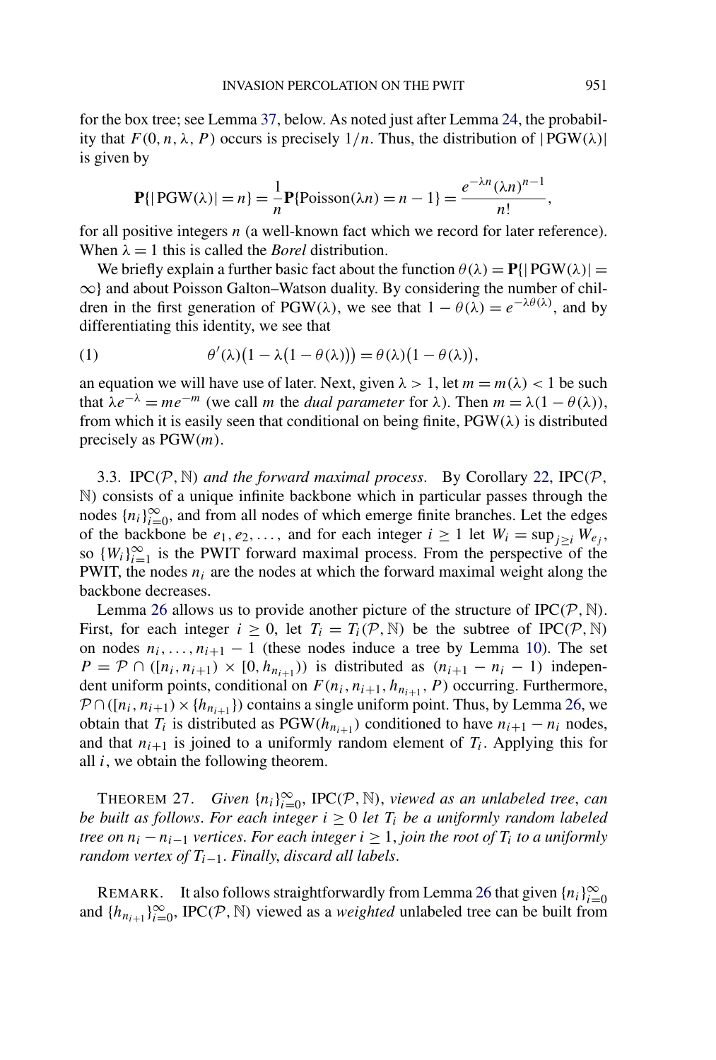for the box tree; see Lemma 37, below. As noted just after Lemma 24, the probability that $F(0, n, \lambda, P)$ occurs is precisely $1/n$. Thus, the distribution of $|\mathrm{PGW}(\lambda)|$ is given by

$$\mathbf{P}\{|\mathrm{PGW}(\lambda)| = n\} = \frac{1}{n}\mathbf{P}\{\mathrm{Poisson}(\lambda n) = n - 1\} = \frac{e^{-\lambda n}(\lambda n)^{n-1}}{n!},$$

for all positive integers $n$ (a well-known fact which we record for later reference). When $\lambda = 1$ this is called the *Borel* distribution.

We briefly explain a further basic fact about the function $\theta(\lambda) = \mathbf{P}\{|\mathrm{PGW}(\lambda)| = \infty\}$ and about Poisson Galton–Watson duality. By considering the number of children in the first generation of $\mathrm{PGW}(\lambda)$, we see that $1 - \theta(\lambda) = e^{-\lambda\theta(\lambda)}$, and by differentiating this identity, we see that

$$\theta'(\lambda)\big(1 - \lambda\big(1 - \theta(\lambda)\big)\big) = \theta(\lambda)\big(1 - \theta(\lambda)\big), \tag{1}$$

an equation we will have use of later. Next, given $\lambda > 1$, let $m = m(\lambda) < 1$ be such that $\lambda e^{-\lambda} = m e^{-m}$ (we call $m$ the *dual parameter* for $\lambda$). Then $m = \lambda(1 - \theta(\lambda))$, from which it is easily seen that conditional on being finite, $\mathrm{PGW}(\lambda)$ is distributed precisely as $\mathrm{PGW}(m)$.

### 3.3. $\mathrm{IPC}(\mathcal{P}, \mathbb{N})$ *and the forward maximal process.*

By Corollary 22, $\mathrm{IPC}(\mathcal{P}, \mathbb{N})$ consists of a unique infinite backbone which in particular passes through the nodes $\{n_i\}_{i=0}^{\infty}$, and from all nodes of which emerge finite branches. Let the edges of the backbone be $e_1, e_2, \ldots,$ and for each integer $i \geq 1$ let $W_i = \sup_{j \geq i} W_{e_j}$, so $\{W_i\}_{i=1}^{\infty}$ is the PWIT forward maximal process. From the perspective of the PWIT, the nodes $n_i$ are the nodes at which the forward maximal weight along the backbone decreases.

Lemma 26 allows us to provide another picture of the structure of $\mathrm{IPC}(\mathcal{P}, \mathbb{N})$. First, for each integer $i \geq 0$, let $T_i = T_i(\mathcal{P}, \mathbb{N})$ be the subtree of $\mathrm{IPC}(\mathcal{P}, \mathbb{N})$ on nodes $n_i, \ldots, n_{i+1} - 1$ (these nodes induce a tree by Lemma 10). The set $P = \mathcal{P} \cap ([n_i, n_{i+1}) \times [0, h_{n_{i+1}}))$ is distributed as $(n_{i+1} - n_i - 1)$ independent uniform points, conditional on $F(n_i, n_{i+1}, h_{n_{i+1}}, P)$ occurring. Furthermore, $\mathcal{P} \cap ([n_i, n_{i+1}) \times \{h_{n_{i+1}}\})$ contains a single uniform point. Thus, by Lemma 26, we obtain that $T_i$ is distributed as $\mathrm{PGW}(h_{n_{i+1}})$ conditioned to have $n_{i+1} - n_i$ nodes, and that $n_{i+1}$ is joined to a uniformly random element of $T_i$. Applying this for all $i$, we obtain the following theorem.

THEOREM 27. *Given* $\{n_i\}_{i=0}^{\infty}$, $\mathrm{IPC}(\mathcal{P}, \mathbb{N})$, *viewed as an unlabeled tree, can be built as follows. For each integer* $i \geq 0$ *let* $T_i$ *be a uniformly random labeled tree on* $n_i - n_{i-1}$ *vertices. For each integer* $i \geq 1$, *join the root of* $T_i$ *to a uniformly random vertex of* $T_{i-1}$. *Finally, discard all labels.*

REMARK. It also follows straightforwardly from Lemma 26 that given $\{n_i\}_{i=0}^{\infty}$ and $\{h_{n_{i+1}}\}_{i=0}^{\infty}$, $\mathrm{IPC}(\mathcal{P}, \mathbb{N})$ viewed as a *weighted* unlabeled tree can be built from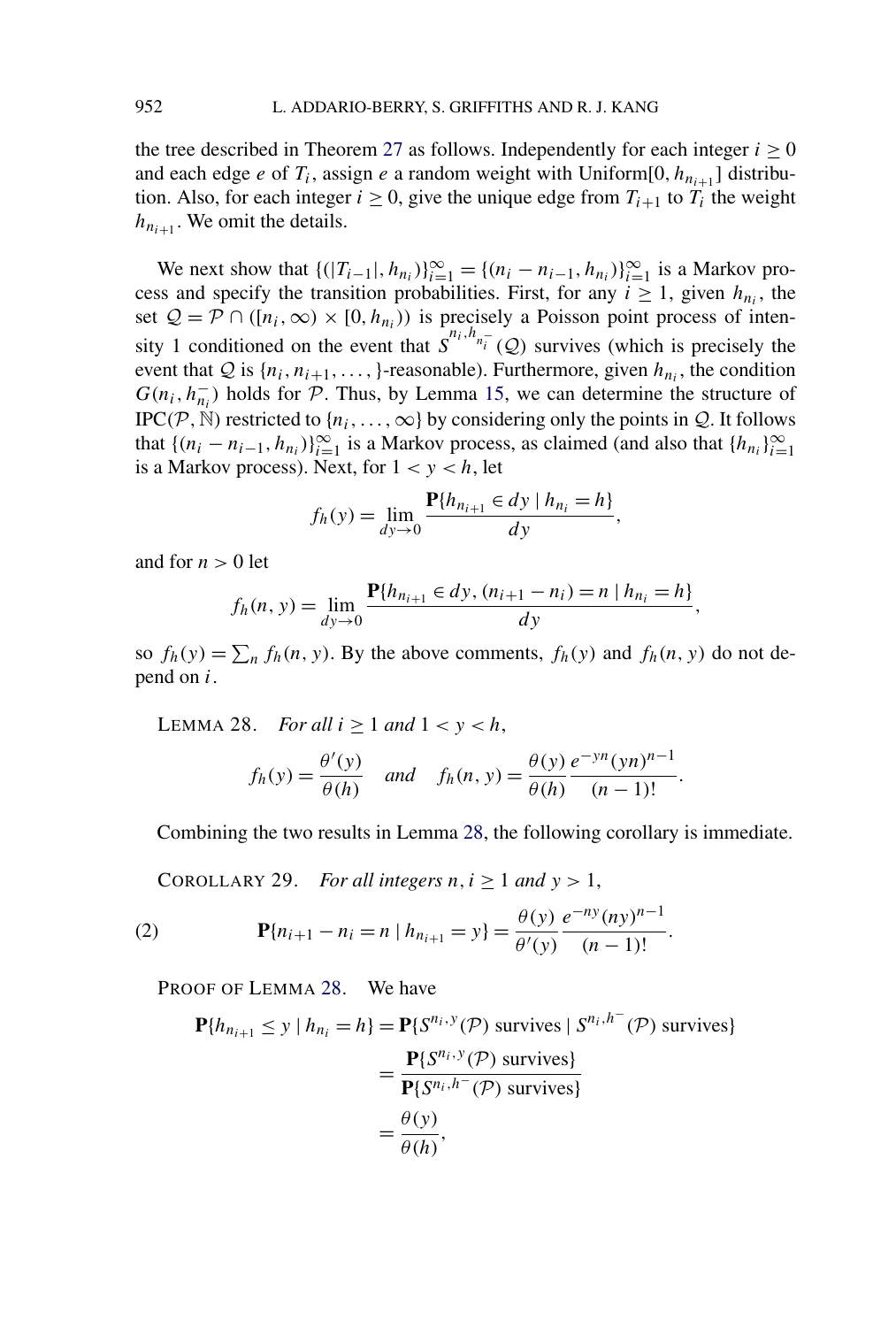the tree described in Theorem 27 as follows. Independently for each integer $i \geq 0$ and each edge $e$ of $T_i$, assign $e$ a random weight with Uniform$[0, h_{n_{i+1}}]$ distribution. Also, for each integer $i \geq 0$, give the unique edge from $T_{i+1}$ to $T_i$ the weight $h_{n_{i+1}}$. We omit the details.

We next show that $\{(|T_{i-1}|, h_{n_i})\}_{i=1}^{\infty} = \{(n_i - n_{i-1}, h_{n_i})\}_{i=1}^{\infty}$ is a Markov process and specify the transition probabilities. First, for any $i \geq 1$, given $h_{n_i}$, the set $\mathcal{Q} = \mathcal{P} \cap ([n_i, \infty) \times [0, h_{n_i}))$ is precisely a Poisson point process of intensity 1 conditioned on the event that $S^{n_i, h_{n_i}^-}(\mathcal{Q})$ survives (which is precisely the event that $\mathcal{Q}$ is $\{n_i, n_{i+1}, \ldots, \}$-reasonable). Furthermore, given $h_{n_i}$, the condition $G(n_i, h_{n_i}^-)$ holds for $\mathcal{P}$. Thus, by Lemma 15, we can determine the structure of $\text{IPC}(\mathcal{P}, \mathbb{N})$ restricted to $\{n_i, \ldots, \infty\}$ by considering only the points in $\mathcal{Q}$. It follows that $\{(n_i - n_{i-1}, h_{n_i})\}_{i=1}^{\infty}$ is a Markov process, as claimed (and also that $\{h_{n_i}\}_{i=1}^{\infty}$ is a Markov process). Next, for $1 < y < h$, let

$$f_h(y) = \lim_{dy \to 0} \frac{\mathbf{P}\{h_{n_{i+1}} \in dy \mid h_{n_i} = h\}}{dy},$$

and for $n > 0$ let

$$f_h(n, y) = \lim_{dy \to 0} \frac{\mathbf{P}\{h_{n_{i+1}} \in dy, (n_{i+1} - n_i) = n \mid h_{n_i} = h\}}{dy},$$

so $f_h(y) = \sum_n f_h(n, y)$. By the above comments, $f_h(y)$ and $f_h(n, y)$ do not depend on $i$.

LEMMA 28. *For all $i \geq 1$ and $1 < y < h$,*

$$f_h(y) = \frac{\theta'(y)}{\theta(h)} \quad \textit{and} \quad f_h(n, y) = \frac{\theta(y)}{\theta(h)} \frac{e^{-yn}(yn)^{n-1}}{(n-1)!}.$$

Combining the two results in Lemma 28, the following corollary is immediate.

COROLLARY 29. *For all integers $n, i \geq 1$ and $y > 1$,*

$$\mathbf{P}\{n_{i+1} - n_i = n \mid h_{n_{i+1}} = y\} = \frac{\theta(y)}{\theta'(y)} \frac{e^{-ny}(ny)^{n-1}}{(n-1)!}. \tag{2}$$

PROOF OF LEMMA 28. We have

$$\begin{aligned}
\mathbf{P}\{h_{n_{i+1}} \leq y \mid h_{n_i} = h\} &= \mathbf{P}\{S^{n_i, y}(\mathcal{P}) \text{ survives} \mid S^{n_i, h^-}(\mathcal{P}) \text{ survives}\} \\
&= \frac{\mathbf{P}\{S^{n_i, y}(\mathcal{P}) \text{ survives}\}}{\mathbf{P}\{S^{n_i, h^-}(\mathcal{P}) \text{ survives}\}} \\
&= \frac{\theta(y)}{\theta(h)},
\end{aligned}$$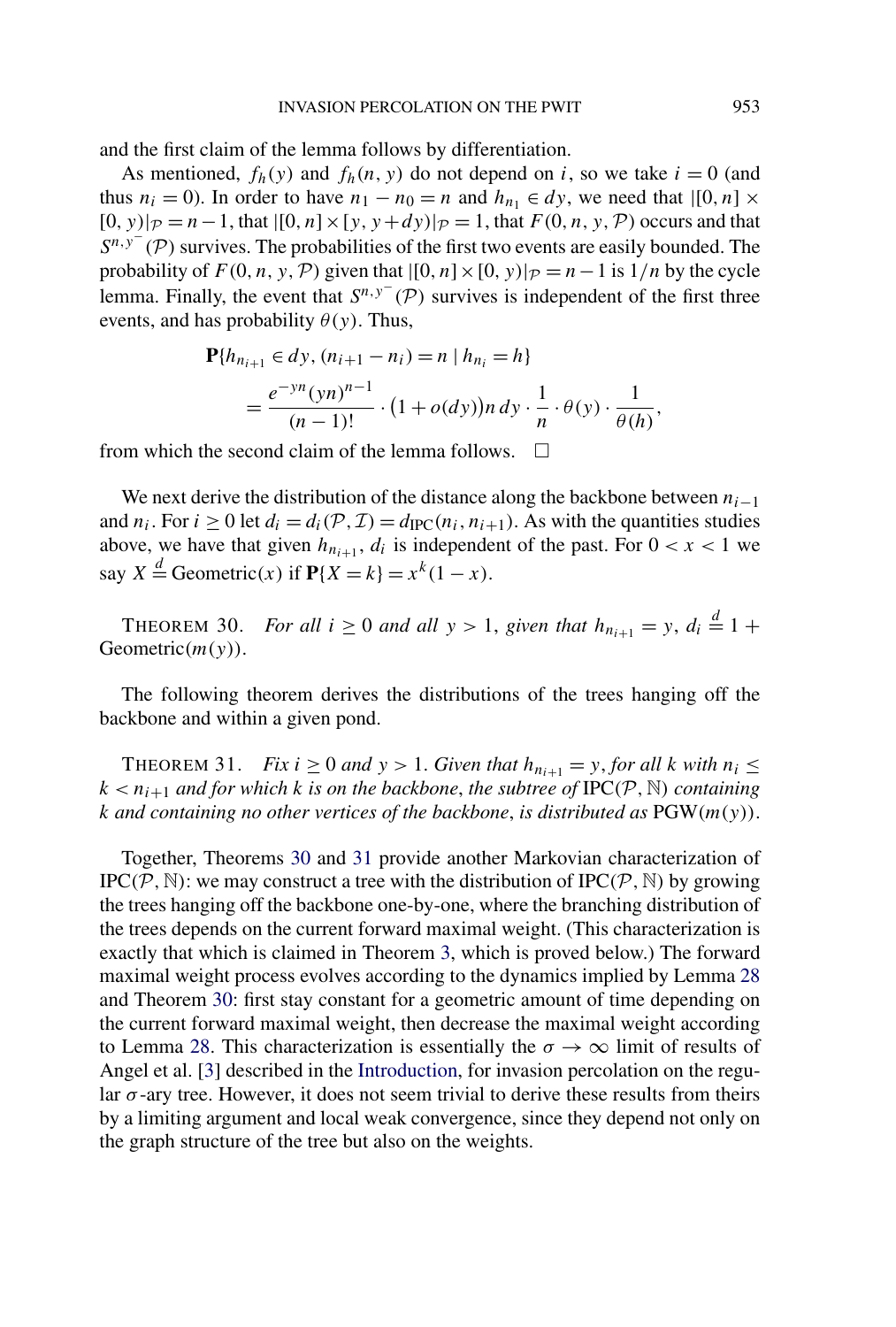and the first claim of the lemma follows by differentiation.

As mentioned, $f_h(y)$ and $f_h(n, y)$ do not depend on $i$, so we take $i = 0$ (and thus $n_i = 0$). In order to have $n_1 - n_0 = n$ and $h_{n_1} \in dy$, we need that $|[0, n] \times [0, y)|_{\mathcal{P}} = n - 1$, that $|[0, n] \times [y, y + dy)|_{\mathcal{P}} = 1$, that $F(0, n, y, \mathcal{P})$ occurs and that $S^{n,y^-}(\mathcal{P})$ survives. The probabilities of the first two events are easily bounded. The probability of $F(0, n, y, \mathcal{P})$ given that $|[0, n] \times [0, y)|_{\mathcal{P}} = n - 1$ is $1/n$ by the cycle lemma. Finally, the event that $S^{n,y^-}(\mathcal{P})$ survives is independent of the first three events, and has probability $\theta(y)$. Thus,

$$\begin{aligned}
&\mathbf{P}\{h_{n_{i+1}} \in dy, (n_{i+1} - n_i) = n \mid h_{n_i} = h\} \\
&\quad = \frac{e^{-yn}(yn)^{n-1}}{(n-1)!} \cdot \bigl(1 + o(dy)\bigr) n\, dy \cdot \frac{1}{n} \cdot \theta(y) \cdot \frac{1}{\theta(h)},
\end{aligned}$$

from which the second claim of the lemma follows. $\square$

We next derive the distribution of the distance along the backbone between $n_{i-1}$ and $n_i$. For $i \geq 0$ let $d_i = d_i(\mathcal{P}, \mathcal{I}) = d_{\text{IPC}}(n_i, n_{i+1})$. As with the quantities studies above, we have that given $h_{n_{i+1}}$, $d_i$ is independent of the past. For $0 < x < 1$ we say $X \stackrel{d}{=} \text{Geometric}(x)$ if $\mathbf{P}\{X = k\} = x^k(1 - x)$.

THEOREM 30. *For all $i \geq 0$ and all $y > 1$, given that $h_{n_{i+1}} = y$, $d_i \stackrel{d}{=} 1 +$ Geometric$(m(y))$.*

The following theorem derives the distributions of the trees hanging off the backbone and within a given pond.

THEOREM 31. *Fix $i \geq 0$ and $y > 1$. Given that $h_{n_{i+1}} = y$, for all $k$ with $n_i \leq k < n_{i+1}$ and for which $k$ is on the backbone, the subtree of $\text{IPC}(\mathcal{P}, \mathbb{N})$ containing $k$ and containing no other vertices of the backbone, is distributed as $\text{PGW}(m(y))$.*

Together, Theorems 30 and 31 provide another Markovian characterization of $\text{IPC}(\mathcal{P}, \mathbb{N})$: we may construct a tree with the distribution of $\text{IPC}(\mathcal{P}, \mathbb{N})$ by growing the trees hanging off the backbone one-by-one, where the branching distribution of the trees depends on the current forward maximal weight. (This characterization is exactly that which is claimed in Theorem 3, which is proved below.) The forward maximal weight process evolves according to the dynamics implied by Lemma 28 and Theorem 30: first stay constant for a geometric amount of time depending on the current forward maximal weight, then decrease the maximal weight according to Lemma 28. This characterization is essentially the $\sigma \to \infty$ limit of results of Angel et al. [3] described in the Introduction, for invasion percolation on the regular $\sigma$-ary tree. However, it does not seem trivial to derive these results from theirs by a limiting argument and local weak convergence, since they depend not only on the graph structure of the tree but also on the weights.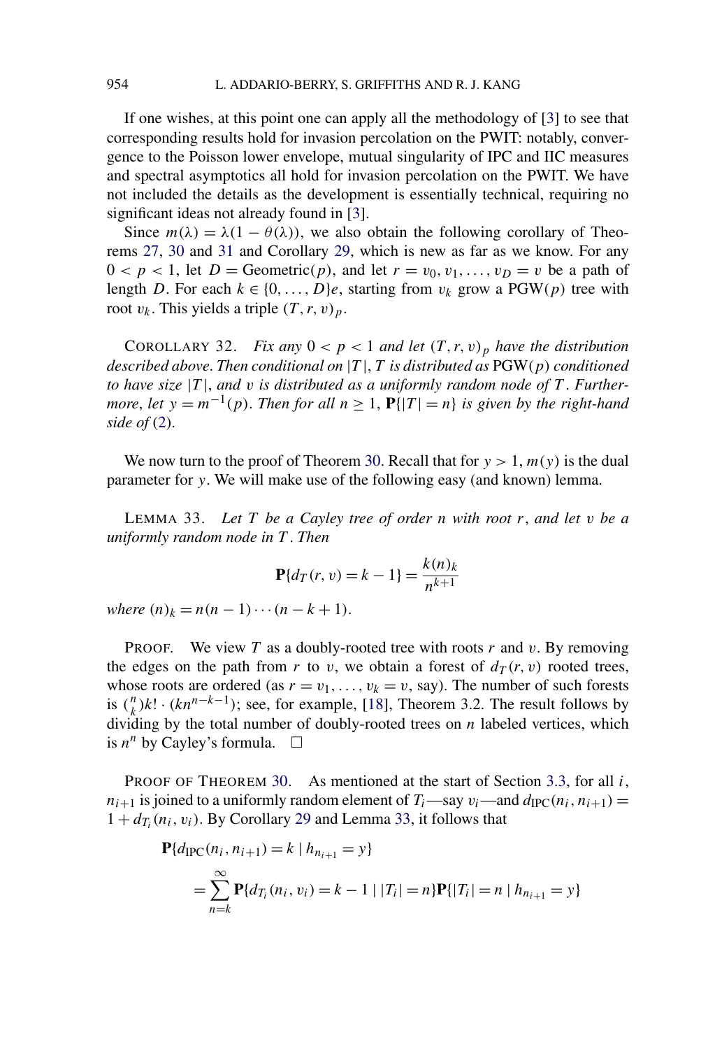If one wishes, at this point one can apply all the methodology of [3] to see that corresponding results hold for invasion percolation on the PWIT: notably, convergence to the Poisson lower envelope, mutual singularity of IPC and IIC measures and spectral asymptotics all hold for invasion percolation on the PWIT. We have not included the details as the development is essentially technical, requiring no significant ideas not already found in [3].

Since $m(\lambda) = \lambda(1 - \theta(\lambda))$, we also obtain the following corollary of Theorems 27, 30 and 31 and Corollary 29, which is new as far as we know. For any $0 < p < 1$, let $D = \text{Geometric}(p)$, and let $r = v_0, v_1, \ldots, v_D = v$ be a path of length $D$. For each $k \in \{0, \ldots, D\}e$, starting from $v_k$ grow a PGW($p$) tree with root $v_k$. This yields a triple $(T, r, v)_p$.

COROLLARY 32. *Fix any $0 < p < 1$ and let $(T, r, v)_p$ have the distribution described above. Then conditional on $|T|$, $T$ is distributed as* PGW($p$) *conditioned to have size $|T|$, and $v$ is distributed as a uniformly random node of $T$. Furthermore, let $y = m^{-1}(p)$. Then for all $n \geq 1$, $\mathbf{P}\{|T| = n\}$ is given by the right-hand side of* (2).

We now turn to the proof of Theorem 30. Recall that for $y > 1$, $m(y)$ is the dual parameter for $y$. We will make use of the following easy (and known) lemma.

LEMMA 33. *Let $T$ be a Cayley tree of order $n$ with root $r$, and let $v$ be a uniformly random node in $T$. Then*

$$\mathbf{P}\{d_T(r, v) = k - 1\} = \frac{k(n)_k}{n^{k+1}}$$

*where $(n)_k = n(n-1)\cdots(n-k+1)$.*

PROOF. We view $T$ as a doubly-rooted tree with roots $r$ and $v$. By removing the edges on the path from $r$ to $v$, we obtain a forest of $d_T(r, v)$ rooted trees, whose roots are ordered (as $r = v_1, \ldots, v_k = v$, say). The number of such forests is $\binom{n}{k}k! \cdot (kn^{n-k-1})$; see, for example, [18], Theorem 3.2. The result follows by dividing by the total number of doubly-rooted trees on $n$ labeled vertices, which is $n^n$ by Cayley's formula. $\square$

PROOF OF THEOREM 30. As mentioned at the start of Section 3.3, for all $i$, $n_{i+1}$ is joined to a uniformly random element of $T_i$—say $v_i$—and $d_{\text{IPC}}(n_i, n_{i+1}) = 1 + d_{T_i}(n_i, v_i)$. By Corollary 29 and Lemma 33, it follows that

$$\begin{aligned}
&\mathbf{P}\{d_{\text{IPC}}(n_i, n_{i+1}) = k \mid h_{n_{i+1}} = y\} \\
&\quad = \sum_{n=k}^{\infty} \mathbf{P}\{d_{T_i}(n_i, v_i) = k - 1 \mid |T_i| = n\} \mathbf{P}\{|T_i| = n \mid h_{n_{i+1}} = y\}
\end{aligned}$$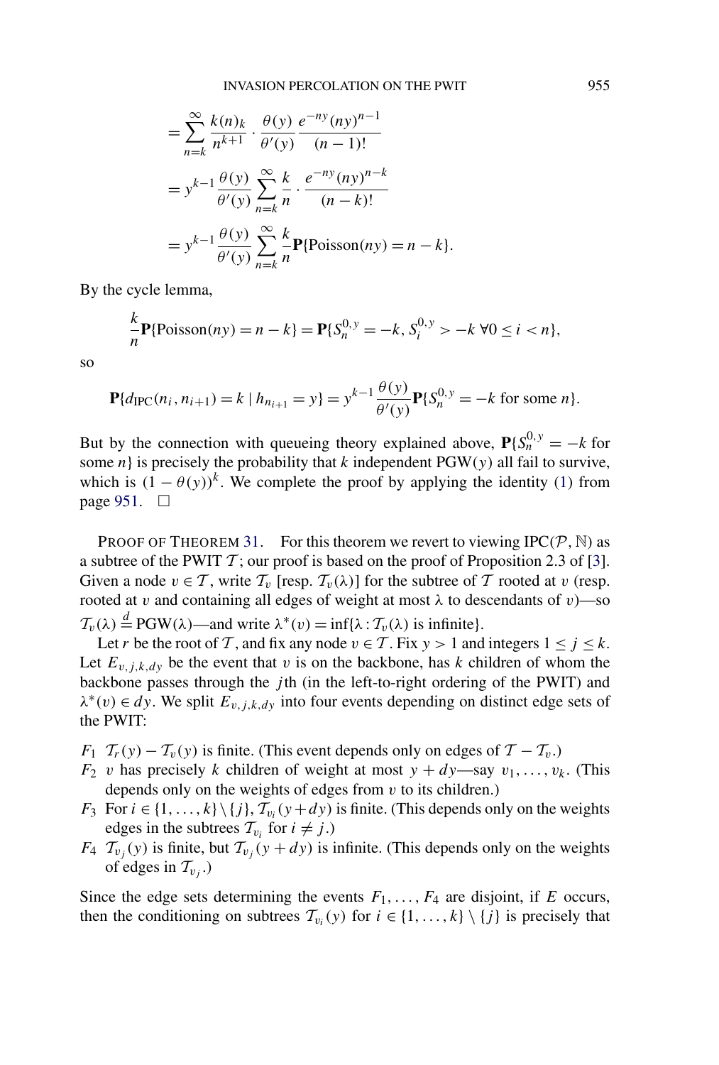$$= \sum_{n=k}^{\infty} \frac{k(n)_k}{n^{k+1}} \cdot \frac{\theta(y)}{\theta'(y)} \frac{e^{-ny}(ny)^{n-1}}{(n-1)!}$$

$$= y^{k-1} \frac{\theta(y)}{\theta'(y)} \sum_{n=k}^{\infty} \frac{k}{n} \cdot \frac{e^{-ny}(ny)^{n-k}}{(n-k)!}$$

$$= y^{k-1} \frac{\theta(y)}{\theta'(y)} \sum_{n=k}^{\infty} \frac{k}{n} \mathbf{P}\{\text{Poisson}(ny) = n-k\}.$$

By the cycle lemma,

$$\frac{k}{n}\mathbf{P}\{\text{Poisson}(ny) = n-k\} = \mathbf{P}\{S_n^{0,y} = -k, S_i^{0,y} > -k \ \forall 0 \le i < n\},$$

so

$$\mathbf{P}\{d_{\text{IPC}}(n_i, n_{i+1}) = k \mid h_{n_{i+1}} = y\} = y^{k-1} \frac{\theta(y)}{\theta'(y)} \mathbf{P}\{S_n^{0,y} = -k \text{ for some } n\}.$$

But by the connection with queueing theory explained above, $\mathbf{P}\{S_n^{0,y} = -k$ for some $n\}$ is precisely the probability that $k$ independent PGW($y$) all fail to survive, which is $(1-\theta(y))^k$. We complete the proof by applying the identity (1) from page 951. $\square$

PROOF OF THEOREM 31. For this theorem we revert to viewing IPC($\mathcal{P}, \mathbb{N}$) as a subtree of the PWIT $\mathcal{T}$; our proof is based on the proof of Proposition 2.3 of [3]. Given a node $v \in \mathcal{T}$, write $\mathcal{T}_v$ [resp. $\mathcal{T}_v(\lambda)$] for the subtree of $\mathcal{T}$ rooted at $v$ (resp. rooted at $v$ and containing all edges of weight at most $\lambda$ to descendants of $v$)—so $\mathcal{T}_v(\lambda) \stackrel{d}{=} \text{PGW}(\lambda)$—and write $\lambda^*(v) = \inf\{\lambda : \mathcal{T}_v(\lambda) \text{ is infinite}\}$.

Let $r$ be the root of $\mathcal{T}$, and fix any node $v \in \mathcal{T}$. Fix $y > 1$ and integers $1 \le j \le k$. Let $E_{v,j,k,dy}$ be the event that $v$ is on the backbone, has $k$ children of whom the backbone passes through the $j$th (in the left-to-right ordering of the PWIT) and $\lambda^*(v) \in dy$. We split $E_{v,j,k,dy}$ into four events depending on distinct edge sets of the PWIT:

- $F_1$ $\mathcal{T}_r(y) - \mathcal{T}_v(y)$ is finite. (This event depends only on edges of $\mathcal{T} - \mathcal{T}_v$.)
- $F_2$ $v$ has precisely $k$ children of weight at most $y + dy$—say $v_1, \dots, v_k$. (This depends only on the weights of edges from $v$ to its children.)
- $F_3$ For $i \in \{1, \dots, k\} \setminus \{j\}$, $\mathcal{T}_{v_i}(y + dy)$ is finite. (This depends only on the weights edges in the subtrees $\mathcal{T}_{v_i}$ for $i \ne j$.)
- $F_4$ $\mathcal{T}_{v_j}(y)$ is finite, but $\mathcal{T}_{v_j}(y + dy)$ is infinite. (This depends only on the weights of edges in $\mathcal{T}_{v_j}$.)

Since the edge sets determining the events $F_1, \dots, F_4$ are disjoint, if $E$ occurs, then the conditioning on subtrees $\mathcal{T}_{v_i}(y)$ for $i \in \{1, \dots, k\} \setminus \{j\}$ is precisely that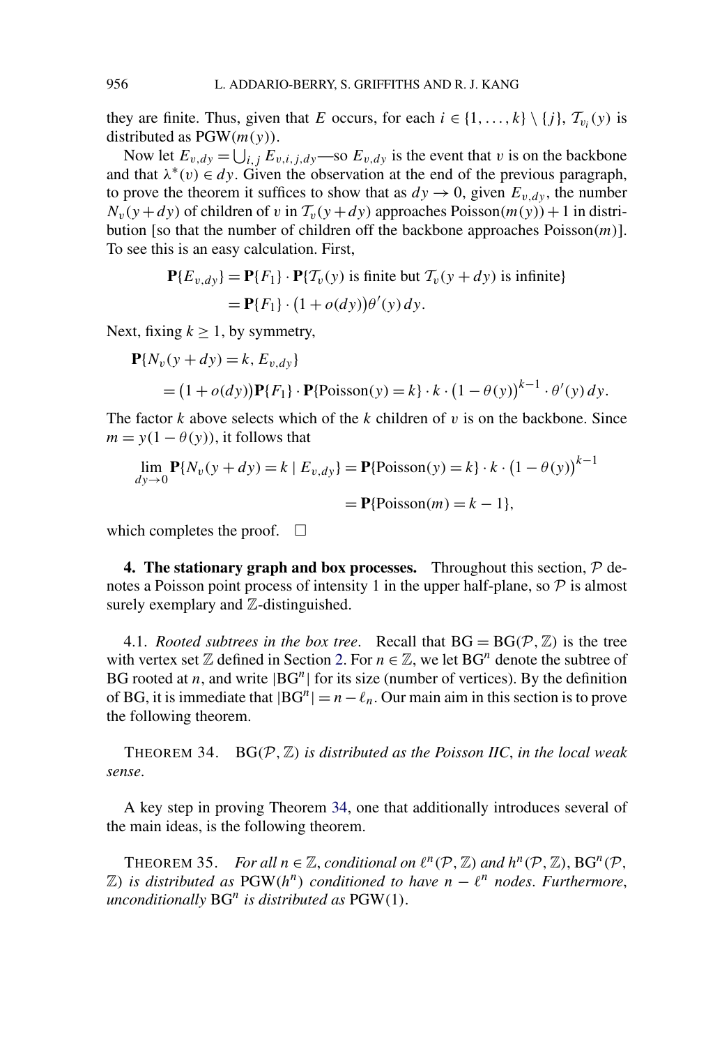they are finite. Thus, given that $E$ occurs, for each $i \in \{1, \ldots, k\} \setminus \{j\}$, $\mathcal{T}_{v_i}(y)$ is distributed as $\mathrm{PGW}(m(y))$.

Now let $E_{v,dy} = \bigcup_{i,j} E_{v,i,j,dy}$—so $E_{v,dy}$ is the event that $v$ is on the backbone and that $\lambda^*(v) \in dy$. Given the observation at the end of the previous paragraph, to prove the theorem it suffices to show that as $dy \to 0$, given $E_{v,dy}$, the number $N_v(y+dy)$ of children of $v$ in $\mathcal{T}_v(y+dy)$ approaches $\mathrm{Poisson}(m(y))+1$ in distribution [so that the number of children off the backbone approaches $\mathrm{Poisson}(m)$]. To see this is an easy calculation. First,

$$\begin{aligned}
\mathbf{P}\{E_{v,dy}\} &= \mathbf{P}\{F_1\} \cdot \mathbf{P}\{\mathcal{T}_v(y) \text{ is finite but } \mathcal{T}_v(y+dy) \text{ is infinite}\} \\
&= \mathbf{P}\{F_1\} \cdot \big(1 + o(dy)\big)\theta'(y)\,dy.
\end{aligned}$$

Next, fixing $k \geq 1$, by symmetry,

$$\begin{aligned}
&\mathbf{P}\{N_v(y+dy) = k, E_{v,dy}\} \\
&\quad = \big(1 + o(dy)\big)\mathbf{P}\{F_1\} \cdot \mathbf{P}\{\mathrm{Poisson}(y) = k\} \cdot k \cdot \big(1 - \theta(y)\big)^{k-1} \cdot \theta'(y)\,dy.
\end{aligned}$$

The factor $k$ above selects which of the $k$ children of $v$ is on the backbone. Since $m = y(1 - \theta(y))$, it follows that

$$\begin{aligned}
\lim_{dy \to 0} \mathbf{P}\{N_v(y+dy) = k \mid E_{v,dy}\} &= \mathbf{P}\{\mathrm{Poisson}(y) = k\} \cdot k \cdot \big(1 - \theta(y)\big)^{k-1} \\
&= \mathbf{P}\{\mathrm{Poisson}(m) = k - 1\},
\end{aligned}$$

which completes the proof. $\square$

## 4. The stationary graph and box processes.

Throughout this section, $\mathcal{P}$ denotes a Poisson point process of intensity 1 in the upper half-plane, so $\mathcal{P}$ is almost surely exemplary and $\mathbb{Z}$-distinguished.

### 4.1. *Rooted subtrees in the box tree.*

Recall that $\mathrm{BG} = \mathrm{BG}(\mathcal{P}, \mathbb{Z})$ is the tree with vertex set $\mathbb{Z}$ defined in Section 2. For $n \in \mathbb{Z}$, we let $\mathrm{BG}^n$ denote the subtree of BG rooted at $n$, and write $|\mathrm{BG}^n|$ for its size (number of vertices). By the definition of BG, it is immediate that $|\mathrm{BG}^n| = n - \ell_n$. Our main aim in this section is to prove the following theorem.

THEOREM 34. *$\mathrm{BG}(\mathcal{P}, \mathbb{Z})$ is distributed as the Poisson IIC, in the local weak sense.*

A key step in proving Theorem 34, one that additionally introduces several of the main ideas, is the following theorem.

THEOREM 35. *For all $n \in \mathbb{Z}$, conditional on $\ell^n(\mathcal{P}, \mathbb{Z})$ and $h^n(\mathcal{P}, \mathbb{Z})$, $\mathrm{BG}^n(\mathcal{P}, \mathbb{Z})$ is distributed as $\mathrm{PGW}(h^n)$ conditioned to have $n - \ell^n$ nodes. Furthermore, unconditionally $\mathrm{BG}^n$ is distributed as $\mathrm{PGW}(1)$.*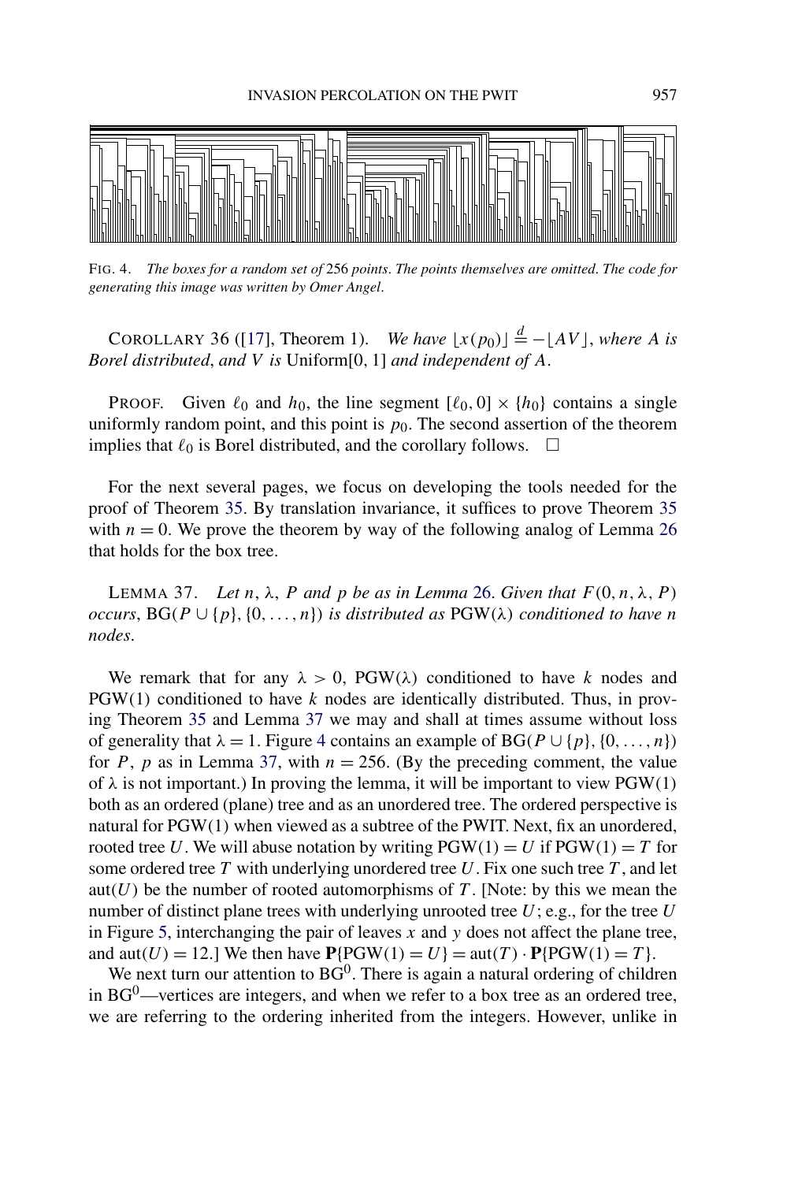FIG. 4. *The boxes for a random set of* 256 *points. The points themselves are omitted. The code for generating this image was written by Omer Angel.*

COROLLARY 36 ([17], Theorem 1). *We have* $\lfloor x(p_0) \rfloor \stackrel{d}{=} -\lfloor AV \rfloor$, *where $A$ is Borel distributed, and $V$ is* Uniform$[0, 1]$ *and independent of $A$.*

PROOF. Given $\ell_0$ and $h_0$, the line segment $[\ell_0, 0] \times \{h_0\}$ contains a single uniformly random point, and this point is $p_0$. The second assertion of the theorem implies that $\ell_0$ is Borel distributed, and the corollary follows. $\square$

For the next several pages, we focus on developing the tools needed for the proof of Theorem 35. By translation invariance, it suffices to prove Theorem 35 with $n = 0$. We prove the theorem by way of the following analog of Lemma 26 that holds for the box tree.

LEMMA 37. *Let $n$, $\lambda$, $P$ and $p$ be as in Lemma* 26. *Given that $F(0, n, \lambda, P)$ occurs,* $\mathrm{BG}(P \cup \{p\}, \{0, \ldots, n\})$ *is distributed as* $\mathrm{PGW}(\lambda)$ *conditioned to have $n$ nodes.*

We remark that for any $\lambda > 0$, $\mathrm{PGW}(\lambda)$ conditioned to have $k$ nodes and $\mathrm{PGW}(1)$ conditioned to have $k$ nodes are identically distributed. Thus, in proving Theorem 35 and Lemma 37 we may and shall at times assume without loss of generality that $\lambda = 1$. Figure 4 contains an example of $\mathrm{BG}(P \cup \{p\}, \{0, \ldots, n\})$ for $P$, $p$ as in Lemma 37, with $n = 256$. (By the preceding comment, the value of $\lambda$ is not important.) In proving the lemma, it will be important to view $\mathrm{PGW}(1)$ both as an ordered (plane) tree and as an unordered tree. The ordered perspective is natural for $\mathrm{PGW}(1)$ when viewed as a subtree of the PWIT. Next, fix an unordered, rooted tree $U$. We will abuse notation by writing $\mathrm{PGW}(1) = U$ if $\mathrm{PGW}(1) = T$ for some ordered tree $T$ with underlying unordered tree $U$. Fix one such tree $T$, and let $\mathrm{aut}(U)$ be the number of rooted automorphisms of $T$. [Note: by this we mean the number of distinct plane trees with underlying unrooted tree $U$; e.g., for the tree $U$ in Figure 5, interchanging the pair of leaves $x$ and $y$ does not affect the plane tree, and $\mathrm{aut}(U) = 12$.] We then have $\mathbf{P}\{\mathrm{PGW}(1) = U\} = \mathrm{aut}(T) \cdot \mathbf{P}\{\mathrm{PGW}(1) = T\}$.

We next turn our attention to $\mathrm{BG}^0$. There is again a natural ordering of children in $\mathrm{BG}^0$—vertices are integers, and when we refer to a box tree as an ordered tree, we are referring to the ordering inherited from the integers. However, unlike in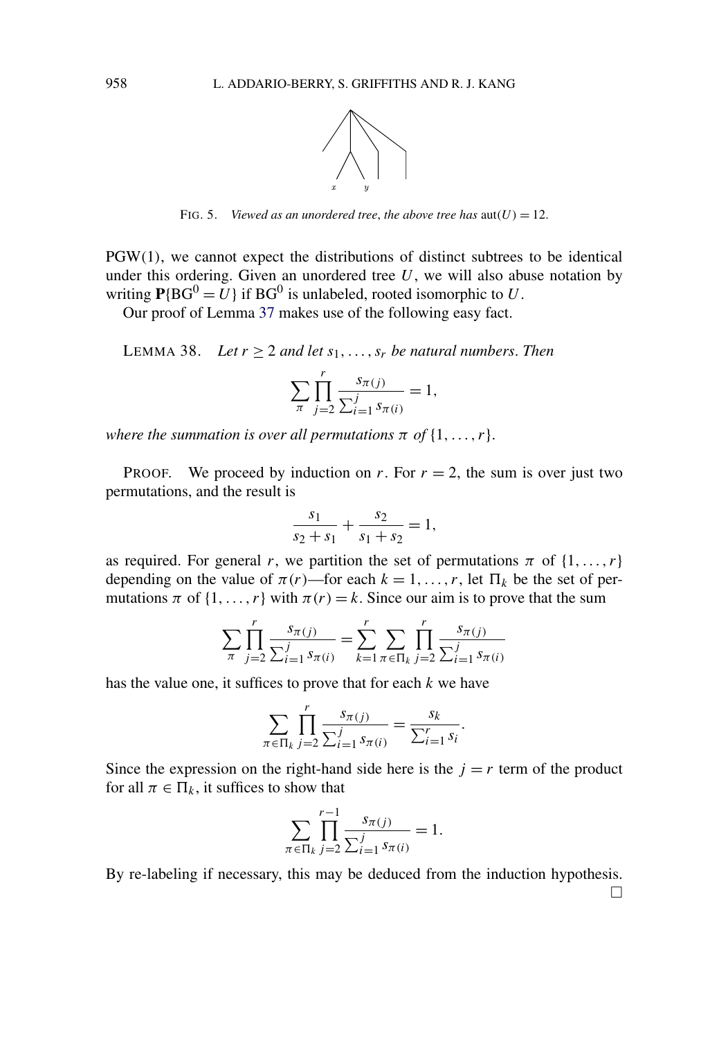FIG. 5. *Viewed as an unordered tree, the above tree has* $\text{aut}(U) = 12$.

PGW(1), we cannot expect the distributions of distinct subtrees to be identical under this ordering. Given an unordered tree $U$, we will also abuse notation by writing $\mathbf{P}\{\text{BG}^0 = U\}$ if $\text{BG}^0$ is unlabeled, rooted isomorphic to $U$.

Our proof of Lemma 37 makes use of the following easy fact.

LEMMA 38. *Let $r \geq 2$ and let $s_1, \ldots, s_r$ be natural numbers. Then*

$$\sum_{\pi} \prod_{j=2}^{r} \frac{s_{\pi(j)}}{\sum_{i=1}^{j} s_{\pi(i)}} = 1,$$

*where the summation is over all permutations $\pi$ of $\{1, \ldots, r\}$.*

PROOF. We proceed by induction on $r$. For $r = 2$, the sum is over just two permutations, and the result is

$$\frac{s_1}{s_2 + s_1} + \frac{s_2}{s_1 + s_2} = 1,$$

as required. For general $r$, we partition the set of permutations $\pi$ of $\{1, \ldots, r\}$ depending on the value of $\pi(r)$—for each $k = 1, \ldots, r$, let $\Pi_k$ be the set of permutations $\pi$ of $\{1, \ldots, r\}$ with $\pi(r) = k$. Since our aim is to prove that the sum

$$\sum_{\pi} \prod_{j=2}^{r} \frac{s_{\pi(j)}}{\sum_{i=1}^{j} s_{\pi(i)}} = \sum_{k=1}^{r} \sum_{\pi \in \Pi_k} \prod_{j=2}^{r} \frac{s_{\pi(j)}}{\sum_{i=1}^{j} s_{\pi(i)}}$$

has the value one, it suffices to prove that for each $k$ we have

$$\sum_{\pi \in \Pi_k} \prod_{j=2}^{r} \frac{s_{\pi(j)}}{\sum_{i=1}^{j} s_{\pi(i)}} = \frac{s_k}{\sum_{i=1}^{r} s_i}.$$

Since the expression on the right-hand side here is the $j = r$ term of the product for all $\pi \in \Pi_k$, it suffices to show that

$$\sum_{\pi \in \Pi_k} \prod_{j=2}^{r-1} \frac{s_{\pi(j)}}{\sum_{i=1}^{j} s_{\pi(i)}} = 1.$$

By re-labeling if necessary, this may be deduced from the induction hypothesis. $\square$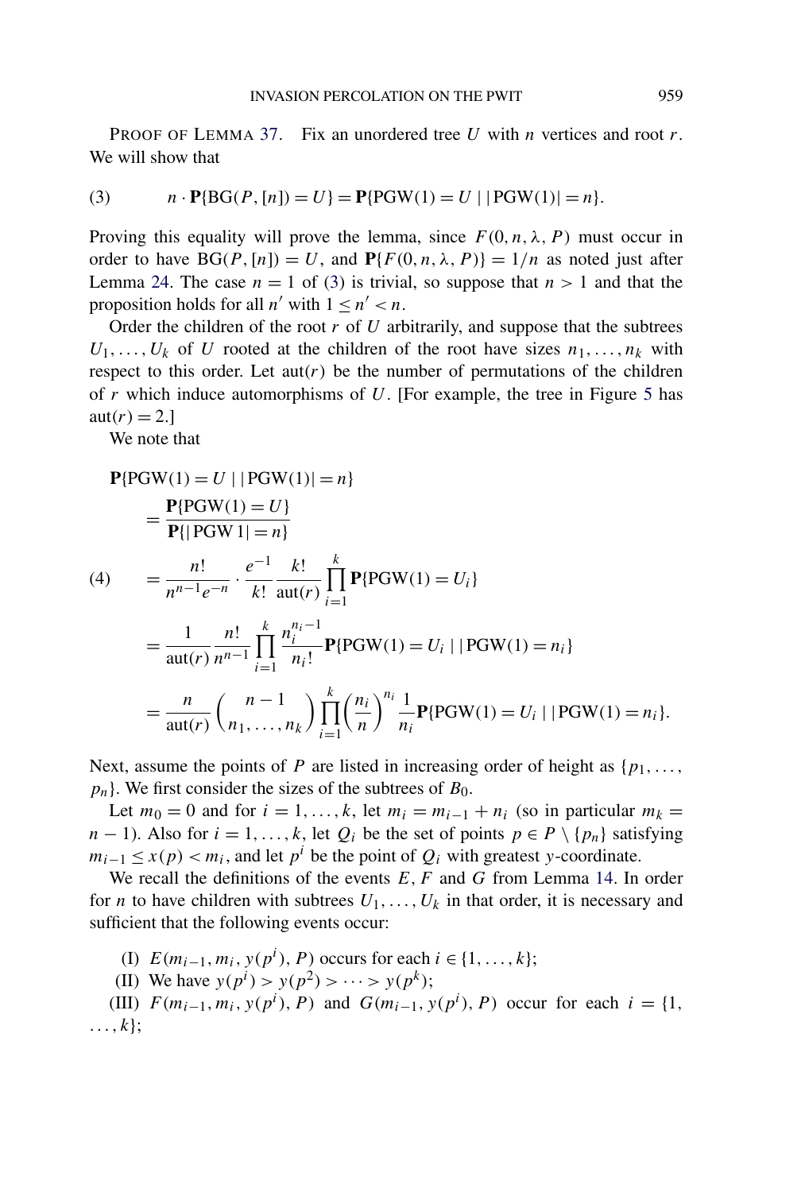PROOF OF LEMMA 37. Fix an unordered tree $U$ with $n$ vertices and root $r$. We will show that

$$n \cdot \mathbf{P}\{\mathrm{BG}(P,[n]) = U\} = \mathbf{P}\{\mathrm{PGW}(1) = U \mid |\mathrm{PGW}(1)| = n\}. \tag{3}$$

Proving this equality will prove the lemma, since $F(0, n, \lambda, P)$ must occur in order to have $\mathrm{BG}(P,[n]) = U$, and $\mathbf{P}\{F(0,n,\lambda,P)\} = 1/n$ as noted just after Lemma 24. The case $n = 1$ of (3) is trivial, so suppose that $n > 1$ and that the proposition holds for all $n'$ with $1 \le n' < n$.

Order the children of the root $r$ of $U$ arbitrarily, and suppose that the subtrees $U_1, \ldots, U_k$ of $U$ rooted at the children of the root have sizes $n_1, \ldots, n_k$ with respect to this order. Let $\mathrm{aut}(r)$ be the number of permutations of the children of $r$ which induce automorphisms of $U$. [For example, the tree in Figure 5 has $\mathrm{aut}(r) = 2$.]

We note that

$$\begin{aligned}
&\mathbf{P}\{\mathrm{PGW}(1) = U \mid |\mathrm{PGW}(1)| = n\} \\
&\quad = \frac{\mathbf{P}\{\mathrm{PGW}(1) = U\}}{\mathbf{P}\{|\mathrm{PGW}\,1| = n\}} \\
&\quad = \frac{n!}{n^{n-1}e^{-n}} \cdot \frac{e^{-1}}{k!} \frac{k!}{\mathrm{aut}(r)} \prod_{i=1}^{k} \mathbf{P}\{\mathrm{PGW}(1) = U_i\} \qquad (4)\\
&\quad = \frac{1}{\mathrm{aut}(r)} \frac{n!}{n^{n-1}} \prod_{i=1}^{k} \frac{n_i^{n_i-1}}{n_i!} \mathbf{P}\{\mathrm{PGW}(1) = U_i \mid |\mathrm{PGW}(1) = n_i\} \\
&\quad = \frac{n}{\mathrm{aut}(r)} \binom{n-1}{n_1, \ldots, n_k} \prod_{i=1}^{k} \left(\frac{n_i}{n}\right)^{n_i} \frac{1}{n_i} \mathbf{P}\{\mathrm{PGW}(1) = U_i \mid |\mathrm{PGW}(1) = n_i\}.
\end{aligned}$$

Next, assume the points of $P$ are listed in increasing order of height as $\{p_1, \ldots, p_n\}$. We first consider the sizes of the subtrees of $B_0$.

Let $m_0 = 0$ and for $i = 1, \ldots, k$, let $m_i = m_{i-1} + n_i$ (so in particular $m_k = n - 1$). Also for $i = 1, \ldots, k$, let $Q_i$ be the set of points $p \in P \setminus \{p_n\}$ satisfying $m_{i-1} \le x(p) < m_i$, and let $p^i$ be the point of $Q_i$ with greatest $y$-coordinate.

We recall the definitions of the events $E$, $F$ and $G$ from Lemma 14. In order for $n$ to have children with subtrees $U_1, \ldots, U_k$ in that order, it is necessary and sufficient that the following events occur:

(I) $E(m_{i-1}, m_i, y(p^i), P)$ occurs for each $i \in \{1, \ldots, k\}$;

(II) We have $y(p^1) > y(p^2) > \cdots > y(p^k)$;

(III) $F(m_{i-1}, m_i, y(p^i), P)$ and $G(m_{i-1}, y(p^i), P)$ occur for each $i = \{1, \ldots, k\}$;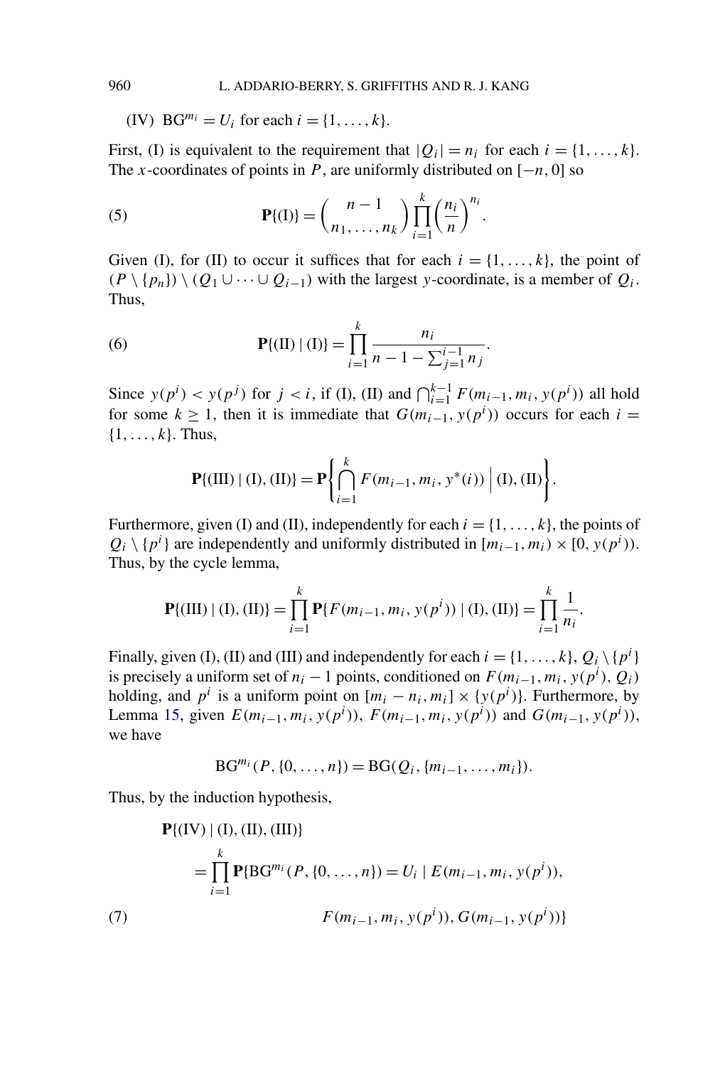(IV) $\mathrm{BG}^{m_i} = U_i$ for each $i = \{1, \dots, k\}$.

First, (I) is equivalent to the requirement that $|Q_i| = n_i$ for each $i = \{1, \dots, k\}$. The $x$-coordinates of points in $P$, are uniformly distributed on $[-n, 0]$ so

$$\mathbf{P}\{\text{(I)}\} = \binom{n-1}{n_1, \dots, n_k} \prod_{i=1}^{k} \left(\frac{n_i}{n}\right)^{n_i}. \tag{5}$$

Given (I), for (II) to occur it suffices that for each $i = \{1, \dots, k\}$, the point of $(P \setminus \{p_n\}) \setminus (Q_1 \cup \cdots \cup Q_{i-1})$ with the largest $y$-coordinate, is a member of $Q_i$. Thus,

$$\mathbf{P}\{\text{(II)} \mid \text{(I)}\} = \prod_{i=1}^{k} \frac{n_i}{n - 1 - \sum_{j=1}^{i-1} n_j}. \tag{6}$$

Since $y(p^i) < y(p^j)$ for $j < i$, if (I), (II) and $\bigcap_{i=1}^{k-1} F(m_{i-1}, m_i, y(p^i))$ all hold for some $k \geq 1$, then it is immediate that $G(m_{i-1}, y(p^i))$ occurs for each $i = \{1, \dots, k\}$. Thus,

$$\mathbf{P}\{\text{(III)} \mid \text{(I)}, \text{(II)}\} = \mathbf{P}\left\{ \bigcap_{i=1}^{k} F(m_{i-1}, m_i, y^*(i)) \,\Big|\, \text{(I)}, \text{(II)} \right\}.$$

Furthermore, given (I) and (II), independently for each $i = \{1, \dots, k\}$, the points of $Q_i \setminus \{p^i\}$ are independently and uniformly distributed in $[m_{i-1}, m_i) \times [0, y(p^i))$. Thus, by the cycle lemma,

$$\mathbf{P}\{\text{(III)} \mid \text{(I)}, \text{(II)}\} = \prod_{i=1}^{k} \mathbf{P}\{F(m_{i-1}, m_i, y(p^i)) \mid \text{(I)}, \text{(II)}\} = \prod_{i=1}^{k} \frac{1}{n_i}.$$

Finally, given (I), (II) and (III) and independently for each $i = \{1, \dots, k\}$, $Q_i \setminus \{p^i\}$ is precisely a uniform set of $n_i - 1$ points, conditioned on $F(m_{i-1}, m_i, y(p^i), Q_i)$ holding, and $p^i$ is a uniform point on $[m_i - n_i, m_i] \times \{y(p^i)\}$. Furthermore, by Lemma 15, given $E(m_{i-1}, m_i, y(p^i))$, $F(m_{i-1}, m_i, y(p^i))$ and $G(m_{i-1}, y(p^i))$, we have

$$\mathrm{BG}^{m_i}(P, \{0, \dots, n\}) = \mathrm{BG}(Q_i, \{m_{i-1}, \dots, m_i\}).$$

Thus, by the induction hypothesis,

$$\begin{aligned}
&\mathbf{P}\{\text{(IV)} \mid \text{(I)}, \text{(II)}, \text{(III)}\} \\
&\quad = \prod_{i=1}^{k} \mathbf{P}\{\mathrm{BG}^{m_i}(P, \{0, \dots, n\}) = U_i \mid E(m_{i-1}, m_i, y(p^i)), \\
&\qquad\qquad F(m_{i-1}, m_i, y(p^i)), G(m_{i-1}, y(p^i))\}
\end{aligned} \tag{7}$$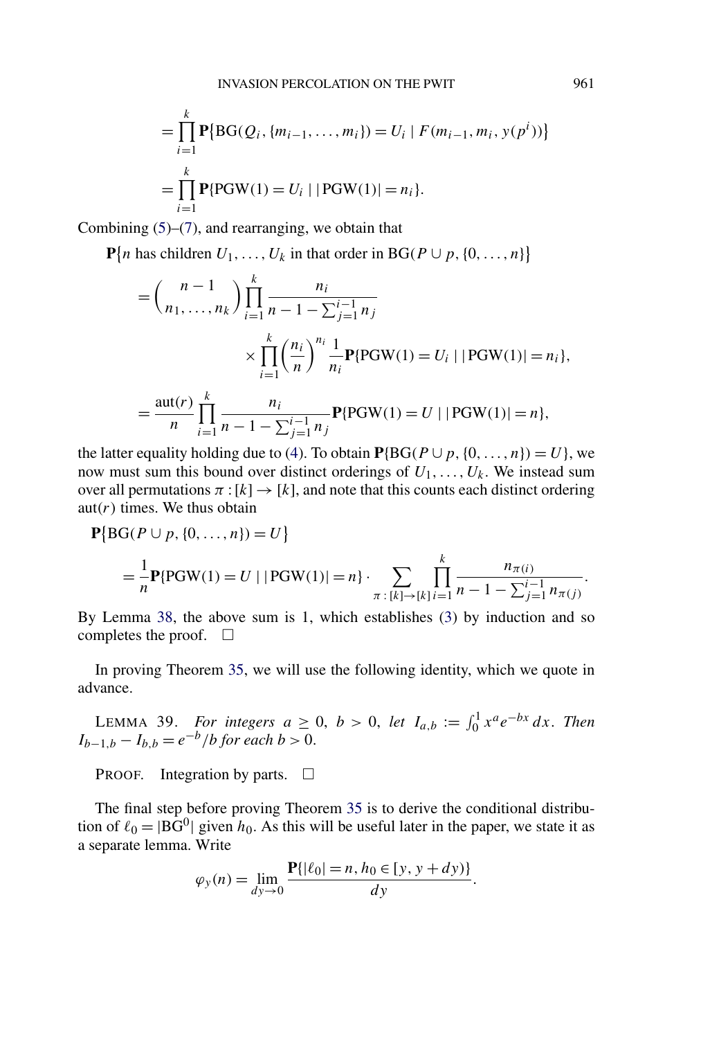$$= \prod_{i=1}^{k} \mathbf{P}\{\mathrm{BG}(Q_i, \{m_{i-1}, \dots, m_i\}) = U_i \mid F(m_{i-1}, m_i, y(p^i))\}$$

$$= \prod_{i=1}^{k} \mathbf{P}\{\mathrm{PGW}(1) = U_i \mid |\mathrm{PGW}(1)| = n_i\}.$$

Combining (5)–(7), and rearranging, we obtain that

$$\mathbf{P}\{n \text{ has children } U_1, \dots, U_k \text{ in that order in } \mathrm{BG}(P \cup p, \{0, \dots, n\}\}$$

$$= \binom{n-1}{n_1, \dots, n_k} \prod_{i=1}^{k} \frac{n_i}{n - 1 - \sum_{j=1}^{i-1} n_j}$$

$$\times \prod_{i=1}^{k} \left(\frac{n_i}{n}\right)^{n_i} \frac{1}{n_i} \mathbf{P}\{\mathrm{PGW}(1) = U_i \mid |\mathrm{PGW}(1)| = n_i\},$$

$$= \frac{\mathrm{aut}(r)}{n} \prod_{i=1}^{k} \frac{n_i}{n - 1 - \sum_{j=1}^{i-1} n_j} \mathbf{P}\{\mathrm{PGW}(1) = U \mid |\mathrm{PGW}(1)| = n\},$$

the latter equality holding due to (4). To obtain $\mathbf{P}\{\mathrm{BG}(P \cup p, \{0, \dots, n\}) = U\}$, we now must sum this bound over distinct orderings of $U_1, \dots, U_k$. We instead sum over all permutations $\pi : [k] \to [k]$, and note that this counts each distinct ordering $\mathrm{aut}(r)$ times. We thus obtain

$$\mathbf{P}\{\mathrm{BG}(P \cup p, \{0, \dots, n\}) = U\}$$

$$= \frac{1}{n} \mathbf{P}\{\mathrm{PGW}(1) = U \mid |\mathrm{PGW}(1)| = n\} \cdot \sum_{\pi : [k] \to [k]} \prod_{i=1}^{k} \frac{n_{\pi(i)}}{n - 1 - \sum_{j=1}^{i-1} n_{\pi(j)}}.$$

By Lemma 38, the above sum is 1, which establishes (3) by induction and so completes the proof. $\square$

In proving Theorem 35, we will use the following identity, which we quote in advance.

**Lemma 39.** *For integers $a \geq 0$, $b > 0$, let $I_{a,b} := \int_0^1 x^a e^{-bx}\, dx$. Then $I_{b-1,b} - I_{b,b} = e^{-b}/b$ for each $b > 0$.*

*Proof.* Integration by parts. $\square$

The final step before proving Theorem 35 is to derive the conditional distribution of $\ell_0 = |\mathrm{BG}^0|$ given $h_0$. As this will be useful later in the paper, we state it as a separate lemma. Write

$$\varphi_y(n) = \lim_{dy \to 0} \frac{\mathbf{P}\{|\ell_0| = n, h_0 \in [y, y + dy)\}}{dy}.$$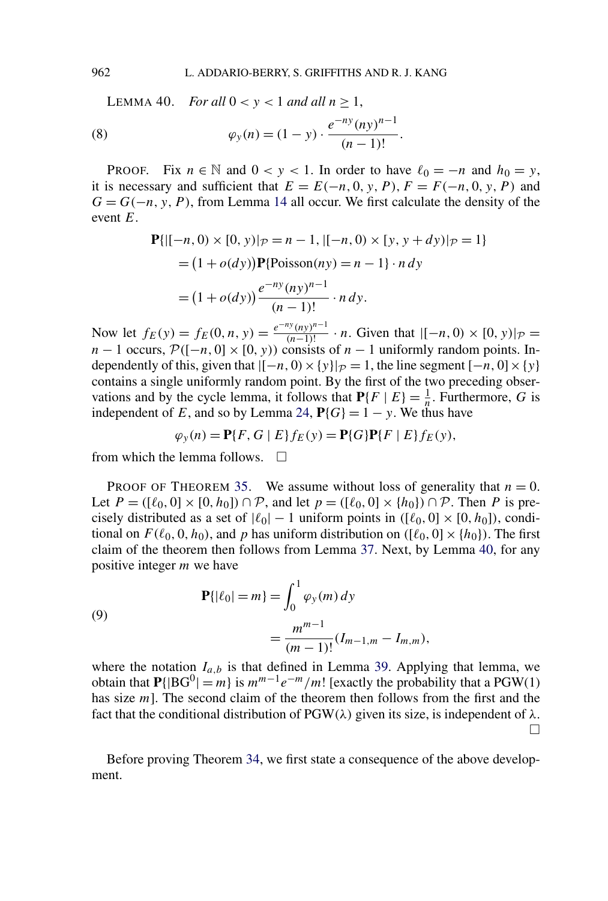LEMMA 40. *For all* $0 < y < 1$ *and all* $n \geq 1$,

$$\varphi_y(n) = (1-y) \cdot \frac{e^{-ny}(ny)^{n-1}}{(n-1)!}. \tag{8}$$

PROOF. Fix $n \in \mathbb{N}$ and $0 < y < 1$. In order to have $\ell_0 = -n$ and $h_0 = y$, it is necessary and sufficient that $E = E(-n, 0, y, P)$, $F = F(-n, 0, y, P)$ and $G = G(-n, y, P)$, from Lemma 14 all occur. We first calculate the density of the event $E$.

$$\begin{aligned}
&\mathbf{P}\{|[-n,0) \times [0,y)|_{\mathcal{P}} = n-1, |[-n,0) \times [y, y+dy)|_{\mathcal{P}} = 1\} \\
&\quad = (1 + o(dy))\mathbf{P}\{\text{Poisson}(ny) = n-1\} \cdot n\, dy \\
&\quad = (1 + o(dy))\frac{e^{-ny}(ny)^{n-1}}{(n-1)!} \cdot n\, dy.
\end{aligned}$$

Now let $f_E(y) = f_E(0, n, y) = \frac{e^{-ny}(ny)^{n-1}}{(n-1)!} \cdot n$. Given that $|[-n,0) \times [0,y)|_{\mathcal{P}} = n-1$ occurs, $\mathcal{P}([-n,0] \times [0,y))$ consists of $n-1$ uniformly random points. Independently of this, given that $|[-n,0) \times \{y\}|_{\mathcal{P}} = 1$, the line segment $[-n,0] \times \{y\}$ contains a single uniformly random point. By the first of the two preceding observations and by the cycle lemma, it follows that $\mathbf{P}\{F \mid E\} = \frac{1}{n}$. Furthermore, $G$ is independent of $E$, and so by Lemma 24, $\mathbf{P}\{G\} = 1 - y$. We thus have

$$\varphi_y(n) = \mathbf{P}\{F, G \mid E\} f_E(y) = \mathbf{P}\{G\}\mathbf{P}\{F \mid E\} f_E(y),$$

from which the lemma follows. $\square$

PROOF OF THEOREM 35. We assume without loss of generality that $n = 0$. Let $P = ([\ell_0, 0] \times [0, h_0]) \cap \mathcal{P}$, and let $p = ([\ell_0, 0] \times \{h_0\}) \cap \mathcal{P}$. Then $P$ is precisely distributed as a set of $|\ell_0| - 1$ uniform points in $([\ell_0, 0] \times [0, h_0])$, conditional on $F(\ell_0, 0, h_0)$, and $p$ has uniform distribution on $([\ell_0, 0] \times \{h_0\})$. The first claim of the theorem then follows from Lemma 37. Next, by Lemma 40, for any positive integer $m$ we have

$$\begin{aligned}
\mathbf{P}\{|\ell_0| = m\} &= \int_0^1 \varphi_y(m)\, dy \\
&= \frac{m^{m-1}}{(m-1)!}(I_{m-1,m} - I_{m,m}),
\end{aligned} \tag{9}$$

where the notation $I_{a,b}$ is that defined in Lemma 39. Applying that lemma, we obtain that $\mathbf{P}\{|\mathrm{BG}^0| = m\}$ is $m^{m-1}e^{-m}/m!$ [exactly the probability that a PGW(1) has size $m$]. The second claim of the theorem then follows from the first and the fact that the conditional distribution of PGW($\lambda$) given its size, is independent of $\lambda$. $\square$

Before proving Theorem 34, we first state a consequence of the above development.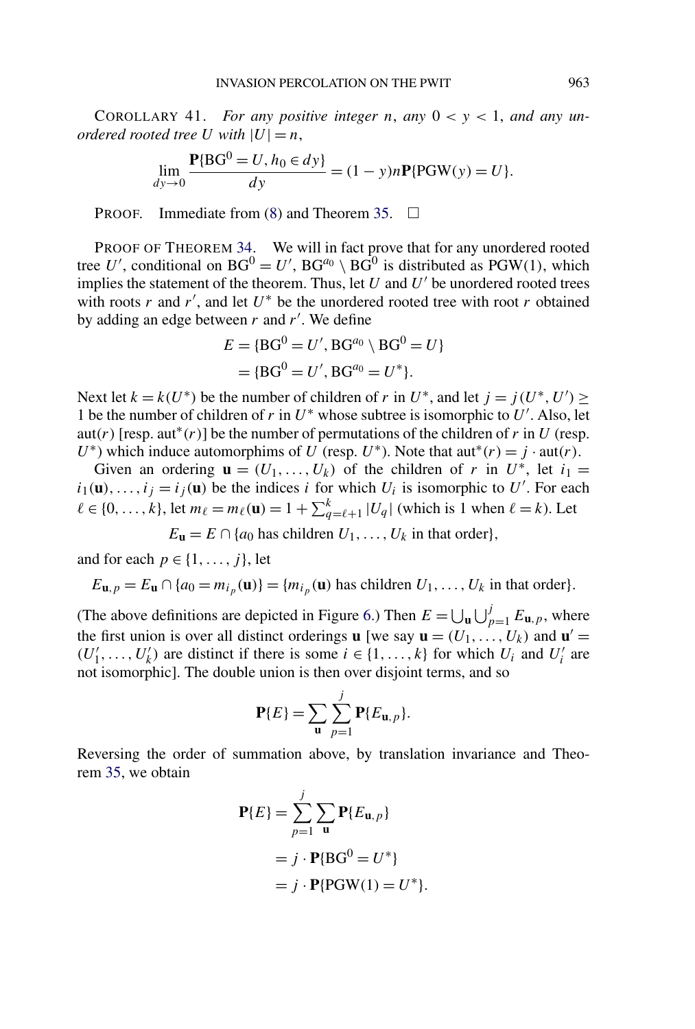COROLLARY 41. *For any positive integer* $n$, *any* $0 < y < 1$, *and any unordered rooted tree* $U$ *with* $|U| = n$,

$$\lim_{dy \to 0} \frac{\mathbf{P}\{\mathrm{BG}^0 = U, h_0 \in dy\}}{dy} = (1-y)n\mathbf{P}\{\mathrm{PGW}(y) = U\}.$$

PROOF. Immediate from (8) and Theorem 35. $\square$

PROOF OF THEOREM 34. We will in fact prove that for any unordered rooted tree $U'$, conditional on $\mathrm{BG}^0 = U'$, $\mathrm{BG}^{a_0} \setminus \mathrm{BG}^0$ is distributed as PGW(1), which implies the statement of the theorem. Thus, let $U$ and $U'$ be unordered rooted trees with roots $r$ and $r'$, and let $U^*$ be the unordered rooted tree with root $r$ obtained by adding an edge between $r$ and $r'$. We define

$$\begin{aligned}
E &= \{\mathrm{BG}^0 = U', \mathrm{BG}^{a_0} \setminus \mathrm{BG}^0 = U\} \\
&= \{\mathrm{BG}^0 = U', \mathrm{BG}^{a_0} = U^*\}.
\end{aligned}$$

Next let $k = k(U^*)$ be the number of children of $r$ in $U^*$, and let $j = j(U^*, U') \geq 1$ be the number of children of $r$ in $U^*$ whose subtree is isomorphic to $U'$. Also, let $\mathrm{aut}(r)$ [resp. $\mathrm{aut}^*(r)$] be the number of permutations of the children of $r$ in $U$ (resp. $U^*$) which induce automorphims of $U$ (resp. $U^*$). Note that $\mathrm{aut}^*(r) = j \cdot \mathrm{aut}(r)$.

Given an ordering $\mathbf{u} = (U_1, \ldots, U_k)$ of the children of $r$ in $U^*$, let $i_1 = i_1(\mathbf{u}), \ldots, i_j = i_j(\mathbf{u})$ be the indices $i$ for which $U_i$ is isomorphic to $U'$. For each $\ell \in \{0, \ldots, k\}$, let $m_\ell = m_\ell(\mathbf{u}) = 1 + \sum_{q=\ell+1}^{k} |U_q|$ (which is 1 when $\ell = k$). Let

$$E_{\mathbf{u}} = E \cap \{a_0 \text{ has children } U_1, \ldots, U_k \text{ in that order}\},$$

and for each $p \in \{1, \ldots, j\}$, let

$$E_{\mathbf{u},p} = E_{\mathbf{u}} \cap \{a_0 = m_{i_p}(\mathbf{u})\} = \{m_{i_p}(\mathbf{u}) \text{ has children } U_1, \ldots, U_k \text{ in that order}\}.$$

(The above definitions are depicted in Figure 6.) Then $E = \bigcup_{\mathbf{u}} \bigcup_{p=1}^{j} E_{\mathbf{u},p}$, where the first union is over all distinct orderings $\mathbf{u}$ [we say $\mathbf{u} = (U_1, \ldots, U_k)$ and $\mathbf{u}' = (U_1', \ldots, U_k')$ are distinct if there is some $i \in \{1, \ldots, k\}$ for which $U_i$ and $U_i'$ are not isomorphic]. The double union is then over disjoint terms, and so

$$\mathbf{P}\{E\} = \sum_{\mathbf{u}} \sum_{p=1}^{j} \mathbf{P}\{E_{\mathbf{u},p}\}.$$

Reversing the order of summation above, by translation invariance and Theorem 35, we obtain

$$\begin{aligned}
\mathbf{P}\{E\} &= \sum_{p=1}^{j} \sum_{\mathbf{u}} \mathbf{P}\{E_{\mathbf{u},p}\} \\
&= j \cdot \mathbf{P}\{\mathrm{BG}^0 = U^*\} \\
&= j \cdot \mathbf{P}\{\mathrm{PGW}(1) = U^*\}.
\end{aligned}$$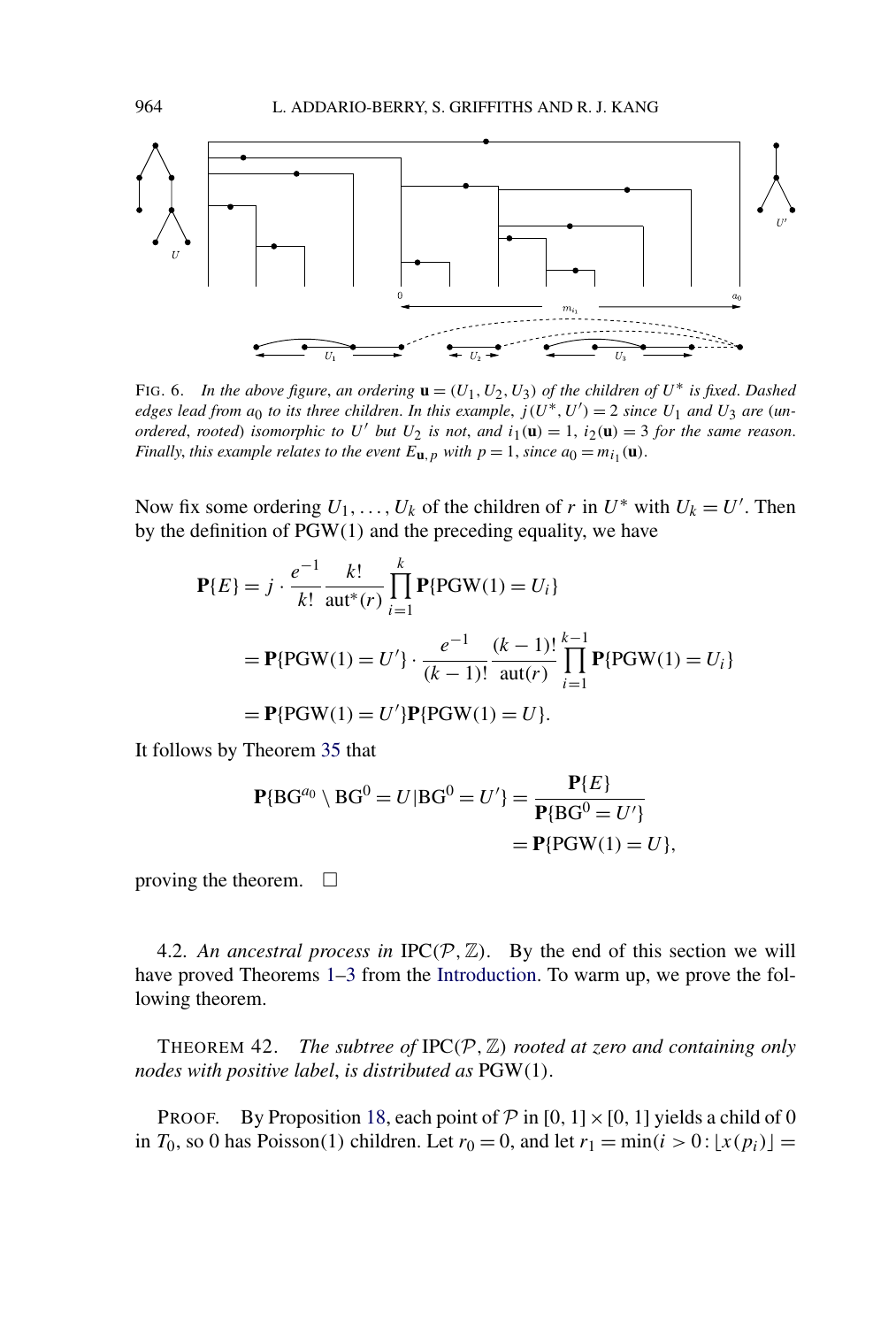FIG. 6. *In the above figure, an ordering* $\mathbf{u} = (U_1, U_2, U_3)$ *of the children of* $U^*$ *is fixed. Dashed edges lead from* $a_0$ *to its three children. In this example,* $j(U^*, U') = 2$ *since* $U_1$ *and* $U_3$ *are (unordered, rooted) isomorphic to* $U'$ *but* $U_2$ *is not, and* $i_1(\mathbf{u}) = 1$, $i_2(\mathbf{u}) = 3$ *for the same reason. Finally, this example relates to the event* $E_{\mathbf{u},p}$ *with* $p = 1$, *since* $a_0 = m_{i_1}(\mathbf{u})$.

Now fix some ordering $U_1, \ldots, U_k$ of the children of $r$ in $U^*$ with $U_k = U'$. Then by the definition of PGW(1) and the preceding equality, we have

$$
\begin{aligned}
\mathbf{P}\{E\} &= j \cdot \frac{e^{-1}}{k!} \frac{k!}{\text{aut}^*(r)} \prod_{i=1}^{k} \mathbf{P}\{\text{PGW}(1) = U_i\} \\
&= \mathbf{P}\{\text{PGW}(1) = U'\} \cdot \frac{e^{-1}}{(k-1)!} \frac{(k-1)!}{\text{aut}(r)} \prod_{i=1}^{k-1} \mathbf{P}\{\text{PGW}(1) = U_i\} \\
&= \mathbf{P}\{\text{PGW}(1) = U'\} \mathbf{P}\{\text{PGW}(1) = U\}.
\end{aligned}
$$

It follows by Theorem 35 that

$$
\begin{aligned}
\mathbf{P}\{\text{BG}^{a_0} \setminus \text{BG}^0 = U | \text{BG}^0 = U'\} &= \frac{\mathbf{P}\{E\}}{\mathbf{P}\{\text{BG}^0 = U'\}} \\
&= \mathbf{P}\{\text{PGW}(1) = U\},
\end{aligned}
$$

proving the theorem. $\square$

4.2. *An ancestral process in* $\text{IPC}(\mathcal{P}, \mathbb{Z})$. By the end of this section we will have proved Theorems 1–3 from the Introduction. To warm up, we prove the following theorem.

THEOREM 42. *The subtree of* $\text{IPC}(\mathcal{P}, \mathbb{Z})$ *rooted at zero and containing only nodes with positive label, is distributed as* PGW(1).

PROOF. By Proposition 18, each point of $\mathcal{P}$ in $[0, 1] \times [0, 1]$ yields a child of 0 in $T_0$, so 0 has Poisson(1) children. Let $r_0 = 0$, and let $r_1 = \min(i > 0 : \lfloor x(p_i) \rfloor =$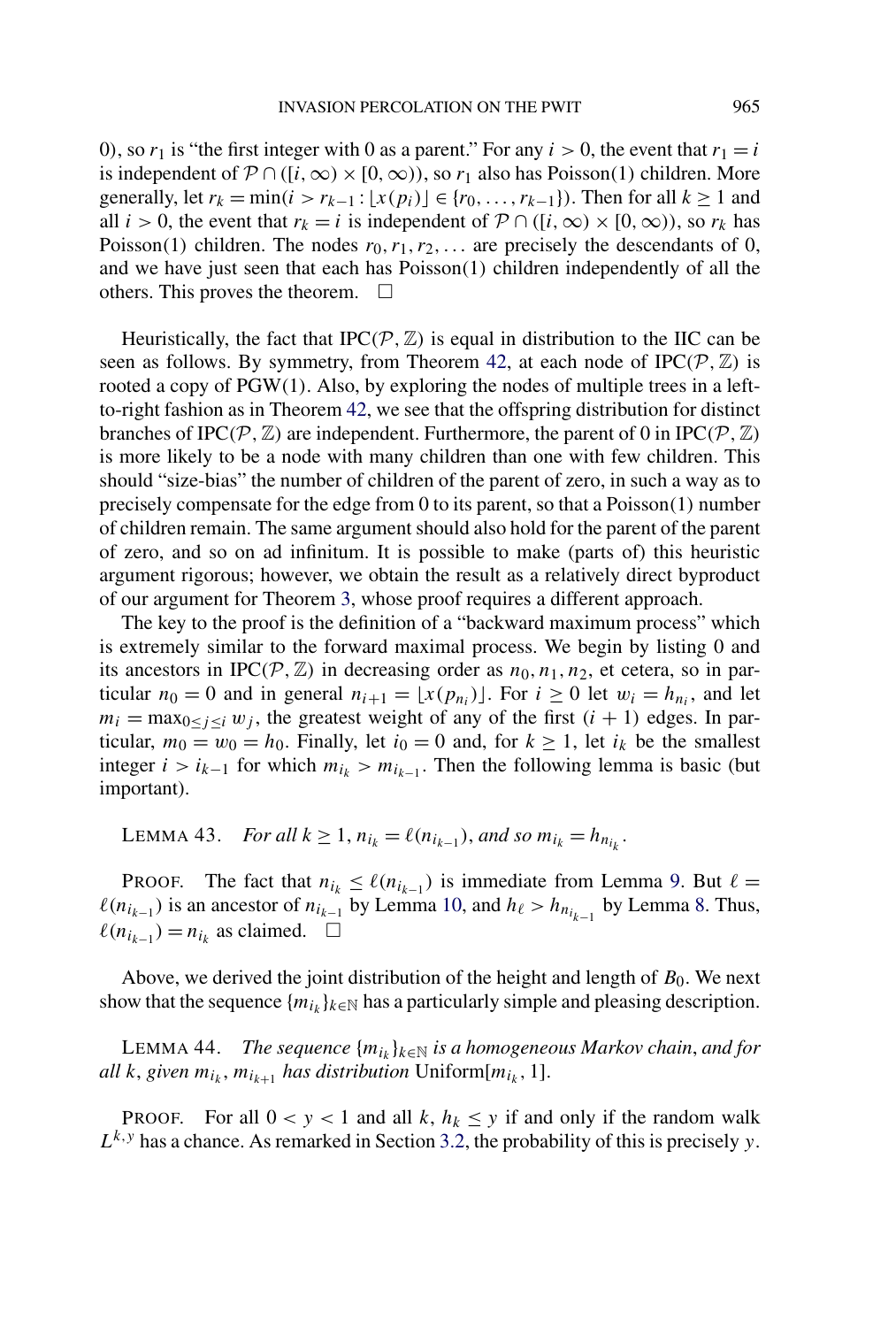0), so $r_1$ is "the first integer with 0 as a parent." For any $i > 0$, the event that $r_1 = i$ is independent of $\mathcal{P} \cap ([i, \infty) \times [0, \infty))$, so $r_1$ also has Poisson(1) children. More generally, let $r_k = \min(i > r_{k-1} : \lfloor x(p_i) \rfloor \in \{r_0, \dots, r_{k-1}\})$. Then for all $k \geq 1$ and all $i > 0$, the event that $r_k = i$ is independent of $\mathcal{P} \cap ([i, \infty) \times [0, \infty))$, so $r_k$ has Poisson(1) children. The nodes $r_0, r_1, r_2, \dots$ are precisely the descendants of 0, and we have just seen that each has Poisson(1) children independently of all the others. This proves the theorem. $\square$

Heuristically, the fact that $\mathrm{IPC}(\mathcal{P}, \mathbb{Z})$ is equal in distribution to the IIC can be seen as follows. By symmetry, from Theorem 42, at each node of $\mathrm{IPC}(\mathcal{P}, \mathbb{Z})$ is rooted a copy of PGW(1). Also, by exploring the nodes of multiple trees in a left-to-right fashion as in Theorem 42, we see that the offspring distribution for distinct branches of $\mathrm{IPC}(\mathcal{P}, \mathbb{Z})$ are independent. Furthermore, the parent of 0 in $\mathrm{IPC}(\mathcal{P}, \mathbb{Z})$ is more likely to be a node with many children than one with few children. This should "size-bias" the number of children of the parent of zero, in such a way as to precisely compensate for the edge from 0 to its parent, so that a Poisson(1) number of children remain. The same argument should also hold for the parent of the parent of zero, and so on ad infinitum. It is possible to make (parts of) this heuristic argument rigorous; however, we obtain the result as a relatively direct byproduct of our argument for Theorem 3, whose proof requires a different approach.

The key to the proof is the definition of a "backward maximum process" which is extremely similar to the forward maximal process. We begin by listing 0 and its ancestors in $\mathrm{IPC}(\mathcal{P}, \mathbb{Z})$ in decreasing order as $n_0, n_1, n_2$, et cetera, so in particular $n_0 = 0$ and in general $n_{i+1} = \lfloor x(p_{n_i}) \rfloor$. For $i \geq 0$ let $w_i = h_{n_i}$, and let $m_i = \max_{0 \leq j \leq i} w_j$, the greatest weight of any of the first $(i + 1)$ edges. In particular, $m_0 = w_0 = h_0$. Finally, let $i_0 = 0$ and, for $k \geq 1$, let $i_k$ be the smallest integer $i > i_{k-1}$ for which $m_{i_k} > m_{i_{k-1}}$. Then the following lemma is basic (but important).

LEMMA 43. *For all $k \geq 1$, $n_{i_k} = \ell(n_{i_{k-1}})$, and so $m_{i_k} = h_{n_{i_k}}$.*

PROOF. The fact that $n_{i_k} \leq \ell(n_{i_{k-1}})$ is immediate from Lemma 9. But $\ell = \ell(n_{i_{k-1}})$ is an ancestor of $n_{i_{k-1}}$ by Lemma 10, and $h_\ell > h_{n_{i_{k-1}}}$ by Lemma 8. Thus, $\ell(n_{i_{k-1}}) = n_{i_k}$ as claimed. $\square$

Above, we derived the joint distribution of the height and length of $B_0$. We next show that the sequence $\{m_{i_k}\}_{k \in \mathbb{N}}$ has a particularly simple and pleasing description.

LEMMA 44. *The sequence $\{m_{i_k}\}_{k \in \mathbb{N}}$ is a homogeneous Markov chain, and for all $k$, given $m_{i_k}$, $m_{i_{k+1}}$ has distribution* Uniform$[m_{i_k}, 1]$.

PROOF. For all $0 < y < 1$ and all $k$, $h_k \leq y$ if and only if the random walk $L^{k,y}$ has a chance. As remarked in Section 3.2, the probability of this is precisely $y$.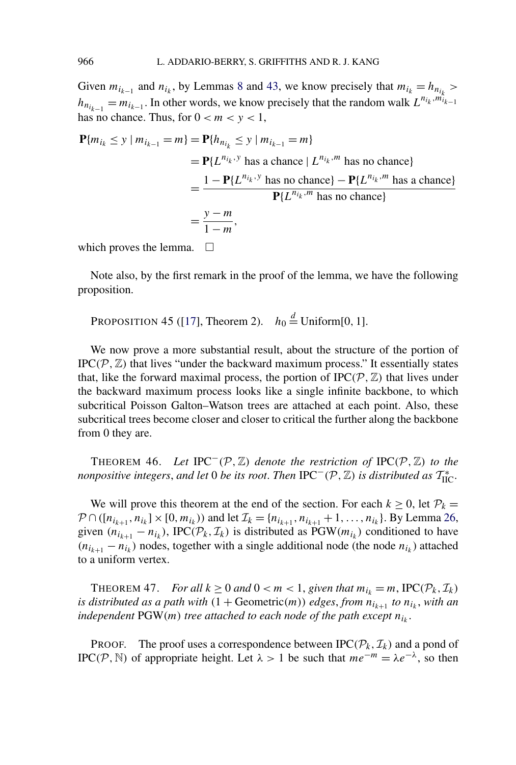Given $m_{i_{k-1}}$ and $n_{i_k}$, by Lemmas 8 and 43, we know precisely that $m_{i_k} = h_{n_{i_k}} > h_{n_{i_{k-1}}} = m_{i_{k-1}}$. In other words, we know precisely that the random walk $L^{n_{i_k}, m_{i_{k-1}}}$ has no chance. Thus, for $0 < m < y < 1$,

$$
\begin{aligned}
\mathbf{P}\{m_{i_k} \le y \mid m_{i_{k-1}} = m\} &= \mathbf{P}\{h_{n_{i_k}} \le y \mid m_{i_{k-1}} = m\} \\
&= \mathbf{P}\{L^{n_{i_k}, y} \text{ has a chance} \mid L^{n_{i_k}, m} \text{ has no chance}\} \\
&= \frac{1 - \mathbf{P}\{L^{n_{i_k}, y} \text{ has no chance}\} - \mathbf{P}\{L^{n_{i_k}, m} \text{ has a chance}\}}{\mathbf{P}\{L^{n_{i_k}, m} \text{ has no chance}\}} \\
&= \frac{y - m}{1 - m},
\end{aligned}
$$

which proves the lemma. $\square$

Note also, by the first remark in the proof of the lemma, we have the following proposition.

PROPOSITION 45 ([17], Theorem 2). $h_0 \stackrel{d}{=} \text{Uniform}[0, 1]$.

We now prove a more substantial result, about the structure of the portion of $\text{IPC}(\mathcal{P}, \mathbb{Z})$ that lives "under the backward maximum process." It essentially states that, like the forward maximal process, the portion of $\text{IPC}(\mathcal{P}, \mathbb{Z})$ that lives under the backward maximum process looks like a single infinite backbone, to which subcritical Poisson Galton–Watson trees are attached at each point. Also, these subcritical trees become closer and closer to critical the further along the backbone from 0 they are.

THEOREM 46. *Let* $\text{IPC}^-(\mathcal{P}, \mathbb{Z})$ *denote the restriction of* $\text{IPC}(\mathcal{P}, \mathbb{Z})$ *to the nonpositive integers, and let* 0 *be its root. Then* $\text{IPC}^-(\mathcal{P}, \mathbb{Z})$ *is distributed as* $\mathcal{T}^*_{\text{IIC}}$.

We will prove this theorem at the end of the section. For each $k \ge 0$, let $\mathcal{P}_k = \mathcal{P} \cap ([n_{i_{k+1}}, n_{i_k}] \times [0, m_{i_k}))$ and let $\mathcal{I}_k = \{n_{i_{k+1}}, n_{i_{k+1}} + 1, \ldots, n_{i_k}\}$. By Lemma 26, given $(n_{i_{k+1}} - n_{i_k})$, $\text{IPC}(\mathcal{P}_k, \mathcal{I}_k)$ is distributed as $\text{PGW}(m_{i_k})$ conditioned to have $(n_{i_{k+1}} - n_{i_k})$ nodes, together with a single additional node (the node $n_{i_k}$) attached to a uniform vertex.

THEOREM 47. *For all* $k \ge 0$ *and* $0 < m < 1$, *given that* $m_{i_k} = m$, $\text{IPC}(\mathcal{P}_k, \mathcal{I}_k)$ *is distributed as a path with* $(1 + \text{Geometric}(m))$ *edges, from* $n_{i_{k+1}}$ *to* $n_{i_k}$, *with an independent* $\text{PGW}(m)$ *tree attached to each node of the path except* $n_{i_k}$.

PROOF. The proof uses a correspondence between $\text{IPC}(\mathcal{P}_k, \mathcal{I}_k)$ and a pond of $\text{IPC}(\mathcal{P}, \mathbb{N})$ of appropriate height. Let $\lambda > 1$ be such that $me^{-m} = \lambda e^{-\lambda}$, so then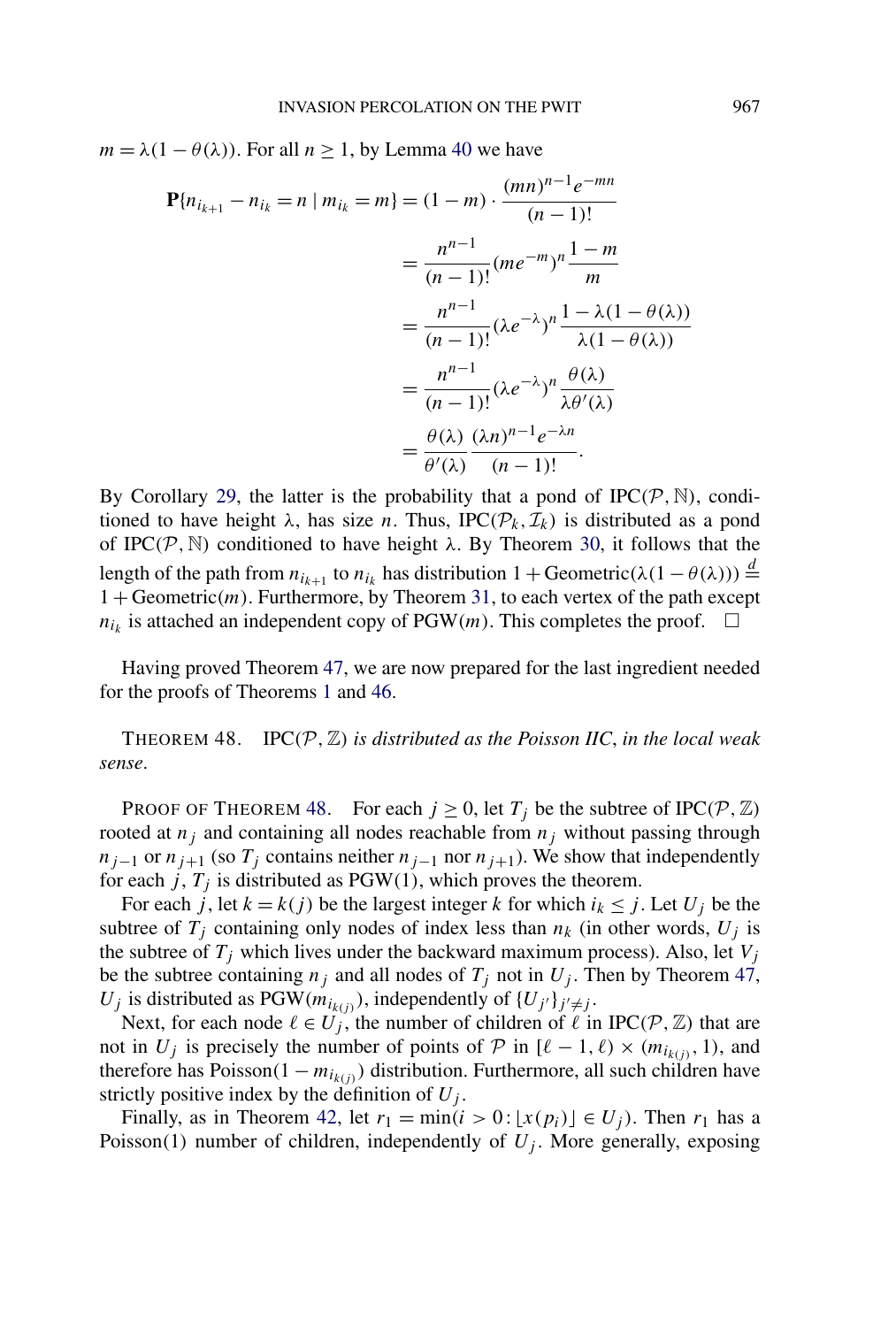$m = \lambda(1 - \theta(\lambda))$. For all $n \geq 1$, by Lemma 40 we have

$$
\begin{aligned}
\mathbf{P}\{n_{i_{k+1}} - n_{i_k} = n \mid m_{i_k} = m\} &= (1-m) \cdot \frac{(mn)^{n-1} e^{-mn}}{(n-1)!} \\
&= \frac{n^{n-1}}{(n-1)!} (me^{-m})^n \frac{1-m}{m} \\
&= \frac{n^{n-1}}{(n-1)!} (\lambda e^{-\lambda})^n \frac{1 - \lambda(1-\theta(\lambda))}{\lambda(1-\theta(\lambda))} \\
&= \frac{n^{n-1}}{(n-1)!} (\lambda e^{-\lambda})^n \frac{\theta(\lambda)}{\lambda\theta'(\lambda)} \\
&= \frac{\theta(\lambda)}{\theta'(\lambda)} \frac{(\lambda n)^{n-1} e^{-\lambda n}}{(n-1)!}.
\end{aligned}
$$

By Corollary 29, the latter is the probability that a pond of $\mathrm{IPC}(\mathcal{P}, \mathbb{N})$, conditioned to have height $\lambda$, has size $n$. Thus, $\mathrm{IPC}(\mathcal{P}_k, \mathcal{I}_k)$ is distributed as a pond of $\mathrm{IPC}(\mathcal{P}, \mathbb{N})$ conditioned to have height $\lambda$. By Theorem 30, it follows that the length of the path from $n_{i_{k+1}}$ to $n_{i_k}$ has distribution $1 + \mathrm{Geometric}(\lambda(1-\theta(\lambda))) \stackrel{d}{=} 1 + \mathrm{Geometric}(m)$. Furthermore, by Theorem 31, to each vertex of the path except $n_{i_k}$ is attached an independent copy of $\mathrm{PGW}(m)$. This completes the proof. $\square$

Having proved Theorem 47, we are now prepared for the last ingredient needed for the proofs of Theorems 1 and 46.

THEOREM 48. *$\mathrm{IPC}(\mathcal{P}, \mathbb{Z})$ is distributed as the Poisson IIC, in the local weak sense.*

PROOF OF THEOREM 48. For each $j \geq 0$, let $T_j$ be the subtree of $\mathrm{IPC}(\mathcal{P}, \mathbb{Z})$ rooted at $n_j$ and containing all nodes reachable from $n_j$ without passing through $n_{j-1}$ or $n_{j+1}$ (so $T_j$ contains neither $n_{j-1}$ nor $n_{j+1}$). We show that independently for each $j$, $T_j$ is distributed as $\mathrm{PGW}(1)$, which proves the theorem.

For each $j$, let $k = k(j)$ be the largest integer $k$ for which $i_k \leq j$. Let $U_j$ be the subtree of $T_j$ containing only nodes of index less than $n_k$ (in other words, $U_j$ is the subtree of $T_j$ which lives under the backward maximum process). Also, let $V_j$ be the subtree containing $n_j$ and all nodes of $T_j$ not in $U_j$. Then by Theorem 47, $U_j$ is distributed as $\mathrm{PGW}(m_{i_{k(j)}})$, independently of $\{U_{j'}\}_{j' \neq j}$.

Next, for each node $\ell \in U_j$, the number of children of $\ell$ in $\mathrm{IPC}(\mathcal{P}, \mathbb{Z})$ that are not in $U_j$ is precisely the number of points of $\mathcal{P}$ in $[\ell - 1, \ell) \times (m_{i_{k(j)}}, 1)$, and therefore has $\mathrm{Poisson}(1 - m_{i_{k(j)}})$ distribution. Furthermore, all such children have strictly positive index by the definition of $U_j$.

Finally, as in Theorem 42, let $r_1 = \min(i > 0 : \lfloor x(p_i) \rfloor \in U_j)$. Then $r_1$ has a $\mathrm{Poisson}(1)$ number of children, independently of $U_j$. More generally, exposing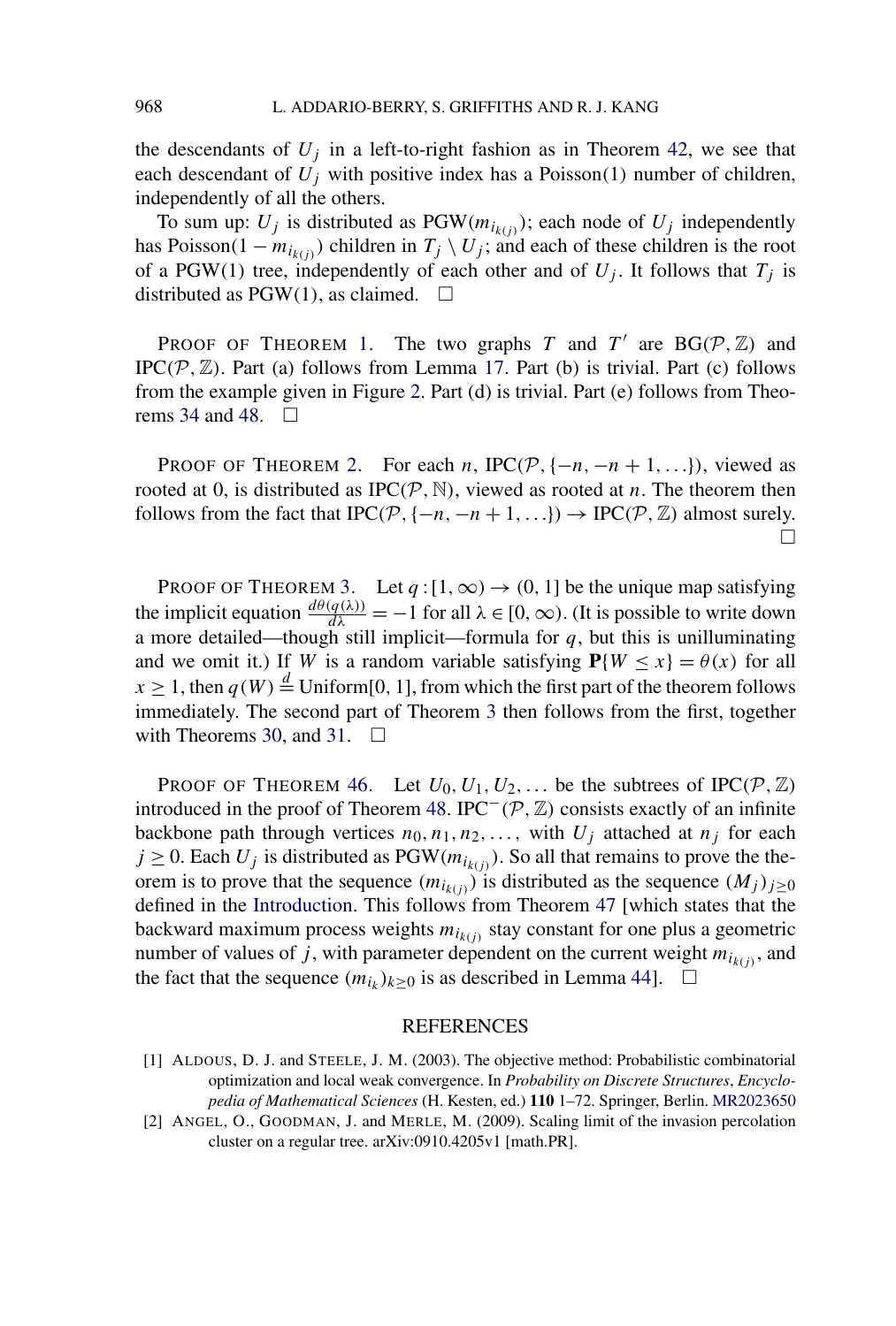the descendants of $U_j$ in a left-to-right fashion as in Theorem 42, we see that each descendant of $U_j$ with positive index has a Poisson(1) number of children, independently of all the others.

To sum up: $U_j$ is distributed as $\mathrm{PGW}(m_{i_{k(j)}})$; each node of $U_j$ independently has $\mathrm{Poisson}(1 - m_{i_{k(j)}})$ children in $T_j \setminus U_j$; and each of these children is the root of a PGW(1) tree, independently of each other and of $U_j$. It follows that $T_j$ is distributed as PGW(1), as claimed. $\square$

PROOF OF THEOREM 1. The two graphs $T$ and $T'$ are $\mathrm{BG}(\mathcal{P}, \mathbb{Z})$ and $\mathrm{IPC}(\mathcal{P}, \mathbb{Z})$. Part (a) follows from Lemma 17. Part (b) is trivial. Part (c) follows from the example given in Figure 2. Part (d) is trivial. Part (e) follows from Theorems 34 and 48. $\square$

PROOF OF THEOREM 2. For each $n$, $\mathrm{IPC}(\mathcal{P}, \{-n, -n+1, \ldots\})$, viewed as rooted at 0, is distributed as $\mathrm{IPC}(\mathcal{P}, \mathbb{N})$, viewed as rooted at $n$. The theorem then follows from the fact that $\mathrm{IPC}(\mathcal{P}, \{-n, -n+1, \ldots\}) \to \mathrm{IPC}(\mathcal{P}, \mathbb{Z})$ almost surely. $\square$

PROOF OF THEOREM 3. Let $q : [1, \infty) \to (0, 1]$ be the unique map satisfying the implicit equation $\frac{d\theta(q(\lambda))}{d\lambda} = -1$ for all $\lambda \in [0, \infty)$. (It is possible to write down a more detailed—though still implicit—formula for $q$, but this is unilluminating and we omit it.) If $W$ is a random variable satisfying $\mathbf{P}\{W \le x\} = \theta(x)$ for all $x \ge 1$, then $q(W) \stackrel{d}{=} \mathrm{Uniform}[0, 1]$, from which the first part of the theorem follows immediately. The second part of Theorem 3 then follows from the first, together with Theorems 30, and 31. $\square$

PROOF OF THEOREM 46. Let $U_0, U_1, U_2, \ldots$ be the subtrees of $\mathrm{IPC}(\mathcal{P}, \mathbb{Z})$ introduced in the proof of Theorem 48. $\mathrm{IPC}^-(\mathcal{P}, \mathbb{Z})$ consists exactly of an infinite backbone path through vertices $n_0, n_1, n_2, \ldots,$ with $U_j$ attached at $n_j$ for each $j \ge 0$. Each $U_j$ is distributed as $\mathrm{PGW}(m_{i_{k(j)}})$. So all that remains to prove the theorem is to prove that the sequence $(m_{i_{k(j)}})$ is distributed as the sequence $(M_j)_{j \ge 0}$ defined in the Introduction. This follows from Theorem 47 [which states that the backward maximum process weights $m_{i_{k(j)}}$ stay constant for one plus a geometric number of values of $j$, with parameter dependent on the current weight $m_{i_{k(j)}}$, and the fact that the sequence $(m_{i_k})_{k \ge 0}$ is as described in Lemma 44]. $\square$

## REFERENCES

[1] ALDOUS, D. J. and STEELE, J. M. (2003). The objective method: Probabilistic combinatorial optimization and local weak convergence. In *Probability on Discrete Structures*, *Encyclopedia of Mathematical Sciences* (H. Kesten, ed.) **110** 1–72. Springer, Berlin. MR2023650

[2] ANGEL, O., GOODMAN, J. and MERLE, M. (2009). Scaling limit of the invasion percolation cluster on a regular tree. arXiv:0910.4205v1 [math.PR].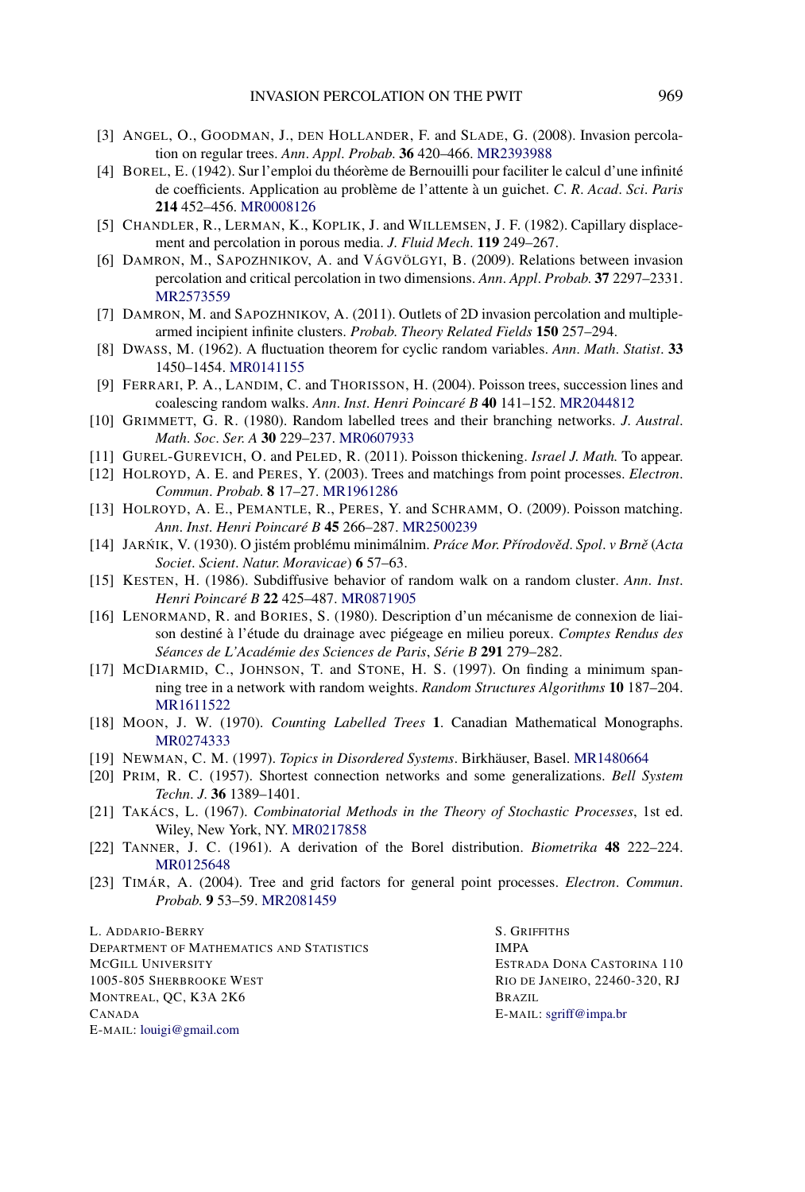[3] ANGEL, O., GOODMAN, J., DEN HOLLANDER, F. and SLADE, G. (2008). Invasion percolation on regular trees. *Ann. Appl. Probab.* **36** 420–466. MR2393988

[4] BOREL, E. (1942). Sur l'emploi du théorème de Bernouilli pour faciliter le calcul d'une infinité de coefficients. Application au problème de l'attente à un guichet. *C. R. Acad. Sci. Paris* **214** 452–456. MR0008126

[5] CHANDLER, R., LERMAN, K., KOPLIK, J. and WILLEMSEN, J. F. (1982). Capillary displacement and percolation in porous media. *J. Fluid Mech.* **119** 249–267.

[6] DAMRON, M., SAPOZHNIKOV, A. and VÁGVÖLGYI, B. (2009). Relations between invasion percolation and critical percolation in two dimensions. *Ann. Appl. Probab.* **37** 2297–2331. MR2573559

[7] DAMRON, M. and SAPOZHNIKOV, A. (2011). Outlets of 2D invasion percolation and multiple-armed incipient infinite clusters. *Probab. Theory Related Fields* **150** 257–294.

[8] DWASS, M. (1962). A fluctuation theorem for cyclic random variables. *Ann. Math. Statist.* **33** 1450–1454. MR0141155

[9] FERRARI, P. A., LANDIM, C. and THORISSON, H. (2004). Poisson trees, succession lines and coalescing random walks. *Ann. Inst. Henri Poincaré B* **40** 141–152. MR2044812

[10] GRIMMETT, G. R. (1980). Random labelled trees and their branching networks. *J. Austral. Math. Soc. Ser. A* **30** 229–237. MR0607933

[11] GUREL-GUREVICH, O. and PELED, R. (2011). Poisson thickening. *Israel J. Math.* To appear.

[12] HOLROYD, A. E. and PERES, Y. (2003). Trees and matchings from point processes. *Electron. Commun. Probab.* **8** 17–27. MR1961286

[13] HOLROYD, A. E., PEMANTLE, R., PERES, Y. and SCHRAMM, O. (2009). Poisson matching. *Ann. Inst. Henri Poincaré B* **45** 266–287. MR2500239

[14] JARŃIK, V. (1930). O jistém problému minimálnim. *Práce Mor. Přírodověd. Spol. v Brně* (*Acta Societ. Scient. Natur. Moravicae*) **6** 57–63.

[15] KESTEN, H. (1986). Subdiffusive behavior of random walk on a random cluster. *Ann. Inst. Henri Poincaré B* **22** 425–487. MR0871905

[16] LENORMAND, R. and BORIES, S. (1980). Description d'un mécanisme de connexion de liaison destiné à l'étude du drainage avec piégeage en milieu poreux. *Comptes Rendus des Séances de L'Académie des Sciences de Paris, Série B* **291** 279–282.

[17] MCDIARMID, C., JOHNSON, T. and STONE, H. S. (1997). On finding a minimum spanning tree in a network with random weights. *Random Structures Algorithms* **10** 187–204. MR1611522

[18] MOON, J. W. (1970). *Counting Labelled Trees* **1**. Canadian Mathematical Monographs. MR0274333

[19] NEWMAN, C. M. (1997). *Topics in Disordered Systems*. Birkhäuser, Basel. MR1480664

[20] PRIM, R. C. (1957). Shortest connection networks and some generalizations. *Bell System Techn. J.* **36** 1389–1401.

[21] TAKÁCS, L. (1967). *Combinatorial Methods in the Theory of Stochastic Processes*, 1st ed. Wiley, New York, NY. MR0217858

[22] TANNER, J. C. (1961). A derivation of the Borel distribution. *Biometrika* **48** 222–224. MR0125648

[23] TIMÁR, A. (2004). Tree and grid factors for general point processes. *Electron. Commun. Probab.* **9** 53–59. MR2081459

L. ADDARIO-BERRY
DEPARTMENT OF MATHEMATICS AND STATISTICS
MCGILL UNIVERSITY
1005-805 SHERBROOKE WEST
MONTREAL, QC, K3A 2K6
CANADA
E-MAIL: louigi@gmail.com

S. GRIFFITHS
IMPA
ESTRADA DONA CASTORINA 110
RIO DE JANEIRO, 22460-320, RJ
BRAZIL
E-MAIL: sgriff@impa.br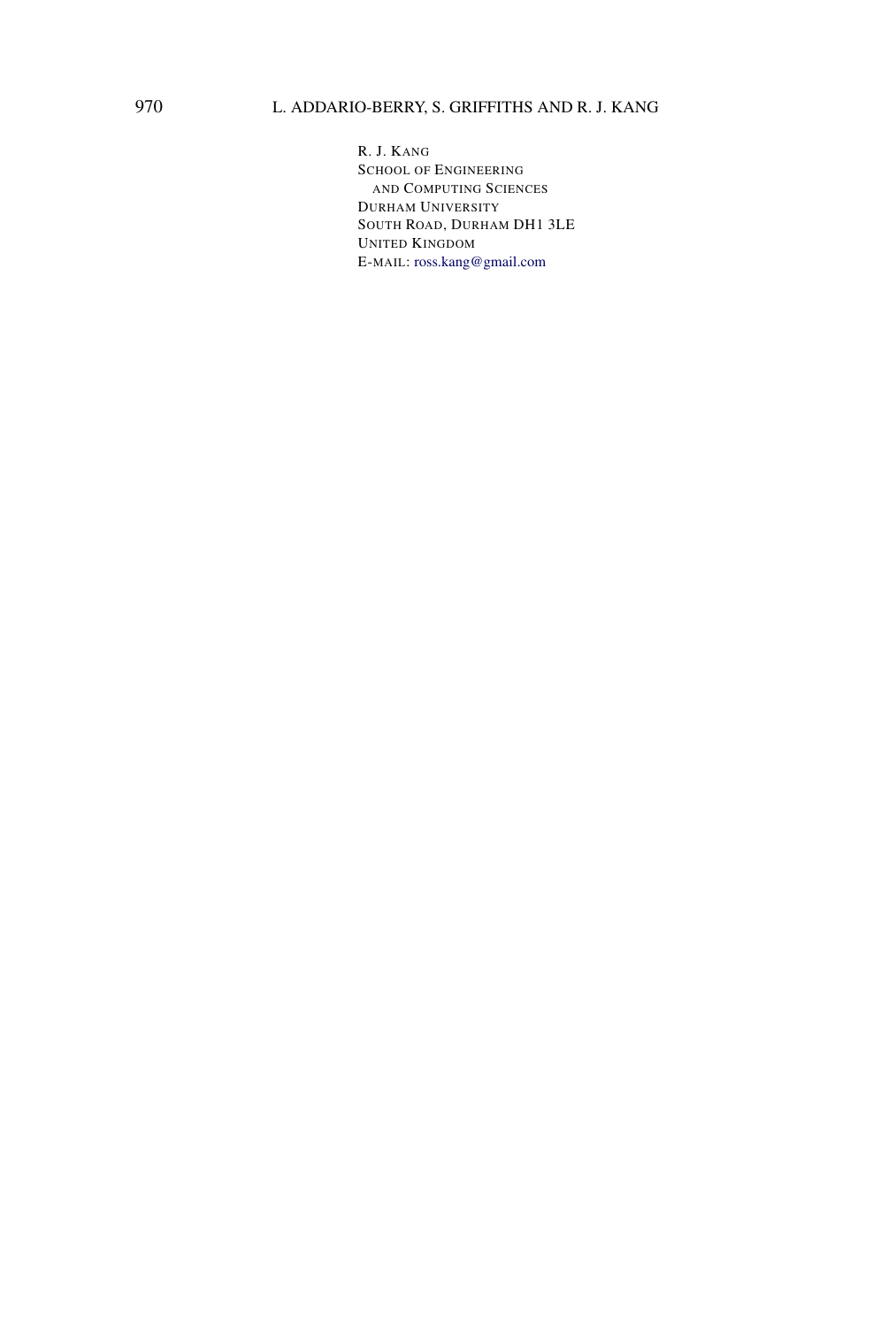R. J. KANG
SCHOOL OF ENGINEERING
AND COMPUTING SCIENCES
DURHAM UNIVERSITY
SOUTH ROAD, DURHAM DH1 3LE
UNITED KINGDOM
E-MAIL: ross.kang@gmail.com